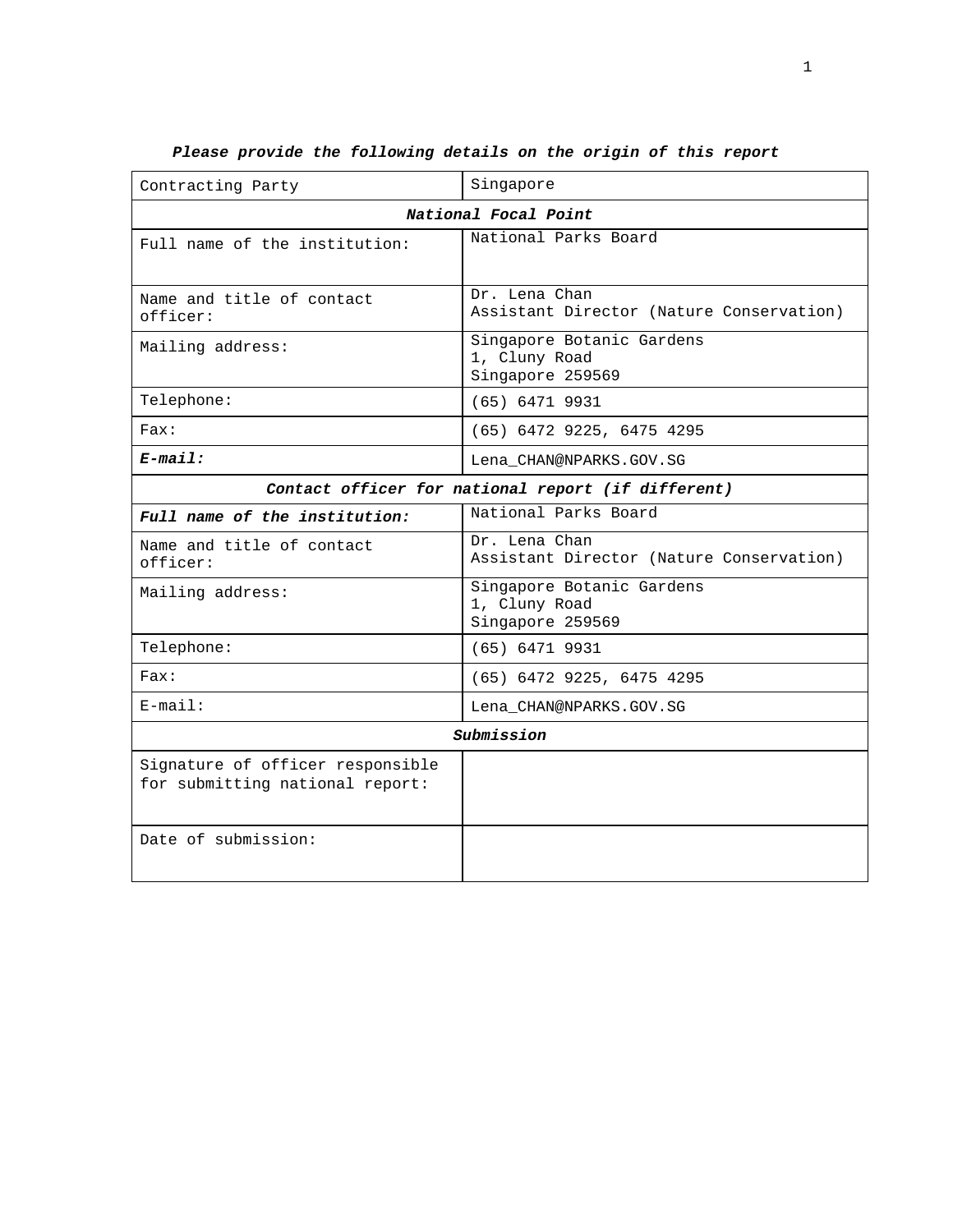***Please provide the following details on the origin of this report***

| Contracting Party | Singapore |
| --- | --- |
| ***National Focal Point*** | |
| Full name of the institution: | National Parks Board |
| Name and title of contact officer: | Dr. Lena Chan<br>Assistant Director (Nature Conservation) |
| Mailing address: | Singapore Botanic Gardens<br>1, Cluny Road<br>Singapore 259569 |
| Telephone: | (65) 6471 9931 |
| Fax: | (65) 6472 9225, 6475 4295 |
| ***E-mail:*** | Lena_CHAN@NPARKS.GOV.SG |
| ***Contact officer for national report (if different)*** | |
| ***Full name of the institution:*** | National Parks Board |
| Name and title of contact officer: | Dr. Lena Chan<br>Assistant Director (Nature Conservation) |
| Mailing address: | Singapore Botanic Gardens<br>1, Cluny Road<br>Singapore 259569 |
| Telephone: | (65) 6471 9931 |
| Fax: | (65) 6472 9225, 6475 4295 |
| E-mail: | Lena_CHAN@NPARKS.GOV.SG |
| ***Submission*** | |
| Signature of officer responsible for submitting national report: | |
| Date of submission: | |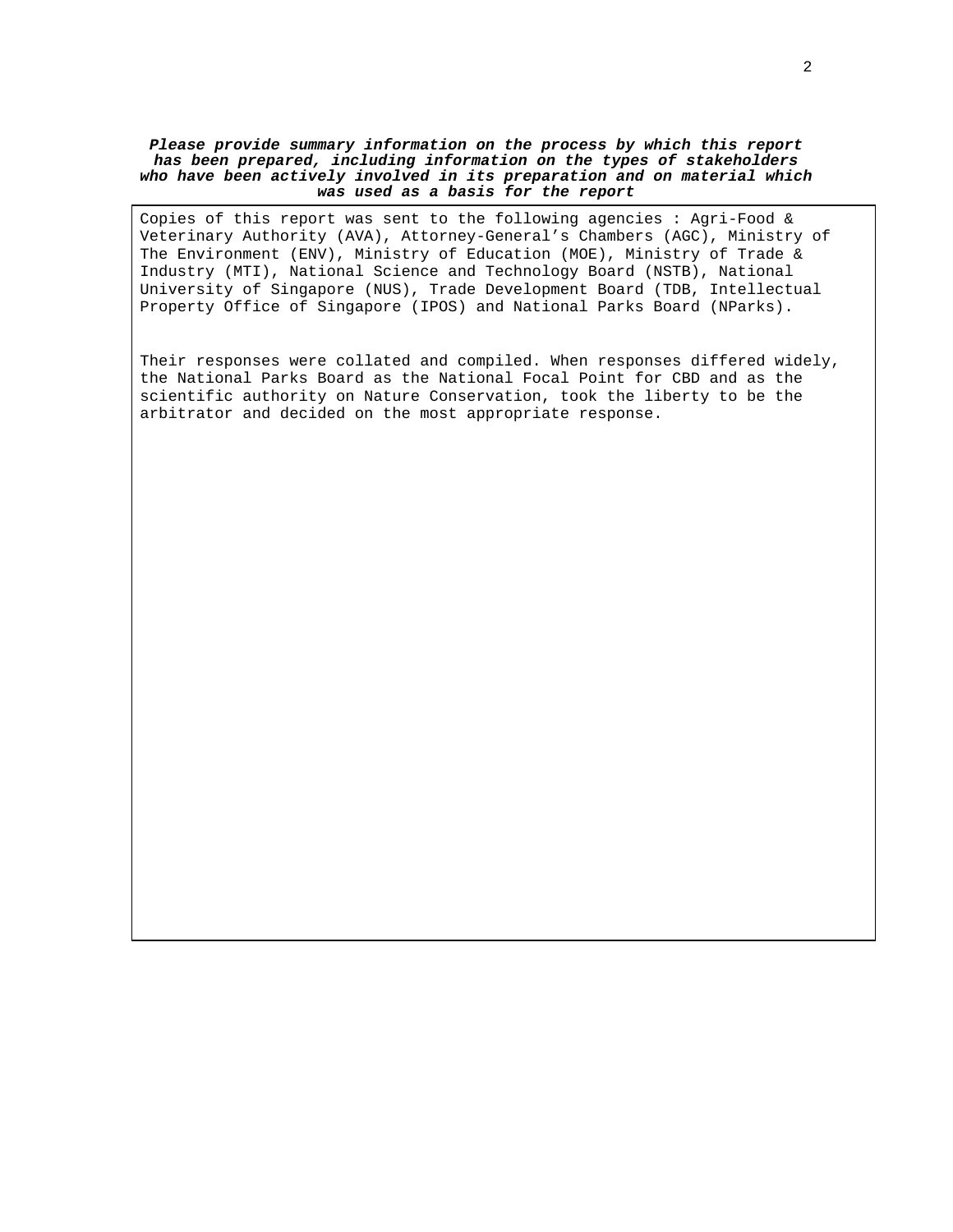***Please provide summary information on the process by which this report has been prepared, including information on the types of stakeholders who have been actively involved in its preparation and on material which was used as a basis for the report***

Copies of this report was sent to the following agencies : Agri-Food & Veterinary Authority (AVA), Attorney-General's Chambers (AGC), Ministry of The Environment (ENV), Ministry of Education (MOE), Ministry of Trade & Industry (MTI), National Science and Technology Board (NSTB), National University of Singapore (NUS), Trade Development Board (TDB, Intellectual Property Office of Singapore (IPOS) and National Parks Board (NParks).

Their responses were collated and compiled. When responses differed widely, the National Parks Board as the National Focal Point for CBD and as the scientific authority on Nature Conservation, took the liberty to be the arbitrator and decided on the most appropriate response.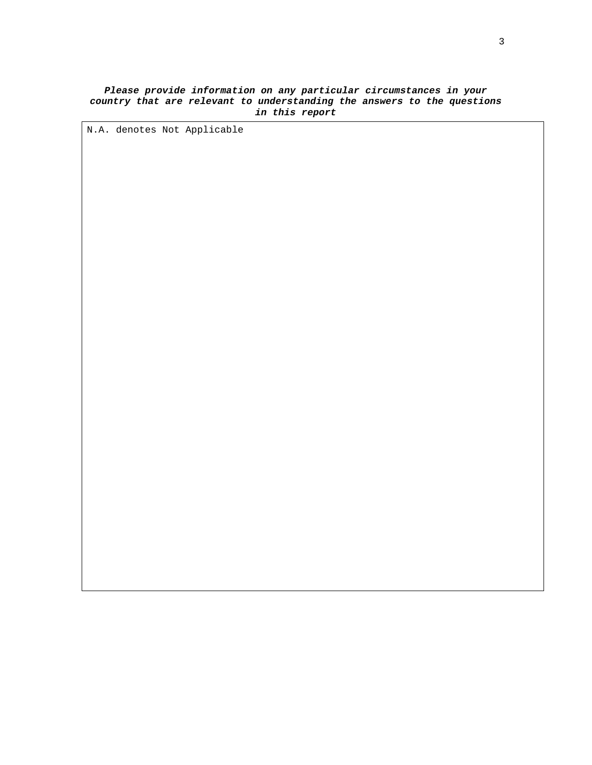***Please provide information on any particular circumstances in your country that are relevant to understanding the answers to the questions in this report***

N.A. denotes Not Applicable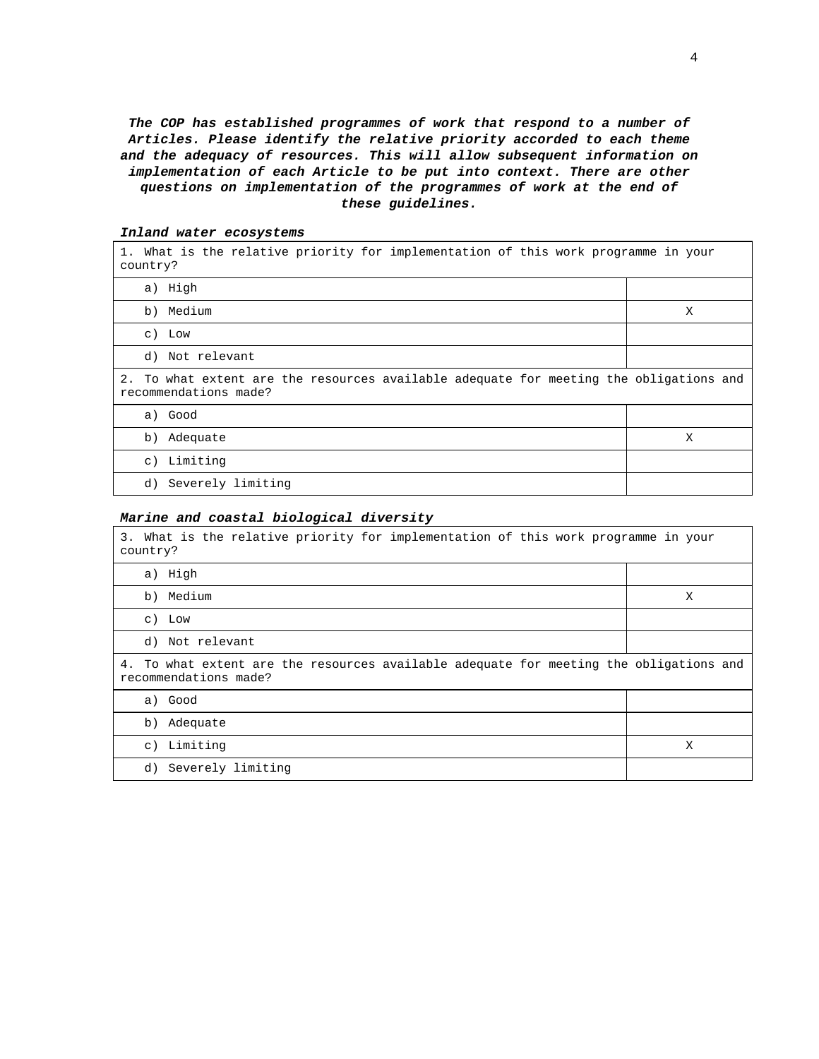***The COP has established programmes of work that respond to a number of Articles. Please identify the relative priority accorded to each theme and the adequacy of resources. This will allow subsequent information on implementation of each Article to be put into context. There are other questions on implementation of the programmes of work at the end of these guidelines.***

***Inland water ecosystems***

| 1. What is the relative priority for implementation of this work programme in your country? | |
|---|---|
| a) High | |
| b) Medium | X |
| c) Low | |
| d) Not relevant | |
| **2. To what extent are the resources available adequate for meeting the obligations and recommendations made?** | |
| a) Good | |
| b) Adequate | X |
| c) Limiting | |
| d) Severely limiting | |

***Marine and coastal biological diversity***

| 3. What is the relative priority for implementation of this work programme in your country? | |
|---|---|
| a) High | |
| b) Medium | X |
| c) Low | |
| d) Not relevant | |
| **4. To what extent are the resources available adequate for meeting the obligations and recommendations made?** | |
| a) Good | |
| b) Adequate | |
| c) Limiting | X |
| d) Severely limiting | |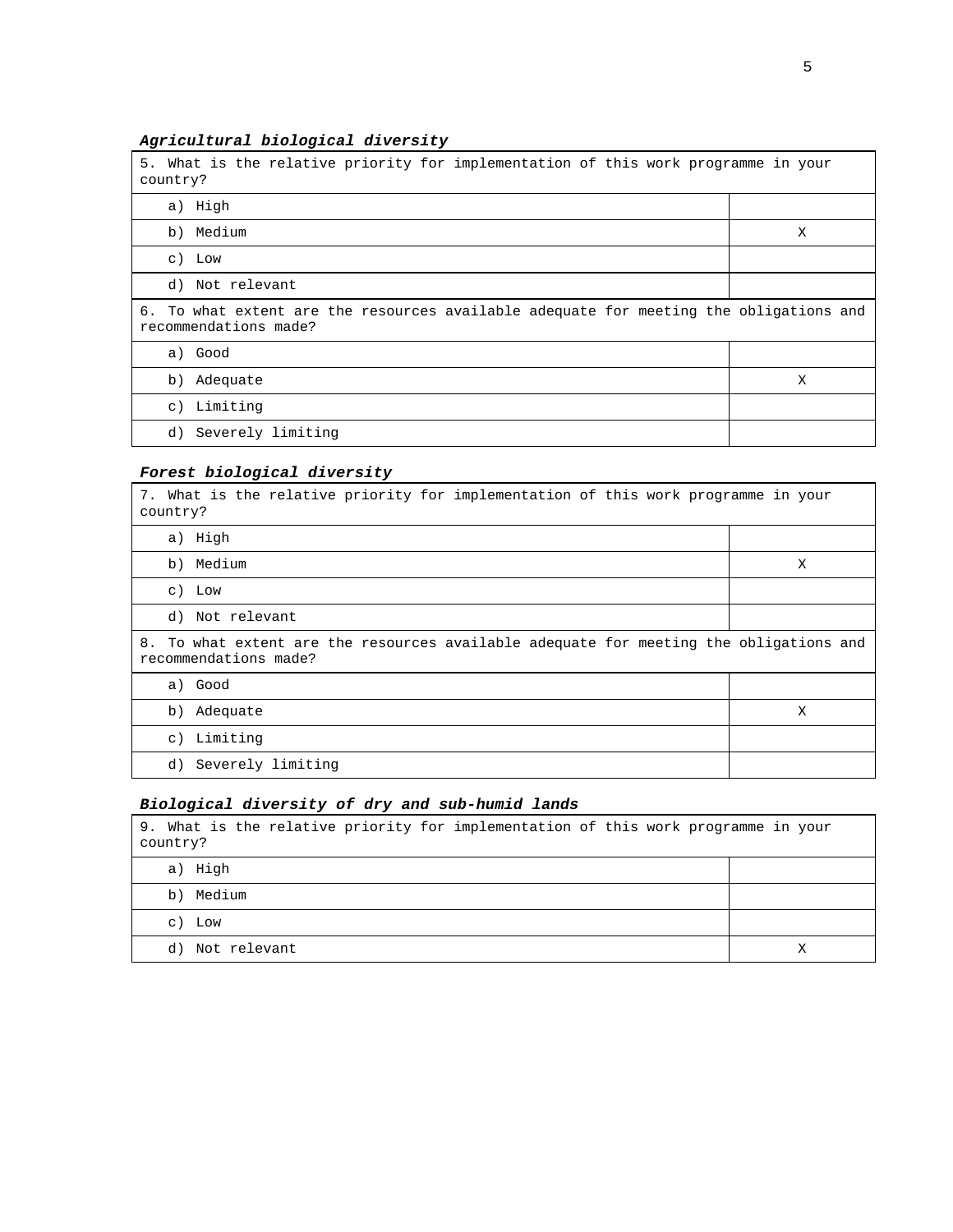***Agricultural biological diversity***

| 5. What is the relative priority for implementation of this work programme in your country? | |
|---|---|
| a) High | |
| b) Medium | X |
| c) Low | |
| d) Not relevant | |
| **6. To what extent are the resources available adequate for meeting the obligations and recommendations made?** | |
| a) Good | |
| b) Adequate | X |
| c) Limiting | |
| d) Severely limiting | |

***Forest biological diversity***

| 7. What is the relative priority for implementation of this work programme in your country? | |
|---|---|
| a) High | |
| b) Medium | X |
| c) Low | |
| d) Not relevant | |
| **8. To what extent are the resources available adequate for meeting the obligations and recommendations made?** | |
| a) Good | |
| b) Adequate | X |
| c) Limiting | |
| d) Severely limiting | |

***Biological diversity of dry and sub-humid lands***

| 9. What is the relative priority for implementation of this work programme in your country? | |
|---|---|
| a) High | |
| b) Medium | |
| c) Low | |
| d) Not relevant | X |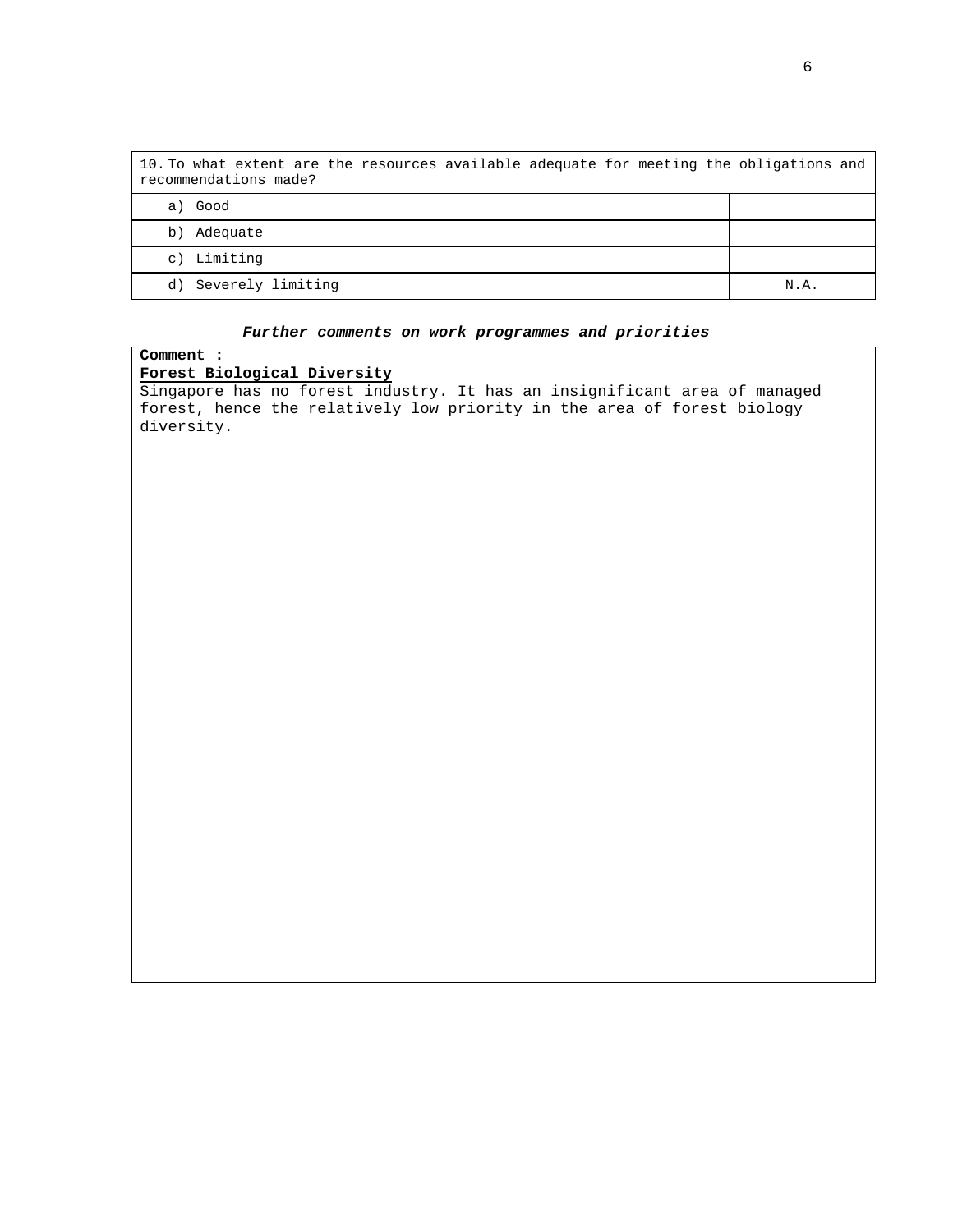| 10. To what extent are the resources available adequate for meeting the obligations and recommendations made? | |
|---|---|
| a) Good | |
| b) Adequate | |
| c) Limiting | |
| d) Severely limiting | N.A. |

***Further comments on work programmes and priorities***

**Comment :**

**Forest Biological Diversity**

Singapore has no forest industry. It has an insignificant area of managed forest, hence the relatively low priority in the area of forest biology diversity.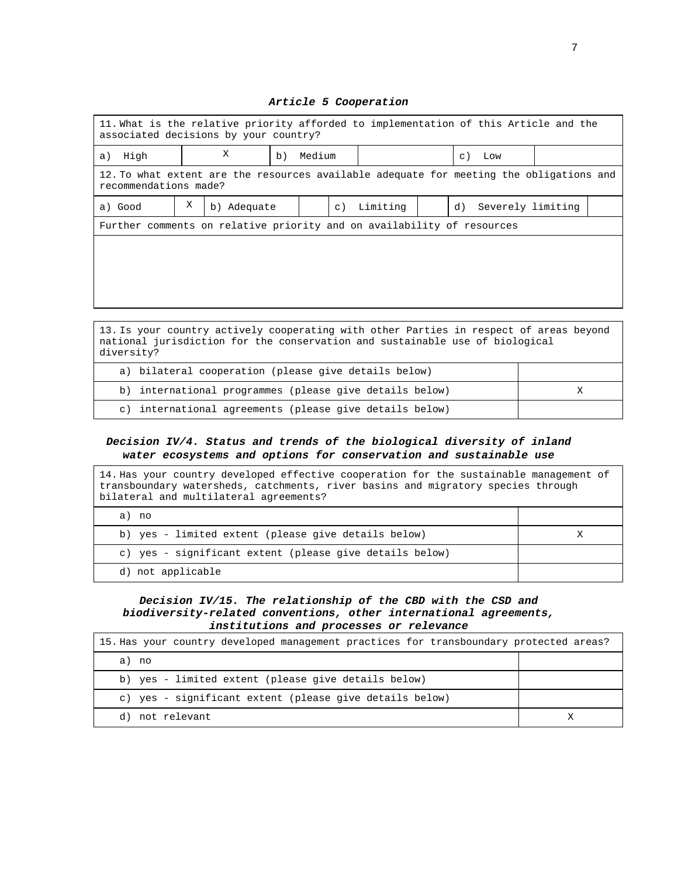***Article 5 Cooperation***

| 11. What is the relative priority afforded to implementation of this Article and the associated decisions by your country? | | | | | |
|---|---|---|---|---|---|
| a) High | X | b) Medium | | c) Low | |

| 12. To what extent are the resources available adequate for meeting the obligations and recommendations made? | | | | | | | |
|---|---|---|---|---|---|---|---|
| a) Good | X | b) Adequate | | c) Limiting | | d) Severely limiting | |

| Further comments on relative priority and on availability of resources |
|---|
| |

| 13. Is your country actively cooperating with other Parties in respect of areas beyond national jurisdiction for the conservation and sustainable use of biological diversity? | |
|---|---|
| a) bilateral cooperation (please give details below) | |
| b) international programmes (please give details below) | X |
| c) international agreements (please give details below) | |

***Decision IV/4. Status and trends of the biological diversity of inland water ecosystems and options for conservation and sustainable use***

| 14. Has your country developed effective cooperation for the sustainable management of transboundary watersheds, catchments, river basins and migratory species through bilateral and multilateral agreements? | |
|---|---|
| a) no | |
| b) yes - limited extent (please give details below) | X |
| c) yes - significant extent (please give details below) | |
| d) not applicable | |

***Decision IV/15. The relationship of the CBD with the CSD and biodiversity-related conventions, other international agreements, institutions and processes or relevance***

| 15. Has your country developed management practices for transboundary protected areas? | |
|---|---|
| a) no | |
| b) yes - limited extent (please give details below) | |
| c) yes - significant extent (please give details below) | |
| d) not relevant | X |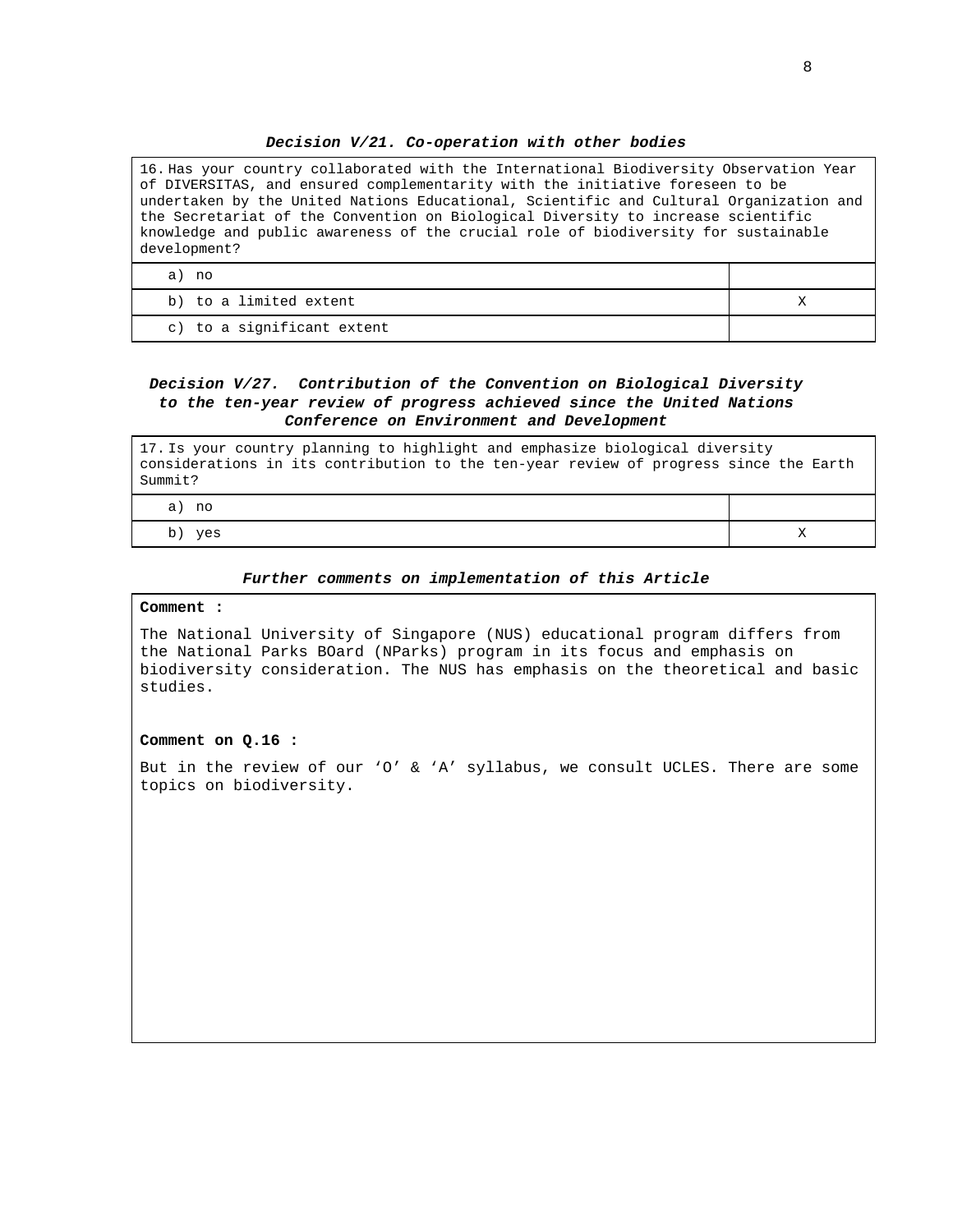### *Decision V/21. Co-operation with other bodies*

| 16. Has your country collaborated with the International Biodiversity Observation Year of DIVERSITAS, and ensured complementarity with the initiative foreseen to be undertaken by the United Nations Educational, Scientific and Cultural Organization and the Secretariat of the Convention on Biological Diversity to increase scientific knowledge and public awareness of the crucial role of biodiversity for sustainable development? | |
|---|---|
| a) no | |
| b) to a limited extent | X |
| c) to a significant extent | |

### *Decision V/27. Contribution of the Convention on Biological Diversity to the ten-year review of progress achieved since the United Nations Conference on Environment and Development*

| 17. Is your country planning to highlight and emphasize biological diversity considerations in its contribution to the ten-year review of progress since the Earth Summit? | |
|---|---|
| a) no | |
| b) yes | X |

### *Further comments on implementation of this Article*

**Comment :**

The National University of Singapore (NUS) educational program differs from the National Parks BOard (NParks) program in its focus and emphasis on biodiversity consideration. The NUS has emphasis on the theoretical and basic studies.

**Comment on Q.16 :**

But in the review of our 'O' & 'A' syllabus, we consult UCLES. There are some topics on biodiversity.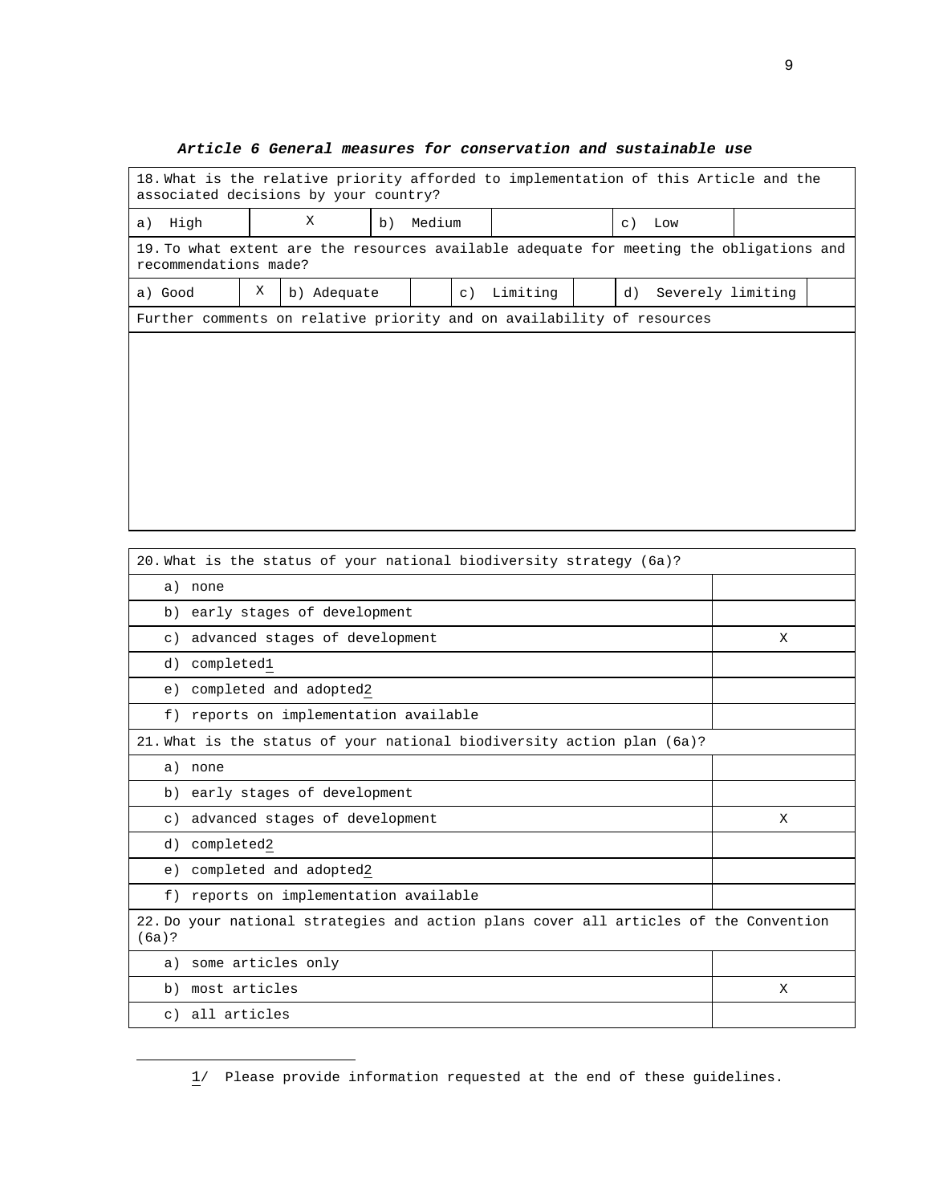***Article 6 General measures for conservation and sustainable use***

| 18. What is the relative priority afforded to implementation of this Article and the associated decisions by your country? | | | | | |
|---|---|---|---|---|---|
| a) High | X | b) Medium | | c) Low | |

| 19. To what extent are the resources available adequate for meeting the obligations and recommendations made? | | | | | | | |
|---|---|---|---|---|---|---|---|
| a) Good | X | b) Adequate | | c) Limiting | | d) Severely limiting | |

| Further comments on relative priority and on availability of resources |
|---|
| |

| 20. What is the status of your national biodiversity strategy (6a)? | |
|---|---|
| a) none | |
| b) early stages of development | |
| c) advanced stages of development | X |
| d) completed1 | |
| e) completed and adopted2 | |
| f) reports on implementation available | |
| **21. What is the status of your national biodiversity action plan (6a)?** | |
| a) none | |
| b) early stages of development | |
| c) advanced stages of development | X |
| d) completed2 | |
| e) completed and adopted2 | |
| f) reports on implementation available | |
| **22. Do your national strategies and action plans cover all articles of the Convention (6a)?** | |
| a) some articles only | |
| b) most articles | X |
| c) all articles | |

1/ Please provide information requested at the end of these guidelines.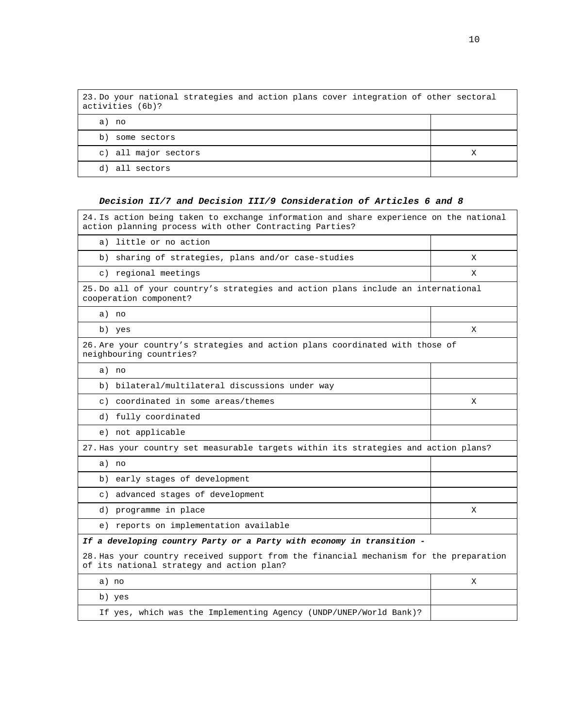| 23. Do your national strategies and action plans cover integration of other sectoral activities (6b)? | |
|---|---|
| a) no | |
| b) some sectors | |
| c) all major sectors | X |
| d) all sectors | |

***Decision II/7 and Decision III/9 Consideration of Articles 6 and 8***

| 24. Is action being taken to exchange information and share experience on the national action planning process with other Contracting Parties? | |
|---|---|
| a) little or no action | |
| b) sharing of strategies, plans and/or case-studies | X |
| c) regional meetings | X |
| 25. Do all of your country's strategies and action plans include an international cooperation component? | |
| a) no | |
| b) yes | X |
| 26. Are your country's strategies and action plans coordinated with those of neighbouring countries? | |
| a) no | |
| b) bilateral/multilateral discussions under way | |
| c) coordinated in some areas/themes | X |
| d) fully coordinated | |
| e) not applicable | |
| 27. Has your country set measurable targets within its strategies and action plans? | |
| a) no | |
| b) early stages of development | |
| c) advanced stages of development | |
| d) programme in place | X |
| e) reports on implementation available | |
| ***If a developing country Party or a Party with economy in transition -*** 28. Has your country received support from the financial mechanism for the preparation of its national strategy and action plan? | |
| a) no | X |
| b) yes | |
| If yes, which was the Implementing Agency (UNDP/UNEP/World Bank)? | |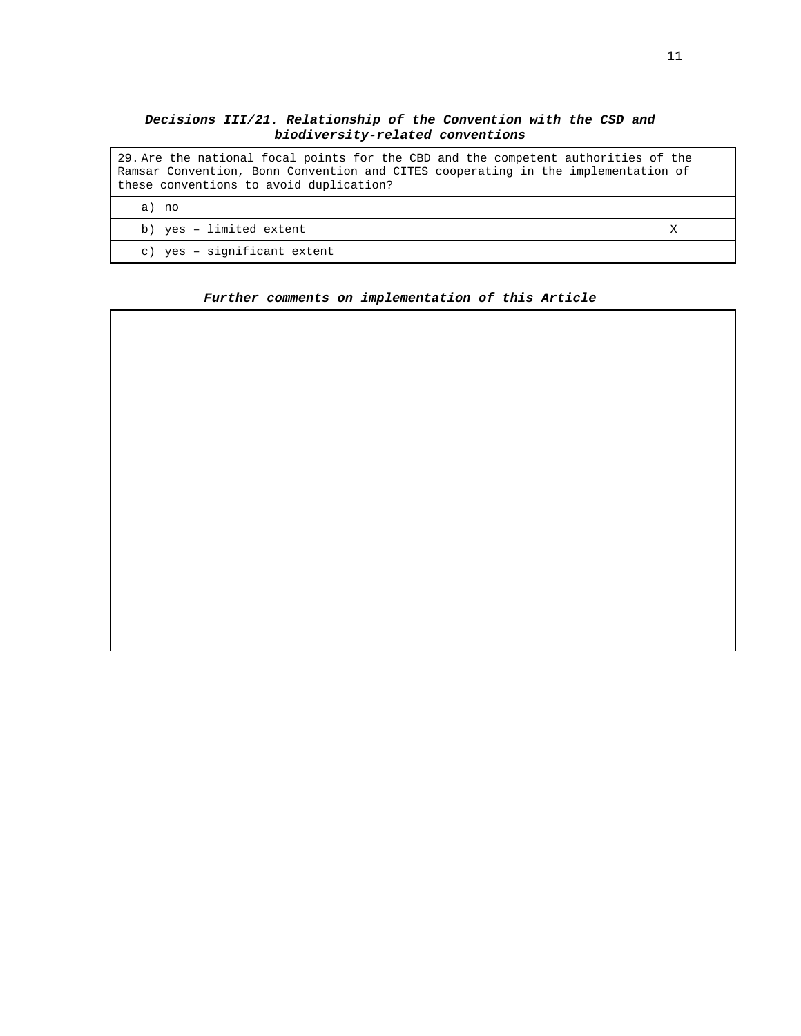***Decisions III/21. Relationship of the Convention with the CSD and biodiversity-related conventions***

| 29. Are the national focal points for the CBD and the competent authorities of the Ramsar Convention, Bonn Convention and CITES cooperating in the implementation of these conventions to avoid duplication? | |
|---|---|
| a) no | |
| b) yes – limited extent | X |
| c) yes – significant extent | |

***Further comments on implementation of this Article***

| |
|---|
| |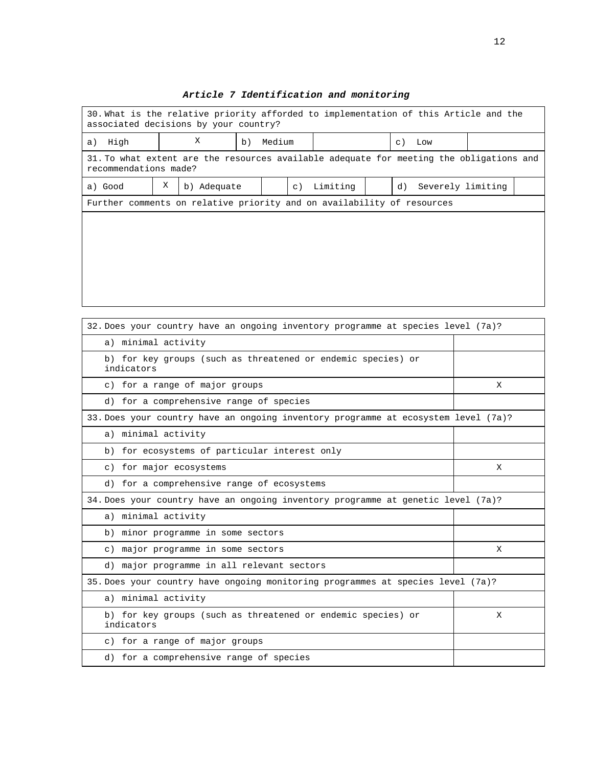### *Article 7 Identification and monitoring*

| 30. What is the relative priority afforded to implementation of this Article and the associated decisions by your country? | | | | | |
|---|---|---|---|---|---|
| a) High | X | b) Medium | | c) Low | |

| 31. To what extent are the resources available adequate for meeting the obligations and recommendations made? | | | | | | | |
|---|---|---|---|---|---|---|---|
| a) Good | X | b) Adequate | | c) Limiting | | d) Severely limiting | |

| Further comments on relative priority and on availability of resources |
|---|
| |

| 32. Does your country have an ongoing inventory programme at species level (7a)? | |
|---|---|
| a) minimal activity | |
| b) for key groups (such as threatened or endemic species) or indicators | |
| c) for a range of major groups | X |
| d) for a comprehensive range of species | |
| **33. Does your country have an ongoing inventory programme at ecosystem level (7a)?** | |
| a) minimal activity | |
| b) for ecosystems of particular interest only | |
| c) for major ecosystems | X |
| d) for a comprehensive range of ecosystems | |
| **34. Does your country have an ongoing inventory programme at genetic level (7a)?** | |
| a) minimal activity | |
| b) minor programme in some sectors | |
| c) major programme in some sectors | X |
| d) major programme in all relevant sectors | |
| **35. Does your country have ongoing monitoring programmes at species level (7a)?** | |
| a) minimal activity | |
| b) for key groups (such as threatened or endemic species) or indicators | X |
| c) for a range of major groups | |
| d) for a comprehensive range of species | |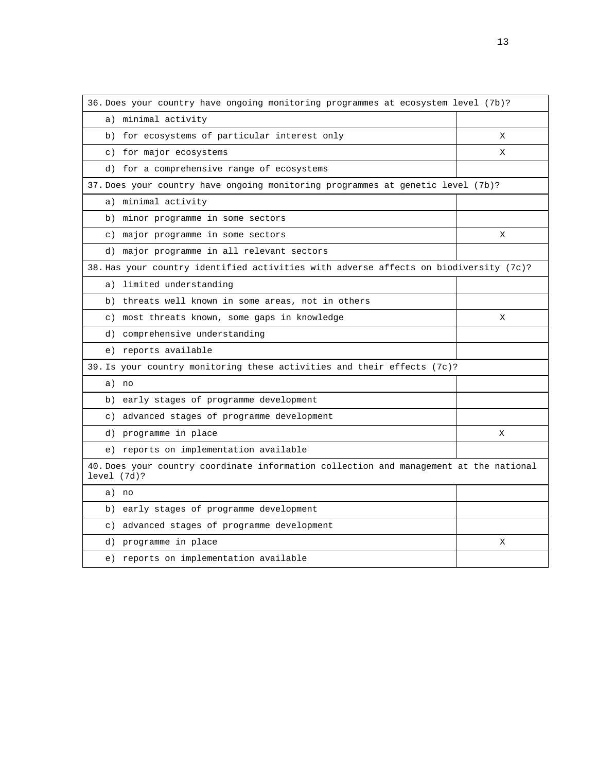| 36. Does your country have ongoing monitoring programmes at ecosystem level (7b)? | |
|---|---|
| a) minimal activity | |
| b) for ecosystems of particular interest only | X |
| c) for major ecosystems | X |
| d) for a comprehensive range of ecosystems | |

| 37. Does your country have ongoing monitoring programmes at genetic level (7b)? | |
|---|---|
| a) minimal activity | |
| b) minor programme in some sectors | |
| c) major programme in some sectors | X |
| d) major programme in all relevant sectors | |

| 38. Has your country identified activities with adverse affects on biodiversity (7c)? | |
|---|---|
| a) limited understanding | |
| b) threats well known in some areas, not in others | |
| c) most threats known, some gaps in knowledge | X |
| d) comprehensive understanding | |
| e) reports available | |

| 39. Is your country monitoring these activities and their effects (7c)? | |
|---|---|
| a) no | |
| b) early stages of programme development | |
| c) advanced stages of programme development | |
| d) programme in place | X |
| e) reports on implementation available | |

| 40. Does your country coordinate information collection and management at the national level (7d)? | |
|---|---|
| a) no | |
| b) early stages of programme development | |
| c) advanced stages of programme development | |
| d) programme in place | X |
| e) reports on implementation available | |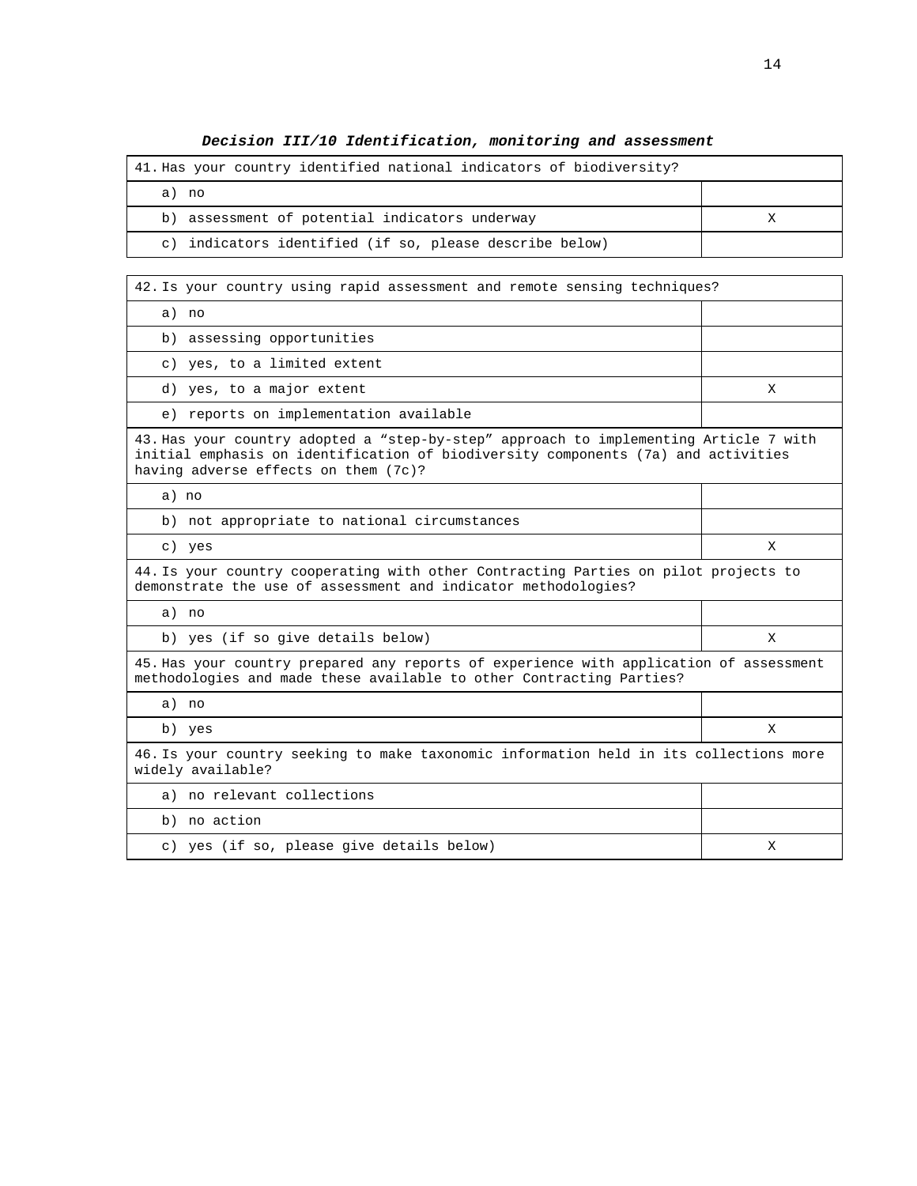***Decision III/10 Identification, monitoring and assessment***

| 41. Has your country identified national indicators of biodiversity? | |
|---|---|
| a) no | |
| b) assessment of potential indicators underway | X |
| c) indicators identified (if so, please describe below) | |

| 42. Is your country using rapid assessment and remote sensing techniques? | |
|---|---|
| a) no | |
| b) assessing opportunities | |
| c) yes, to a limited extent | |
| d) yes, to a major extent | X |
| e) reports on implementation available | |
| 43. Has your country adopted a “step-by-step” approach to implementing Article 7 with initial emphasis on identification of biodiversity components (7a) and activities having adverse effects on them (7c)? | |
| a) no | |
| b) not appropriate to national circumstances | |
| c) yes | X |
| 44. Is your country cooperating with other Contracting Parties on pilot projects to demonstrate the use of assessment and indicator methodologies? | |
| a) no | |
| b) yes (if so give details below) | X |
| 45. Has your country prepared any reports of experience with application of assessment methodologies and made these available to other Contracting Parties? | |
| a) no | |
| b) yes | X |
| 46. Is your country seeking to make taxonomic information held in its collections more widely available? | |
| a) no relevant collections | |
| b) no action | |
| c) yes (if so, please give details below) | X |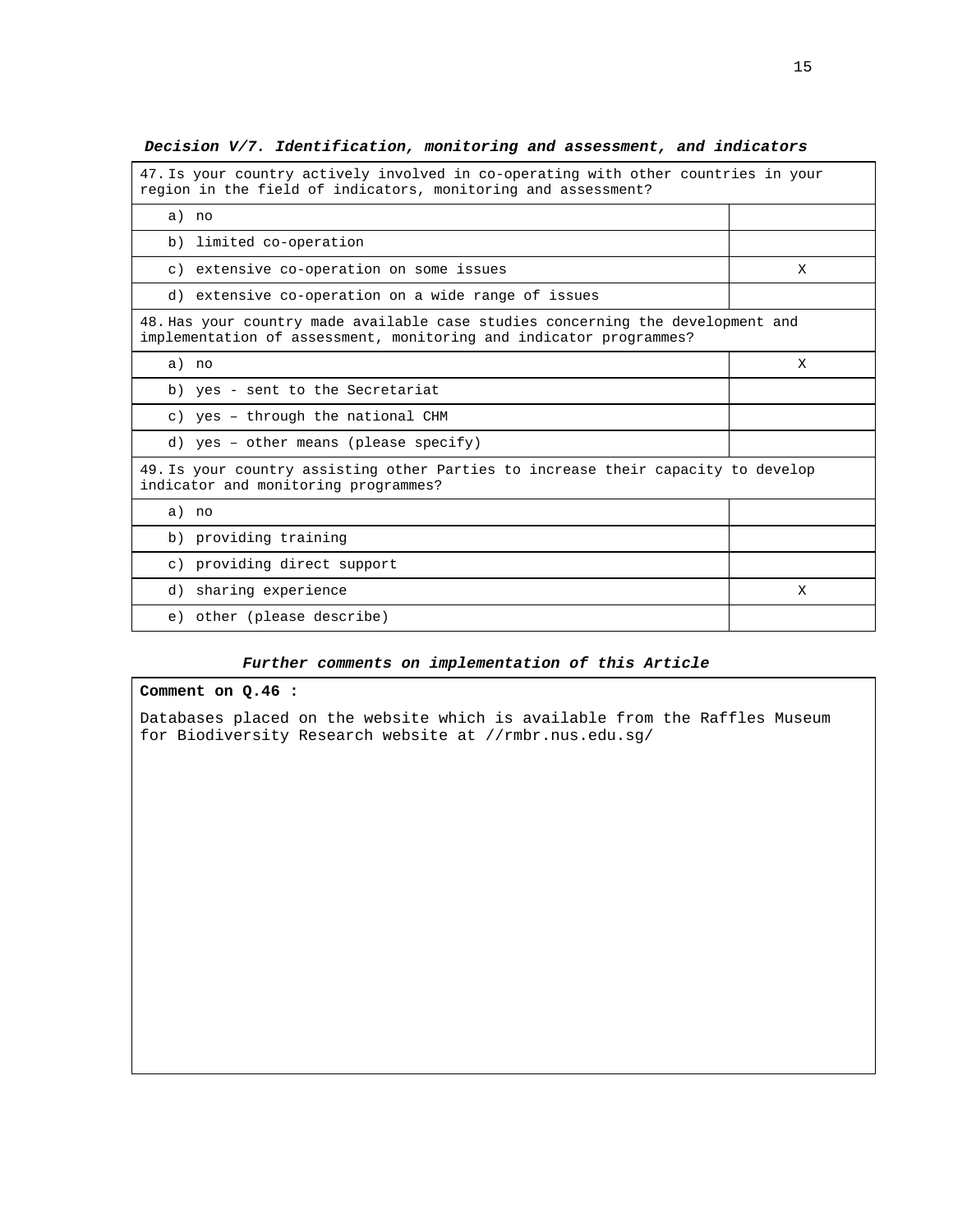***Decision V/7. Identification, monitoring and assessment, and indicators***

| 47. Is your country actively involved in co-operating with other countries in your region in the field of indicators, monitoring and assessment? | |
|---|---|
| a) no | |
| b) limited co-operation | |
| c) extensive co-operation on some issues | X |
| d) extensive co-operation on a wide range of issues | |
| **48. Has your country made available case studies concerning the development and implementation of assessment, monitoring and indicator programmes?** | |
| a) no | X |
| b) yes - sent to the Secretariat | |
| c) yes – through the national CHM | |
| d) yes – other means (please specify) | |
| **49. Is your country assisting other Parties to increase their capacity to develop indicator and monitoring programmes?** | |
| a) no | |
| b) providing training | |
| c) providing direct support | |
| d) sharing experience | X |
| e) other (please describe) | |

***Further comments on implementation of this Article***

**Comment on Q.46 :**

Databases placed on the website which is available from the Raffles Museum for Biodiversity Research website at //rmbr.nus.edu.sg/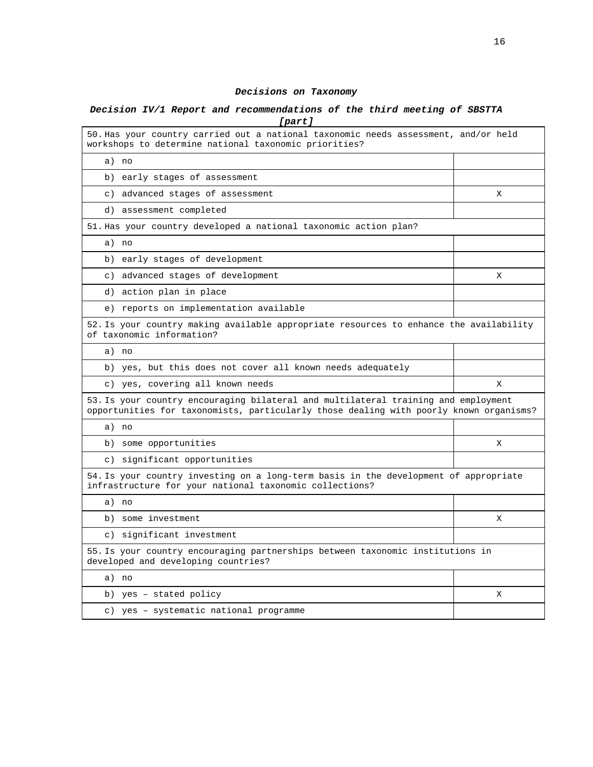***Decisions on Taxonomy***

***Decision IV/1 Report and recommendations of the third meeting of SBSTTA [part]***

| 50. Has your country carried out a national taxonomic needs assessment, and/or held workshops to determine national taxonomic priorities? | |
|---|---|
| a) no | |
| b) early stages of assessment | |
| c) advanced stages of assessment | X |
| d) assessment completed | |
| **51.** Has your country developed a national taxonomic action plan? | |
| a) no | |
| b) early stages of development | |
| c) advanced stages of development | X |
| d) action plan in place | |
| e) reports on implementation available | |
| **52.** Is your country making available appropriate resources to enhance the availability of taxonomic information? | |
| a) no | |
| b) yes, but this does not cover all known needs adequately | |
| c) yes, covering all known needs | X |
| **53.** Is your country encouraging bilateral and multilateral training and employment opportunities for taxonomists, particularly those dealing with poorly known organisms? | |
| a) no | |
| b) some opportunities | X |
| c) significant opportunities | |
| **54.** Is your country investing on a long-term basis in the development of appropriate infrastructure for your national taxonomic collections? | |
| a) no | |
| b) some investment | X |
| c) significant investment | |
| **55.** Is your country encouraging partnerships between taxonomic institutions in developed and developing countries? | |
| a) no | |
| b) yes – stated policy | X |
| c) yes – systematic national programme | |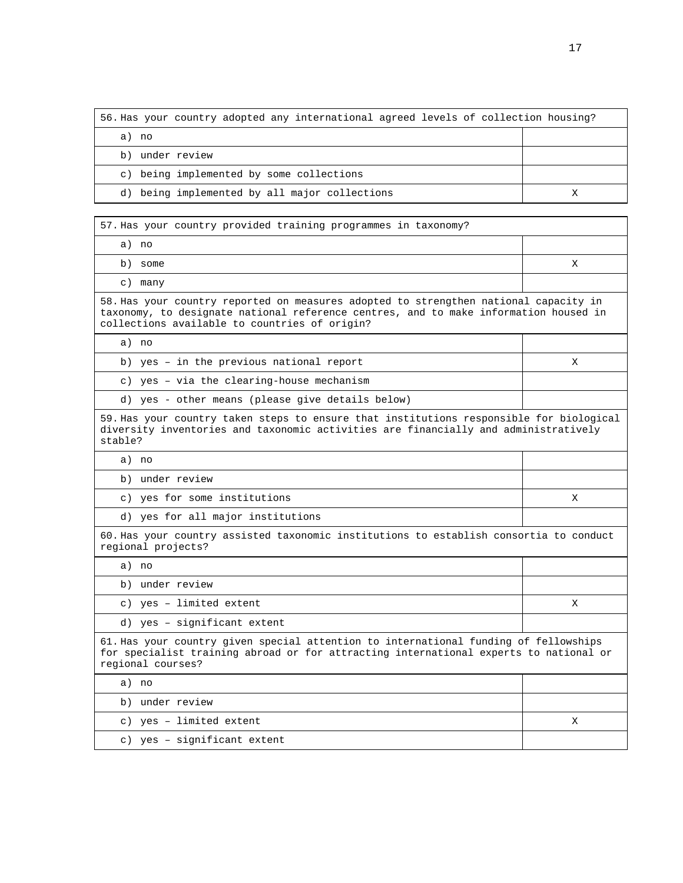| 56. Has your country adopted any international agreed levels of collection housing? | |
|---|---|
| a) no | |
| b) under review | |
| c) being implemented by some collections | |
| d) being implemented by all major collections | X |

| 57. Has your country provided training programmes in taxonomy? | |
|---|---|
| a) no | |
| b) some | X |
| c) many | |
| **58. Has your country reported on measures adopted to strengthen national capacity in taxonomy, to designate national reference centres, and to make information housed in collections available to countries of origin?** | |
| a) no | |
| b) yes – in the previous national report | X |
| c) yes – via the clearing-house mechanism | |
| d) yes - other means (please give details below) | |
| **59. Has your country taken steps to ensure that institutions responsible for biological diversity inventories and taxonomic activities are financially and administratively stable?** | |
| a) no | |
| b) under review | |
| c) yes for some institutions | X |
| d) yes for all major institutions | |
| **60. Has your country assisted taxonomic institutions to establish consortia to conduct regional projects?** | |
| a) no | |
| b) under review | |
| c) yes – limited extent | X |
| d) yes – significant extent | |
| **61. Has your country given special attention to international funding of fellowships for specialist training abroad or for attracting international experts to national or regional courses?** | |
| a) no | |
| b) under review | |
| c) yes – limited extent | X |
| c) yes – significant extent | |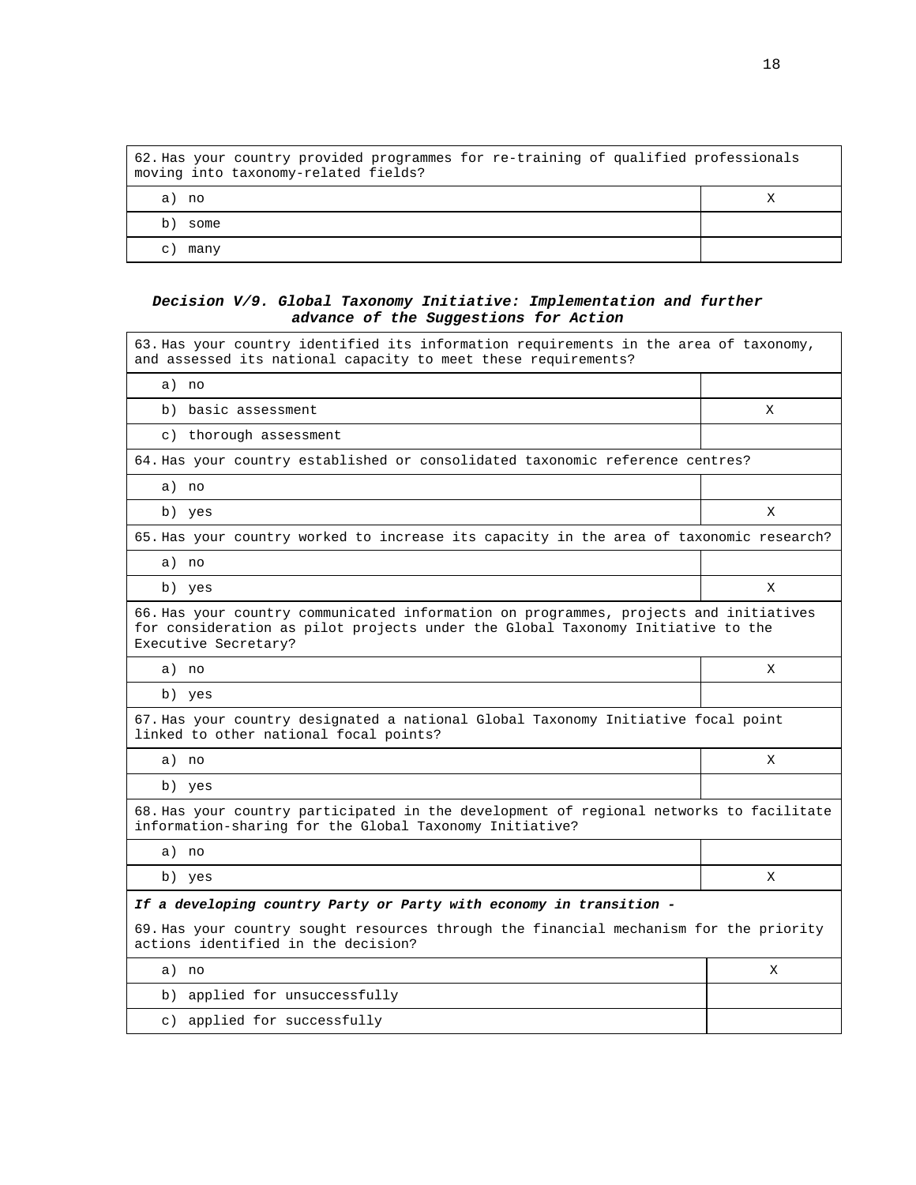| 62. Has your country provided programmes for re-training of qualified professionals moving into taxonomy-related fields? | |
|---|---|
| a) no | X |
| b) some | |
| c) many | |

***Decision V/9. Global Taxonomy Initiative: Implementation and further advance of the Suggestions for Action***

| 63. Has your country identified its information requirements in the area of taxonomy, and assessed its national capacity to meet these requirements? | |
|---|---|
| a) no | |
| b) basic assessment | X |
| c) thorough assessment | |
| 64. Has your country established or consolidated taxonomic reference centres? | |
| a) no | |
| b) yes | X |
| 65. Has your country worked to increase its capacity in the area of taxonomic research? | |
| a) no | |
| b) yes | X |
| 66. Has your country communicated information on programmes, projects and initiatives for consideration as pilot projects under the Global Taxonomy Initiative to the Executive Secretary? | |
| a) no | X |
| b) yes | |
| 67. Has your country designated a national Global Taxonomy Initiative focal point linked to other national focal points? | |
| a) no | X |
| b) yes | |
| 68. Has your country participated in the development of regional networks to facilitate information-sharing for the Global Taxonomy Initiative? | |
| a) no | |
| b) yes | X |
| ***If a developing country Party or Party with economy in transition -*** 69. Has your country sought resources through the financial mechanism for the priority actions identified in the decision? | |
| a) no | X |
| b) applied for unsuccessfully | |
| c) applied for successfully | |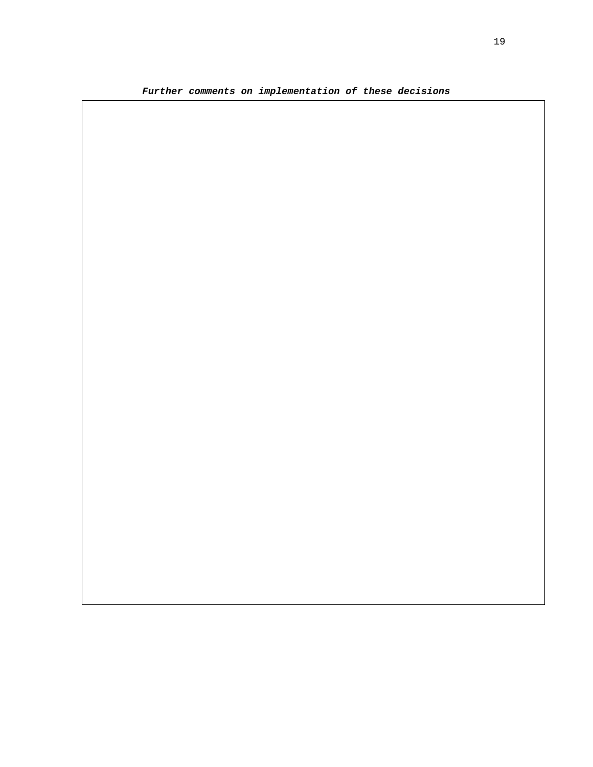***Further comments on implementation of these decisions***

|   |
|---|
|   |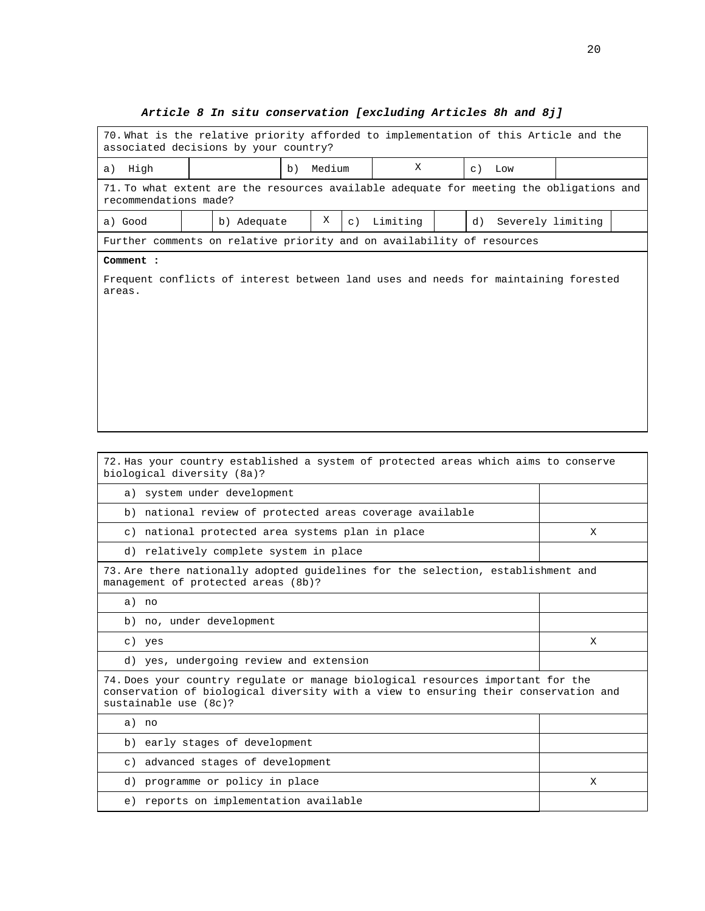***Article 8 In situ conservation [excluding Articles 8h and 8j]***

| 70. What is the relative priority afforded to implementation of this Article and the associated decisions by your country? | | | | | |
|---|---|---|---|---|---|
| a) High | | b) Medium | X | c) Low | |

| 71. To what extent are the resources available adequate for meeting the obligations and recommendations made? | | | | | | | |
|---|---|---|---|---|---|---|---|
| a) Good | | b) Adequate | X | c) Limiting | | d) Severely limiting | |

Further comments on relative priority and on availability of resources

**Comment :**

Frequent conflicts of interest between land uses and needs for maintaining forested areas.

| 72. Has your country established a system of protected areas which aims to conserve biological diversity (8a)? | |
|---|---|
| a) system under development | |
| b) national review of protected areas coverage available | |
| c) national protected area systems plan in place | X |
| d) relatively complete system in place | |

| 73. Are there nationally adopted guidelines for the selection, establishment and management of protected areas (8b)? | |
|---|---|
| a) no | |
| b) no, under development | |
| c) yes | X |
| d) yes, undergoing review and extension | |

| 74. Does your country regulate or manage biological resources important for the conservation of biological diversity with a view to ensuring their conservation and sustainable use (8c)? | |
|---|---|
| a) no | |
| b) early stages of development | |
| c) advanced stages of development | |
| d) programme or policy in place | X |
| e) reports on implementation available | |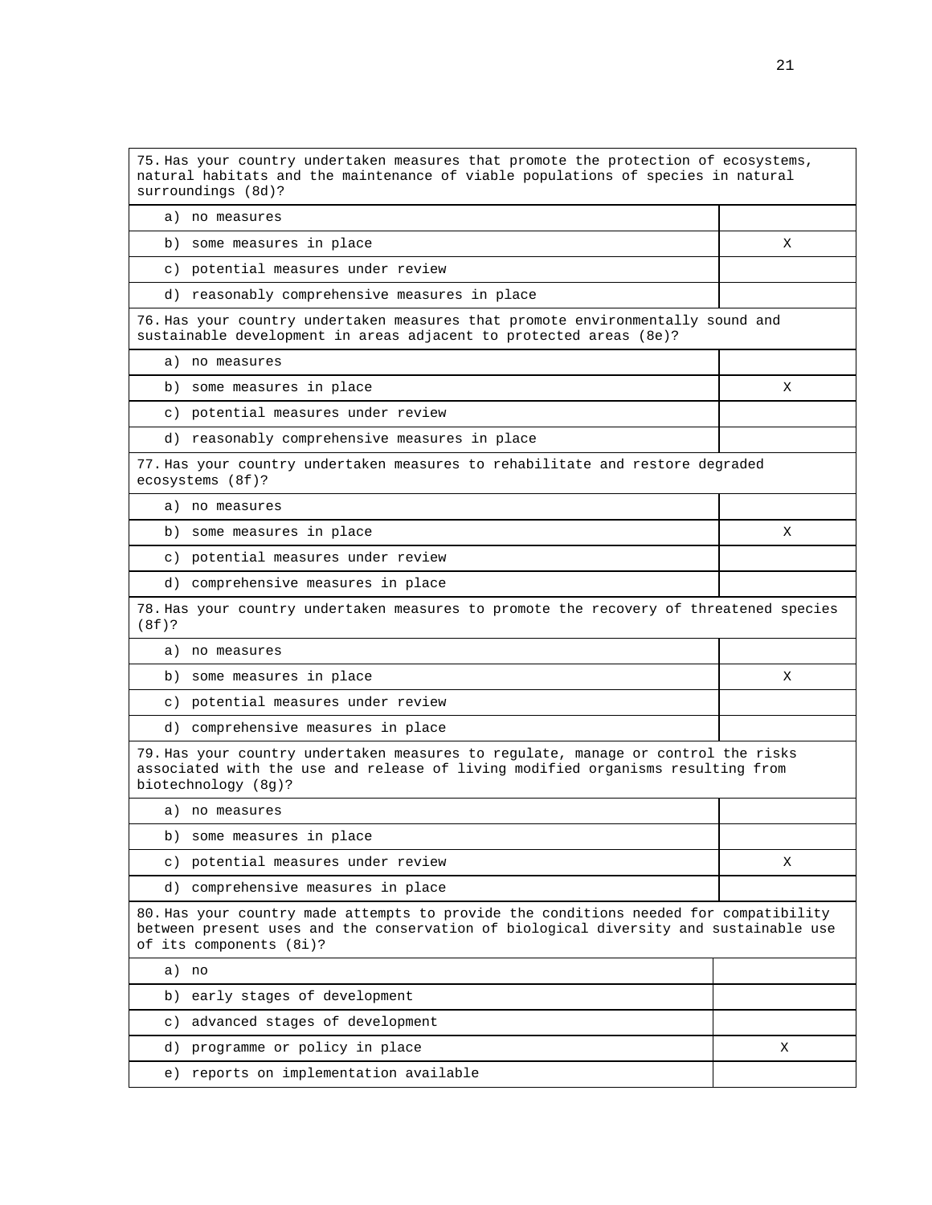| 75. Has your country undertaken measures that promote the protection of ecosystems, natural habitats and the maintenance of viable populations of species in natural surroundings (8d)? | |
|---|---|
| a) no measures | |
| b) some measures in place | X |
| c) potential measures under review | |
| d) reasonably comprehensive measures in place | |

| 76. Has your country undertaken measures that promote environmentally sound and sustainable development in areas adjacent to protected areas (8e)? | |
|---|---|
| a) no measures | |
| b) some measures in place | X |
| c) potential measures under review | |
| d) reasonably comprehensive measures in place | |

| 77. Has your country undertaken measures to rehabilitate and restore degraded ecosystems (8f)? | |
|---|---|
| a) no measures | |
| b) some measures in place | X |
| c) potential measures under review | |
| d) comprehensive measures in place | |

| 78. Has your country undertaken measures to promote the recovery of threatened species (8f)? | |
|---|---|
| a) no measures | |
| b) some measures in place | X |
| c) potential measures under review | |
| d) comprehensive measures in place | |

| 79. Has your country undertaken measures to regulate, manage or control the risks associated with the use and release of living modified organisms resulting from biotechnology (8g)? | |
|---|---|
| a) no measures | |
| b) some measures in place | |
| c) potential measures under review | X |
| d) comprehensive measures in place | |

| 80. Has your country made attempts to provide the conditions needed for compatibility between present uses and the conservation of biological diversity and sustainable use of its components (8i)? | |
|---|---|
| a) no | |
| b) early stages of development | |
| c) advanced stages of development | |
| d) programme or policy in place | X |
| e) reports on implementation available | |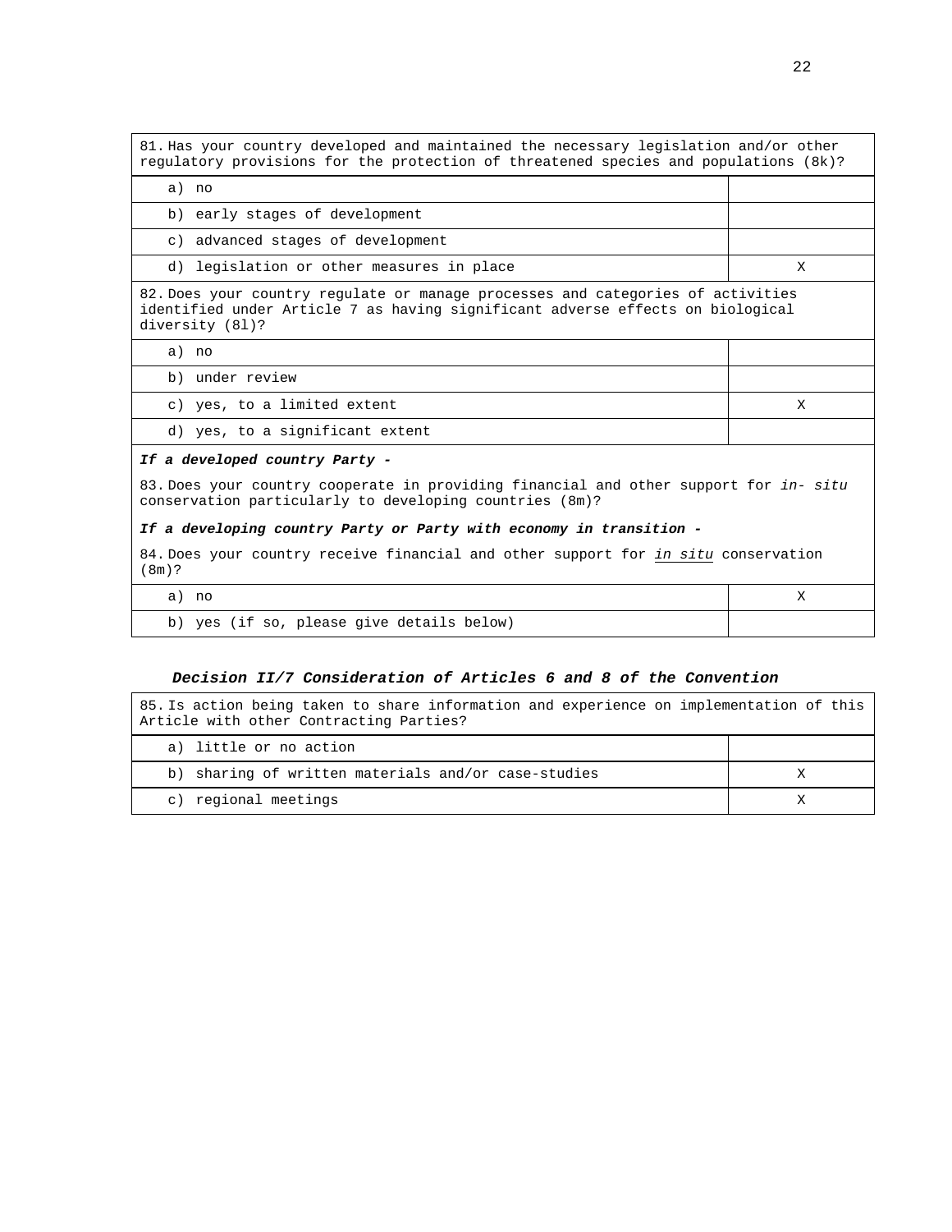| 81. Has your country developed and maintained the necessary legislation and/or other regulatory provisions for the protection of threatened species and populations (8k)? | |
|---|---|
| a) no | |
| b) early stages of development | |
| c) advanced stages of development | |
| d) legislation or other measures in place | X |

| 82. Does your country regulate or manage processes and categories of activities identified under Article 7 as having significant adverse effects on biological diversity (8l)? | |
|---|---|
| a) no | |
| b) under review | |
| c) yes, to a limited extent | X |
| d) yes, to a significant extent | |

***If a developed country Party -***

83. Does your country cooperate in providing financial and other support for *in- situ* conservation particularly to developing countries (8m)?

***If a developing country Party or Party with economy in transition -***

84. Does your country receive financial and other support for in situ conservation (8m)?

| Option | |
|---|---|
| a) no | X |
| b) yes (if so, please give details below) | |

### *Decision II/7 Consideration of Articles 6 and 8 of the Convention*

| 85. Is action being taken to share information and experience on implementation of this Article with other Contracting Parties? | |
|---|---|
| a) little or no action | |
| b) sharing of written materials and/or case-studies | X |
| c) regional meetings | X |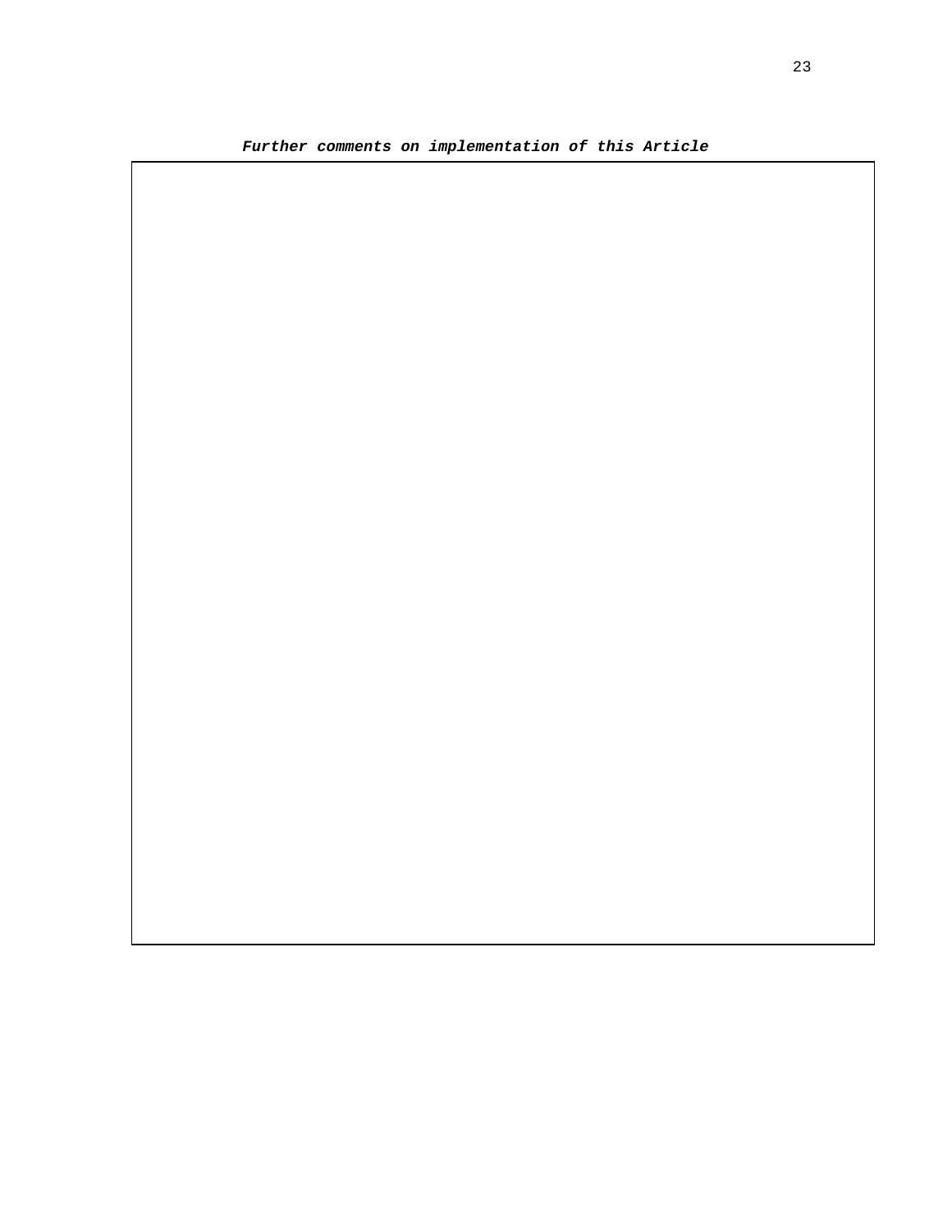***Further comments on implementation of this Article***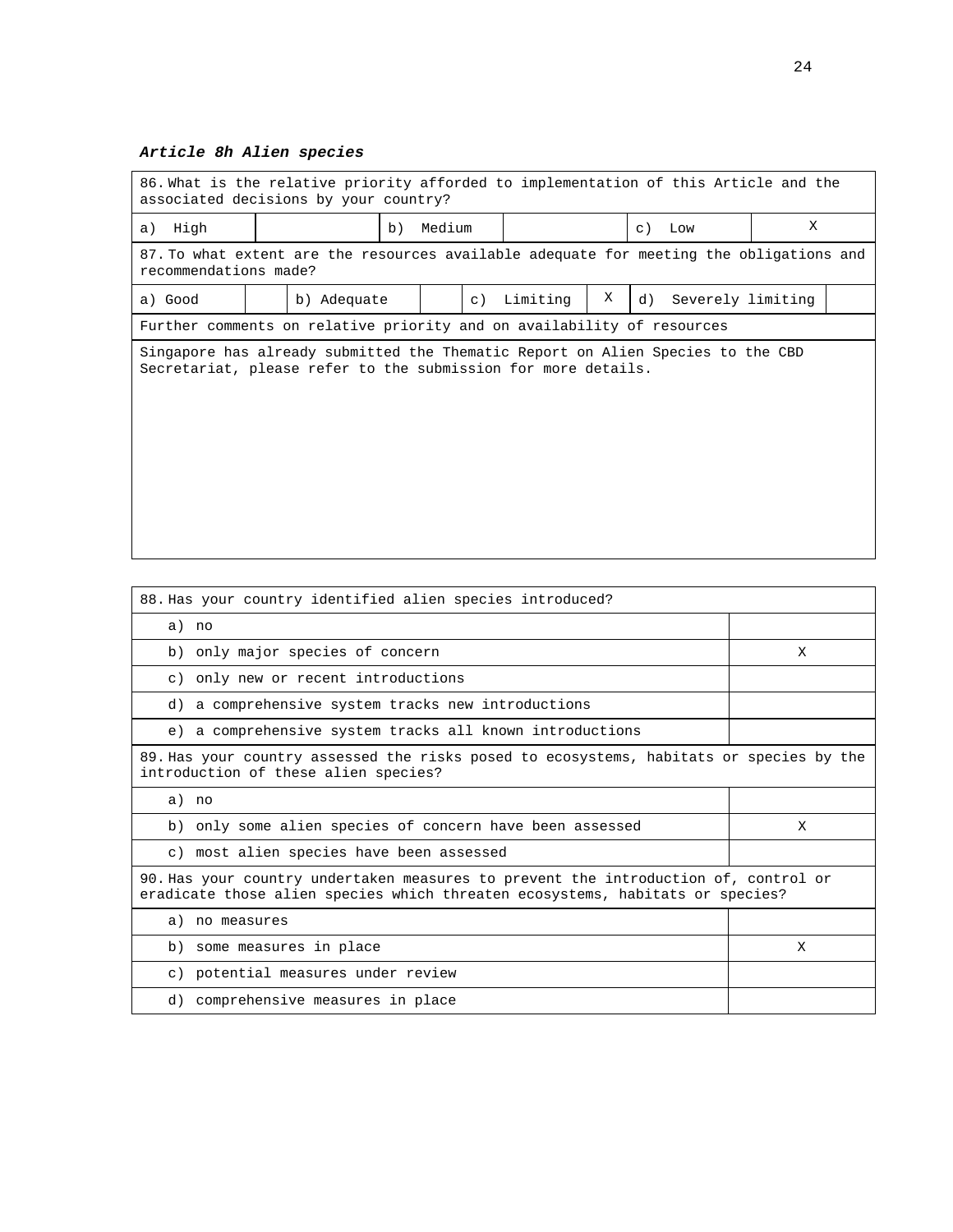***Article 8h Alien species***

| 86. What is the relative priority afforded to implementation of this Article and the associated decisions by your country? | | | | | |
|---|---|---|---|---|---|
| a) High | | b) Medium | | c) Low | X |

| 87. To what extent are the resources available adequate for meeting the obligations and recommendations made? | | | | | | | |
|---|---|---|---|---|---|---|---|
| a) Good | | b) Adequate | | c) Limiting | X | d) Severely limiting | |

| Further comments on relative priority and on availability of resources |
|---|
| Singapore has already submitted the Thematic Report on Alien Species to the CBD Secretariat, please refer to the submission for more details. |

| 88. Has your country identified alien species introduced? | |
|---|---|
| a) no | |
| b) only major species of concern | X |
| c) only new or recent introductions | |
| d) a comprehensive system tracks new introductions | |
| e) a comprehensive system tracks all known introductions | |
| **89. Has your country assessed the risks posed to ecosystems, habitats or species by the introduction of these alien species?** | |
| a) no | |
| b) only some alien species of concern have been assessed | X |
| c) most alien species have been assessed | |
| **90. Has your country undertaken measures to prevent the introduction of, control or eradicate those alien species which threaten ecosystems, habitats or species?** | |
| a) no measures | |
| b) some measures in place | X |
| c) potential measures under review | |
| d) comprehensive measures in place | |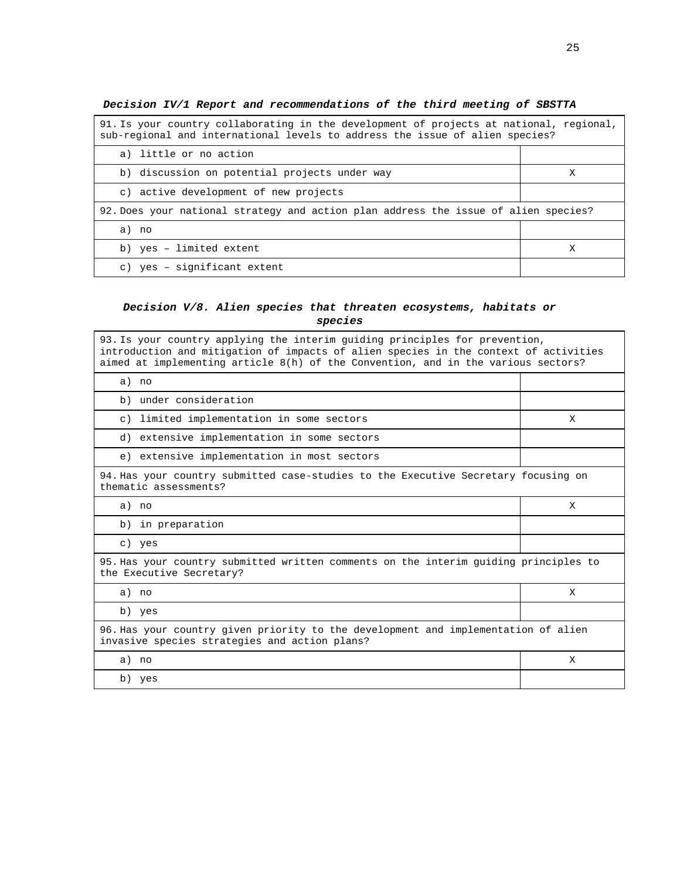***Decision IV/1 Report and recommendations of the third meeting of SBSTTA***

| 91. Is your country collaborating in the development of projects at national, regional, sub-regional and international levels to address the issue of alien species? | |
|---|---|
| a) little or no action | |
| b) discussion on potential projects under way | X |
| c) active development of new projects | |
| **92. Does your national strategy and action plan address the issue of alien species?** | |
| a) no | |
| b) yes – limited extent | X |
| c) yes – significant extent | |

***Decision V/8. Alien species that threaten ecosystems, habitats or species***

| 93. Is your country applying the interim guiding principles for prevention, introduction and mitigation of impacts of alien species in the context of activities aimed at implementing article 8(h) of the Convention, and in the various sectors? | |
|---|---|
| a) no | |
| b) under consideration | |
| c) limited implementation in some sectors | X |
| d) extensive implementation in some sectors | |
| e) extensive implementation in most sectors | |
| **94. Has your country submitted case-studies to the Executive Secretary focusing on thematic assessments?** | |
| a) no | X |
| b) in preparation | |
| c) yes | |
| **95. Has your country submitted written comments on the interim guiding principles to the Executive Secretary?** | |
| a) no | X |
| b) yes | |
| **96. Has your country given priority to the development and implementation of alien invasive species strategies and action plans?** | |
| a) no | X |
| b) yes | |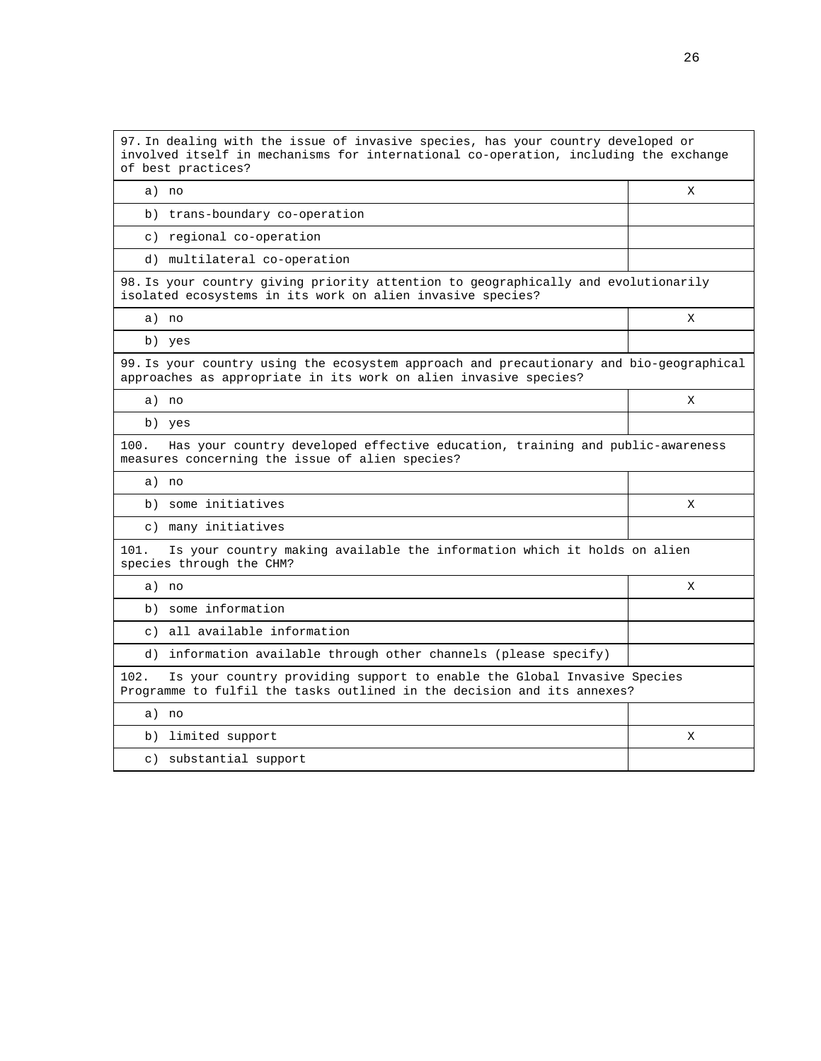| 97. In dealing with the issue of invasive species, has your country developed or involved itself in mechanisms for international co-operation, including the exchange of best practices? | |
|---|---|
| a) no | X |
| b) trans-boundary co-operation | |
| c) regional co-operation | |
| d) multilateral co-operation | |
| **98. Is your country giving priority attention to geographically and evolutionarily isolated ecosystems in its work on alien invasive species?** | |
| a) no | X |
| b) yes | |
| **99. Is your country using the ecosystem approach and precautionary and bio-geographical approaches as appropriate in its work on alien invasive species?** | |
| a) no | X |
| b) yes | |
| **100. Has your country developed effective education, training and public-awareness measures concerning the issue of alien species?** | |
| a) no | |
| b) some initiatives | X |
| c) many initiatives | |
| **101. Is your country making available the information which it holds on alien species through the CHM?** | |
| a) no | X |
| b) some information | |
| c) all available information | |
| d) information available through other channels (please specify) | |
| **102. Is your country providing support to enable the Global Invasive Species Programme to fulfil the tasks outlined in the decision and its annexes?** | |
| a) no | |
| b) limited support | X |
| c) substantial support | |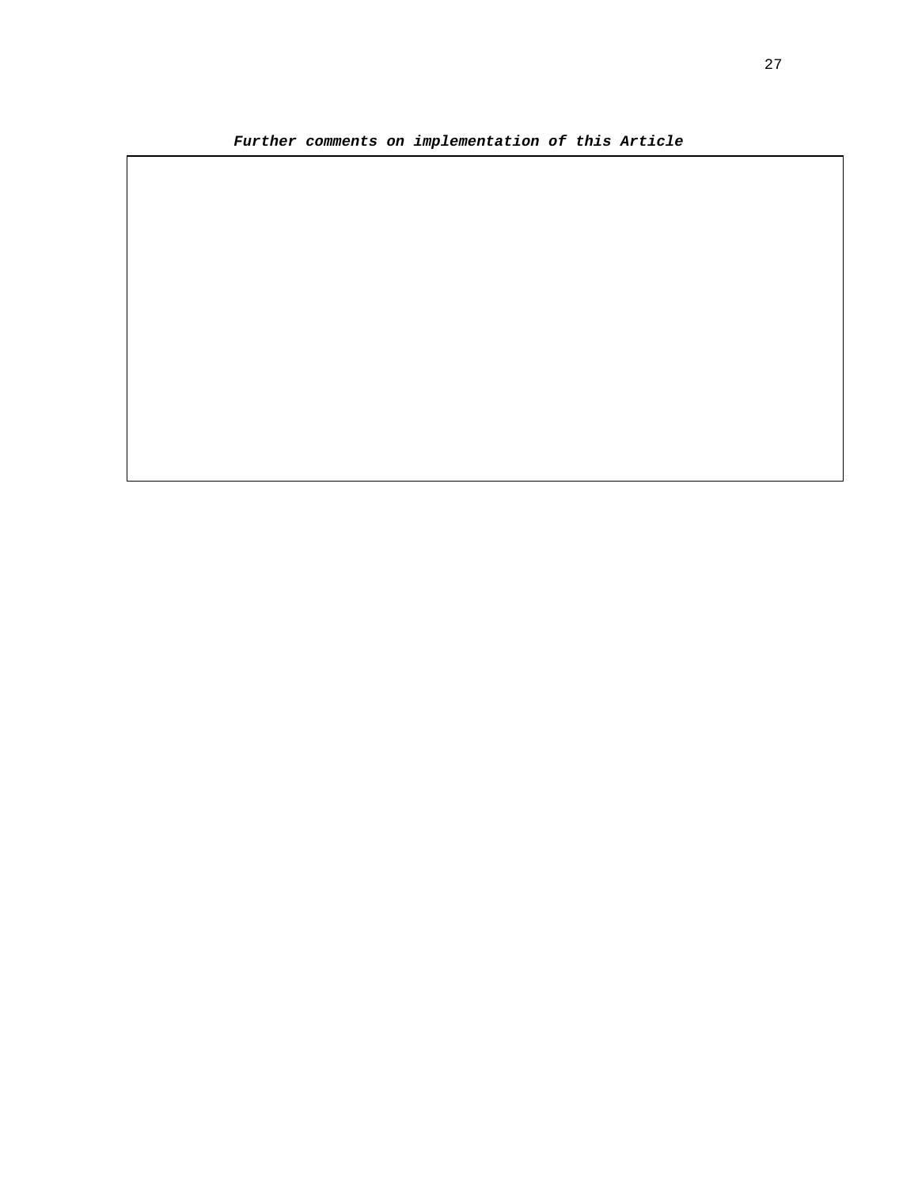***Further comments on implementation of this Article***

| |
|---|
| |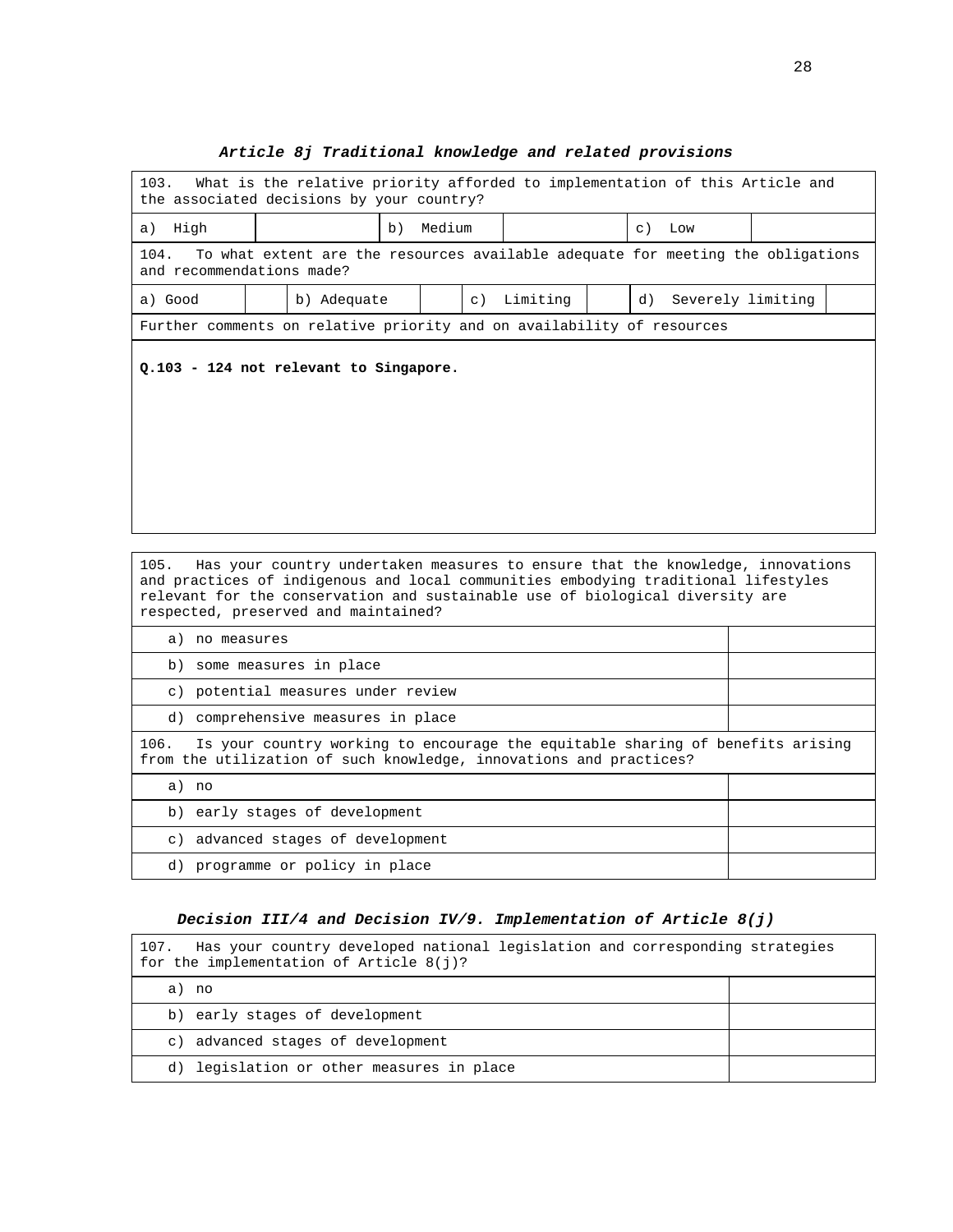### *Article 8j Traditional knowledge and related provisions*

| 103. What is the relative priority afforded to implementation of this Article and the associated decisions by your country? | | | | | |
|---|---|---|---|---|---|
| a) High | | b) Medium | | c) Low | |

| 104. To what extent are the resources available adequate for meeting the obligations and recommendations made? | | | | | | | |
|---|---|---|---|---|---|---|---|
| a) Good | | b) Adequate | | c) Limiting | | d) Severely limiting | |

| Further comments on relative priority and on availability of resources |
|---|
| **Q.103 - 124 not relevant to Singapore.** |

| 105. Has your country undertaken measures to ensure that the knowledge, innovations and practices of indigenous and local communities embodying traditional lifestyles relevant for the conservation and sustainable use of biological diversity are respected, preserved and maintained? | |
|---|---|
| a) no measures | |
| b) some measures in place | |
| c) potential measures under review | |
| d) comprehensive measures in place | |

| 106. Is your country working to encourage the equitable sharing of benefits arising from the utilization of such knowledge, innovations and practices? | |
|---|---|
| a) no | |
| b) early stages of development | |
| c) advanced stages of development | |
| d) programme or policy in place | |

### *Decision III/4 and Decision IV/9. Implementation of Article 8(j)*

| 107. Has your country developed national legislation and corresponding strategies for the implementation of Article 8(j)? | |
|---|---|
| a) no | |
| b) early stages of development | |
| c) advanced stages of development | |
| d) legislation or other measures in place | |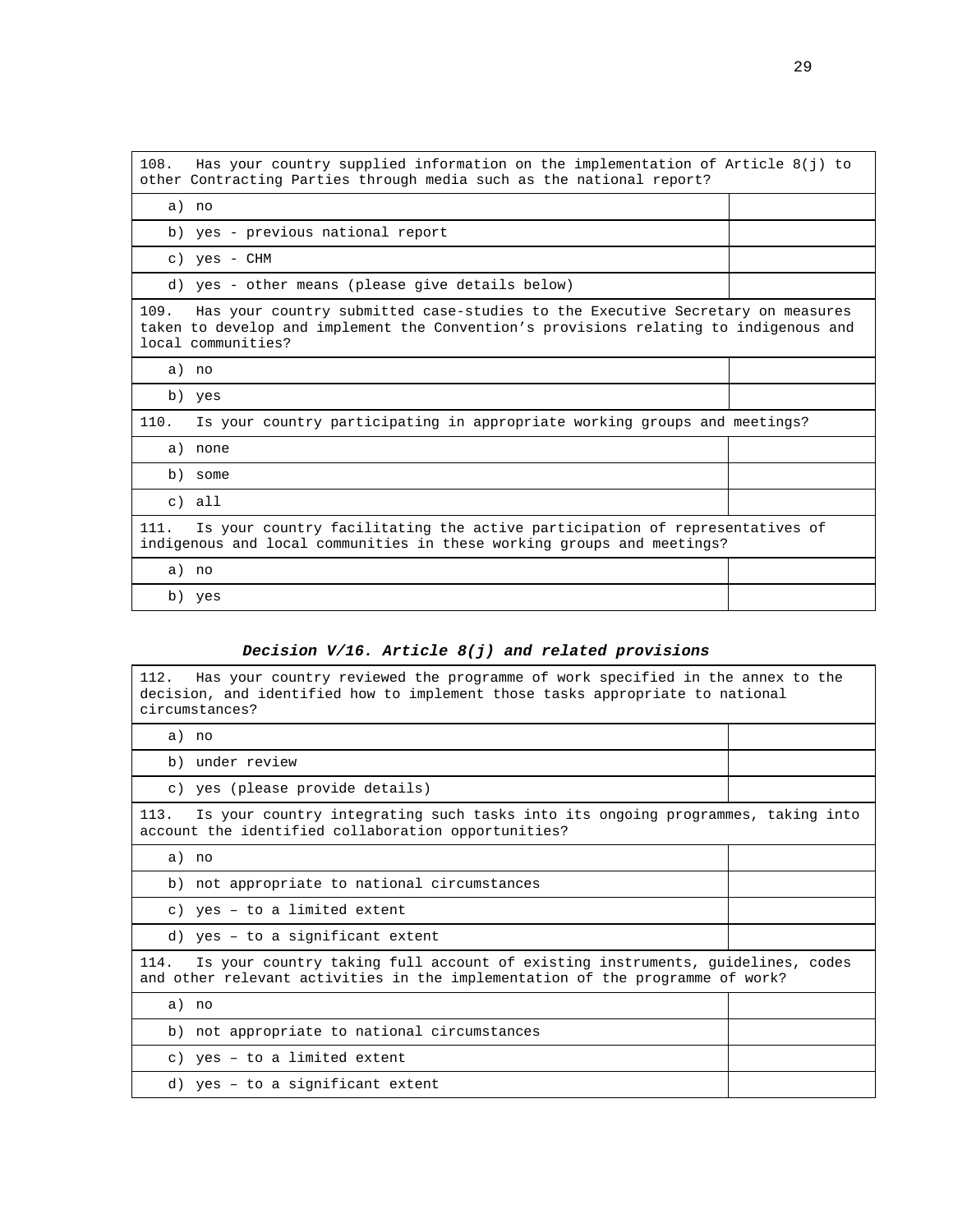| 108. Has your country supplied information on the implementation of Article 8(j) to other Contracting Parties through media such as the national report? | |
|---|---|
| a) no | |
| b) yes - previous national report | |
| c) yes - CHM | |
| d) yes - other means (please give details below) | |
| 109. Has your country submitted case-studies to the Executive Secretary on measures taken to develop and implement the Convention's provisions relating to indigenous and local communities? | |
| a) no | |
| b) yes | |
| 110. Is your country participating in appropriate working groups and meetings? | |
| a) none | |
| b) some | |
| c) all | |
| 111. Is your country facilitating the active participation of representatives of indigenous and local communities in these working groups and meetings? | |
| a) no | |
| b) yes | |

### *Decision V/16. Article 8(j) and related provisions*

| 112. Has your country reviewed the programme of work specified in the annex to the decision, and identified how to implement those tasks appropriate to national circumstances? | |
|---|---|
| a) no | |
| b) under review | |
| c) yes (please provide details) | |
| 113. Is your country integrating such tasks into its ongoing programmes, taking into account the identified collaboration opportunities? | |
| a) no | |
| b) not appropriate to national circumstances | |
| c) yes – to a limited extent | |
| d) yes – to a significant extent | |
| 114. Is your country taking full account of existing instruments, guidelines, codes and other relevant activities in the implementation of the programme of work? | |
| a) no | |
| b) not appropriate to national circumstances | |
| c) yes – to a limited extent | |
| d) yes – to a significant extent | |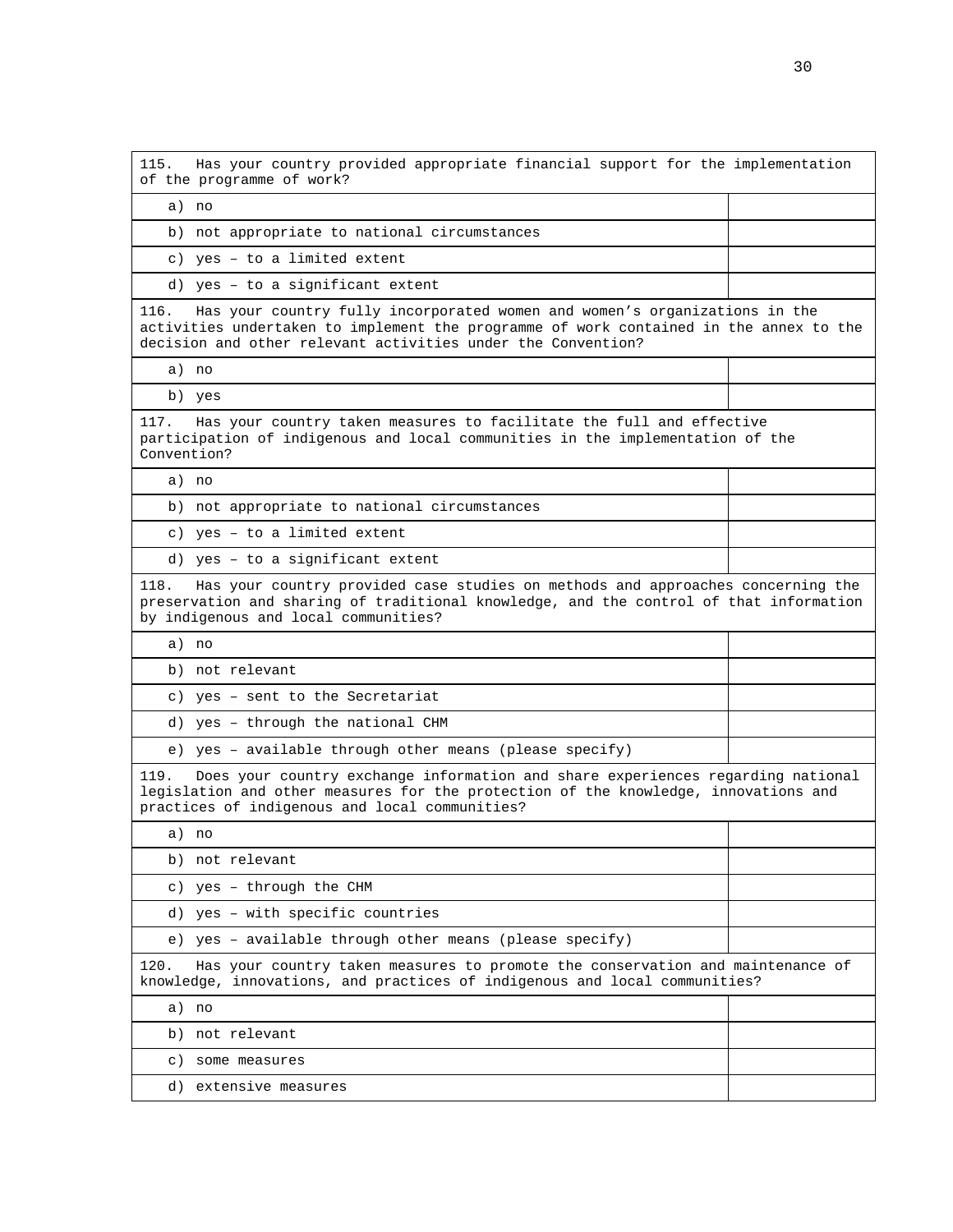| 115. Has your country provided appropriate financial support for the implementation of the programme of work? | |
|---|---|
| a) no | |
| b) not appropriate to national circumstances | |
| c) yes – to a limited extent | |
| d) yes – to a significant extent | |

| 116. Has your country fully incorporated women and women's organizations in the activities undertaken to implement the programme of work contained in the annex to the decision and other relevant activities under the Convention? | |
|---|---|
| a) no | |
| b) yes | |

| 117. Has your country taken measures to facilitate the full and effective participation of indigenous and local communities in the implementation of the Convention? | |
|---|---|
| a) no | |
| b) not appropriate to national circumstances | |
| c) yes – to a limited extent | |
| d) yes – to a significant extent | |

| 118. Has your country provided case studies on methods and approaches concerning the preservation and sharing of traditional knowledge, and the control of that information by indigenous and local communities? | |
|---|---|
| a) no | |
| b) not relevant | |
| c) yes – sent to the Secretariat | |
| d) yes – through the national CHM | |
| e) yes – available through other means (please specify) | |

| 119. Does your country exchange information and share experiences regarding national legislation and other measures for the protection of the knowledge, innovations and practices of indigenous and local communities? | |
|---|---|
| a) no | |
| b) not relevant | |
| c) yes – through the CHM | |
| d) yes – with specific countries | |
| e) yes – available through other means (please specify) | |

| 120. Has your country taken measures to promote the conservation and maintenance of knowledge, innovations, and practices of indigenous and local communities? | |
|---|---|
| a) no | |
| b) not relevant | |
| c) some measures | |
| d) extensive measures | |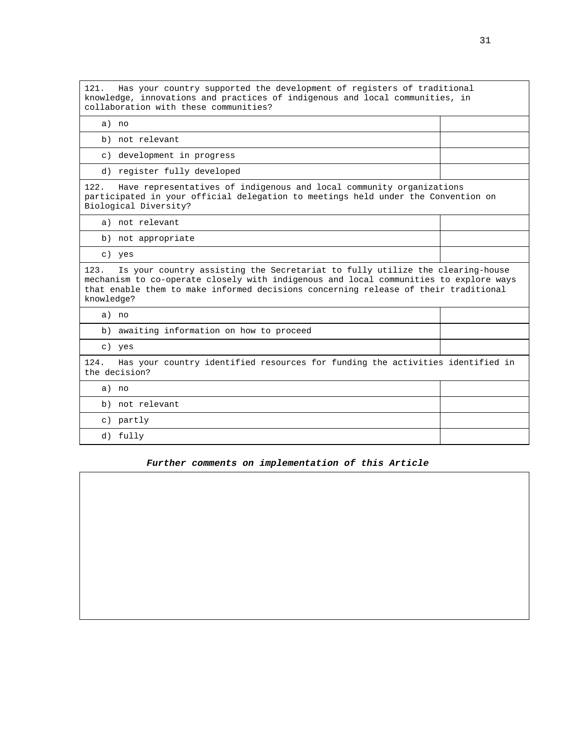| 121. Has your country supported the development of registers of traditional knowledge, innovations and practices of indigenous and local communities, in collaboration with these communities? | |
|---|---|
| a) no | |
| b) not relevant | |
| c) development in progress | |
| d) register fully developed | |
| 122. Have representatives of indigenous and local community organizations participated in your official delegation to meetings held under the Convention on Biological Diversity? | |
| a) not relevant | |
| b) not appropriate | |
| c) yes | |
| 123. Is your country assisting the Secretariat to fully utilize the clearing-house mechanism to co-operate closely with indigenous and local communities to explore ways that enable them to make informed decisions concerning release of their traditional knowledge? | |
| a) no | |
| b) awaiting information on how to proceed | |
| c) yes | |
| 124. Has your country identified resources for funding the activities identified in the decision? | |
| a) no | |
| b) not relevant | |
| c) partly | |
| d) fully | |

***Further comments on implementation of this Article***

| |
|---|
| |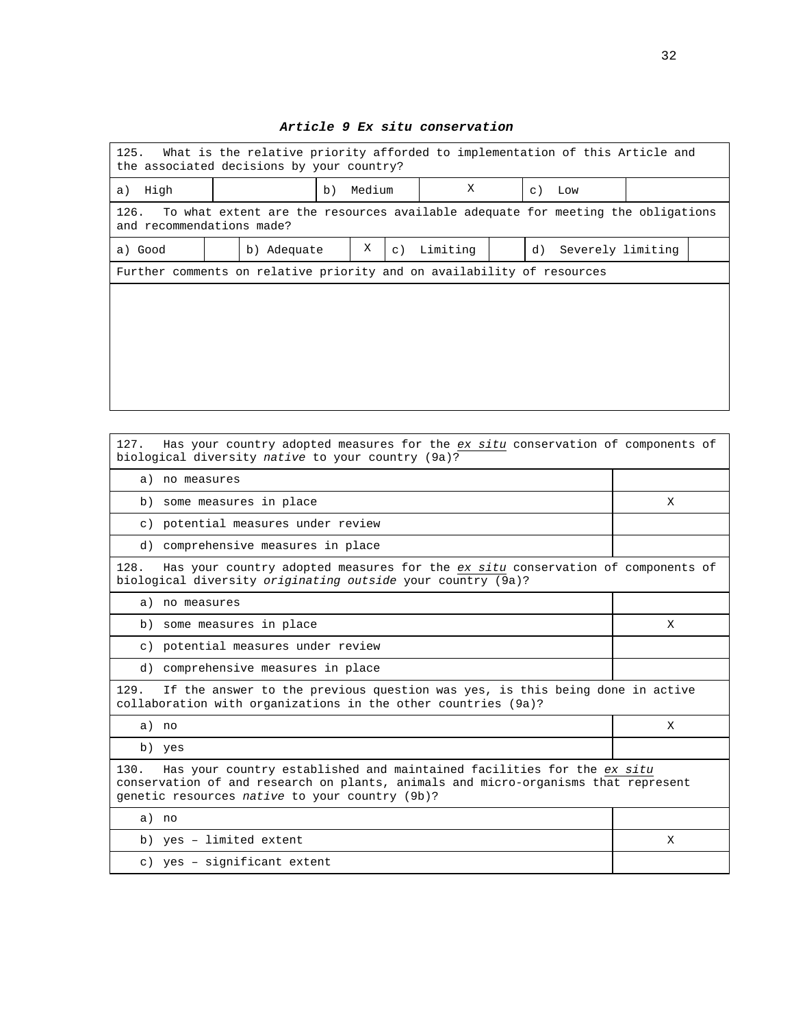### *Article 9 Ex situ conservation*

| 125. What is the relative priority afforded to implementation of this Article and the associated decisions by your country? | | | | | |
|---|---|---|---|---|---|
| a) High | | b) Medium | X | c) Low | |

| 126. To what extent are the resources available adequate for meeting the obligations and recommendations made? | | | | | | | |
|---|---|---|---|---|---|---|---|
| a) Good | | b) Adequate | X | c) Limiting | | d) Severely limiting | |

| Further comments on relative priority and on availability of resources |
|---|
| |

| 127. Has your country adopted measures for the *ex situ* conservation of components of biological diversity *native* to your country (9a)? | |
|---|---|
| a) no measures | |
| b) some measures in place | X |
| c) potential measures under review | |
| d) comprehensive measures in place | |
| **128.** Has your country adopted measures for the *ex situ* conservation of components of biological diversity *originating outside* your country (9a)? | |
| a) no measures | |
| b) some measures in place | X |
| c) potential measures under review | |
| d) comprehensive measures in place | |
| **129.** If the answer to the previous question was yes, is this being done in active collaboration with organizations in the other countries (9a)? | |
| a) no | X |
| b) yes | |
| **130.** Has your country established and maintained facilities for the *ex situ* conservation of and research on plants, animals and micro-organisms that represent genetic resources *native* to your country (9b)? | |
| a) no | |
| b) yes – limited extent | X |
| c) yes – significant extent | |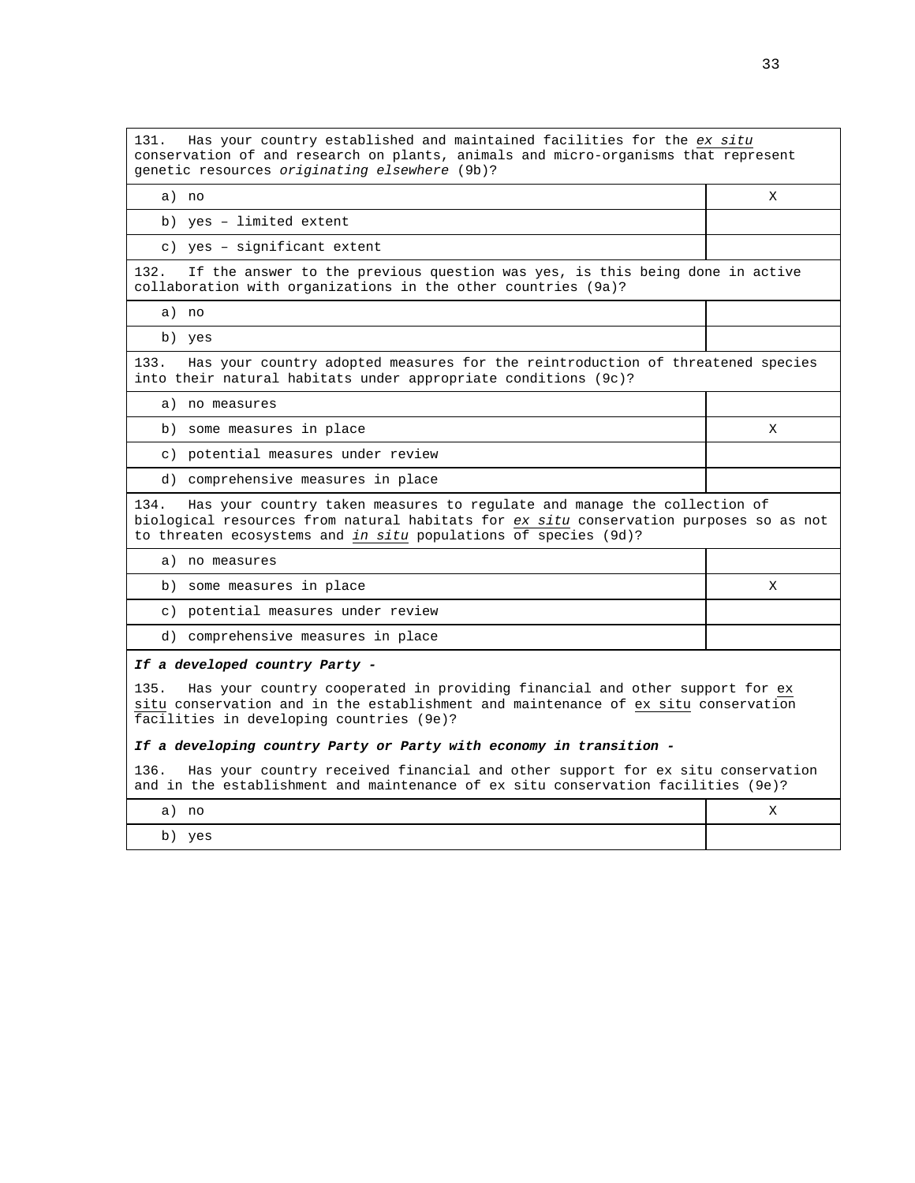| 131. Has your country established and maintained facilities for the *ex situ* conservation of and research on plants, animals and micro-organisms that represent genetic resources *originating elsewhere* (9b)? | |
|---|---|
| a) no | X |
| b) yes – limited extent | |
| c) yes – significant extent | |
| **132.** If the answer to the previous question was yes, is this being done in active collaboration with organizations in the other countries (9a)? | |
| a) no | |
| b) yes | |
| **133.** Has your country adopted measures for the reintroduction of threatened species into their natural habitats under appropriate conditions (9c)? | |
| a) no measures | |
| b) some measures in place | X |
| c) potential measures under review | |
| d) comprehensive measures in place | |
| **134.** Has your country taken measures to regulate and manage the collection of biological resources from natural habitats for *ex situ* conservation purposes so as not to threaten ecosystems and *in situ* populations of species (9d)? | |
| a) no measures | |
| b) some measures in place | X |
| c) potential measures under review | |
| d) comprehensive measures in place | |
| ***If a developed country Party -*** 135. Has your country cooperated in providing financial and other support for ex situ conservation and in the establishment and maintenance of ex situ conservation facilities in developing countries (9e)? ***If a developing country Party or Party with economy in transition -*** 136. Has your country received financial and other support for ex situ conservation and in the establishment and maintenance of ex situ conservation facilities (9e)? | |
| a) no | X |
| b) yes | |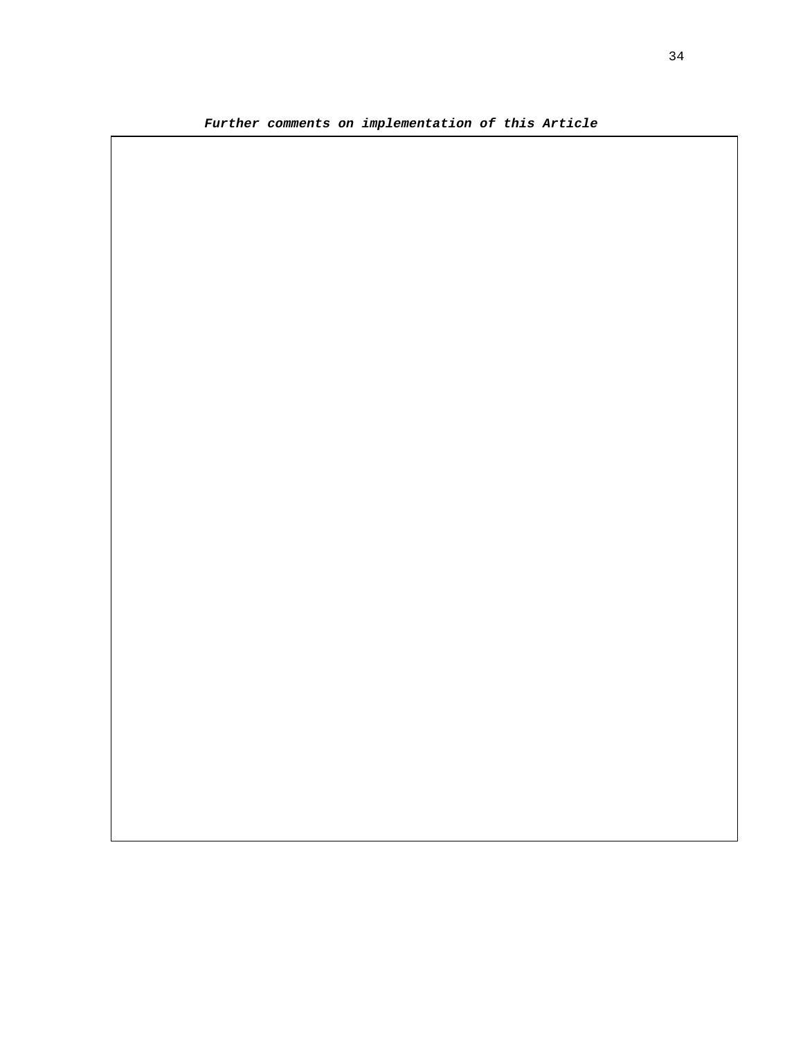***Further comments on implementation of this Article***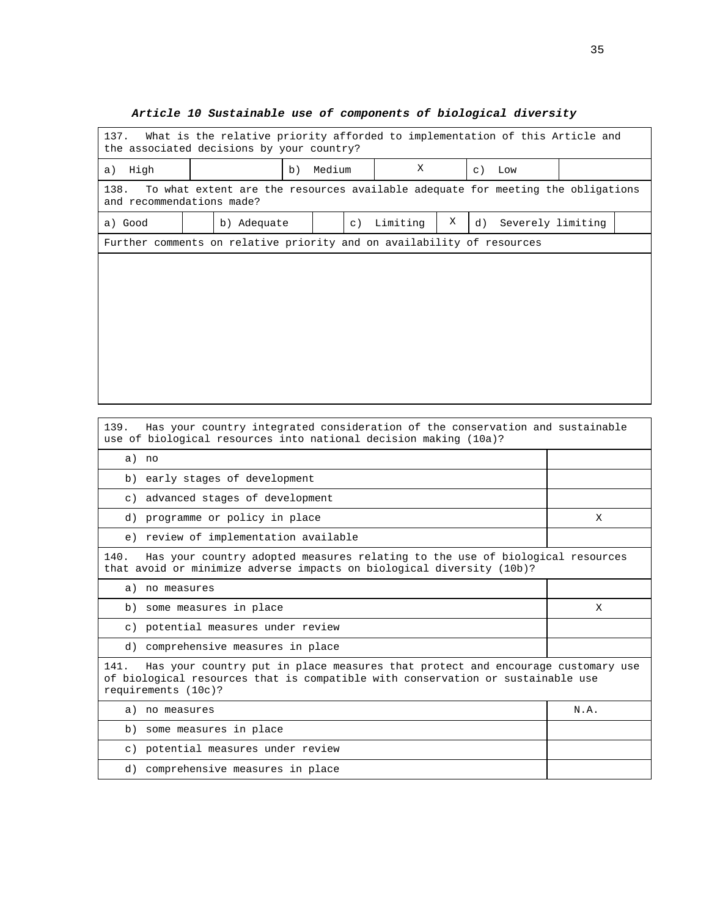***Article 10 Sustainable use of components of biological diversity***

| 137. What is the relative priority afforded to implementation of this Article and the associated decisions by your country? | | | | | |
|---|---|---|---|---|---|
| a) High | | b) Medium | X | c) Low | |

| 138. To what extent are the resources available adequate for meeting the obligations and recommendations made? | | | | | | | |
|---|---|---|---|---|---|---|---|
| a) Good | | b) Adequate | | c) Limiting | X | d) Severely limiting | |

| Further comments on relative priority and on availability of resources |
|---|
| |

| 139. Has your country integrated consideration of the conservation and sustainable use of biological resources into national decision making (10a)? | |
|---|---|
| a) no | |
| b) early stages of development | |
| c) advanced stages of development | |
| d) programme or policy in place | X |
| e) review of implementation available | |

| 140. Has your country adopted measures relating to the use of biological resources that avoid or minimize adverse impacts on biological diversity (10b)? | |
|---|---|
| a) no measures | |
| b) some measures in place | X |
| c) potential measures under review | |
| d) comprehensive measures in place | |

| 141. Has your country put in place measures that protect and encourage customary use of biological resources that is compatible with conservation or sustainable use requirements (10c)? | |
|---|---|
| a) no measures | N.A. |
| b) some measures in place | |
| c) potential measures under review | |
| d) comprehensive measures in place | |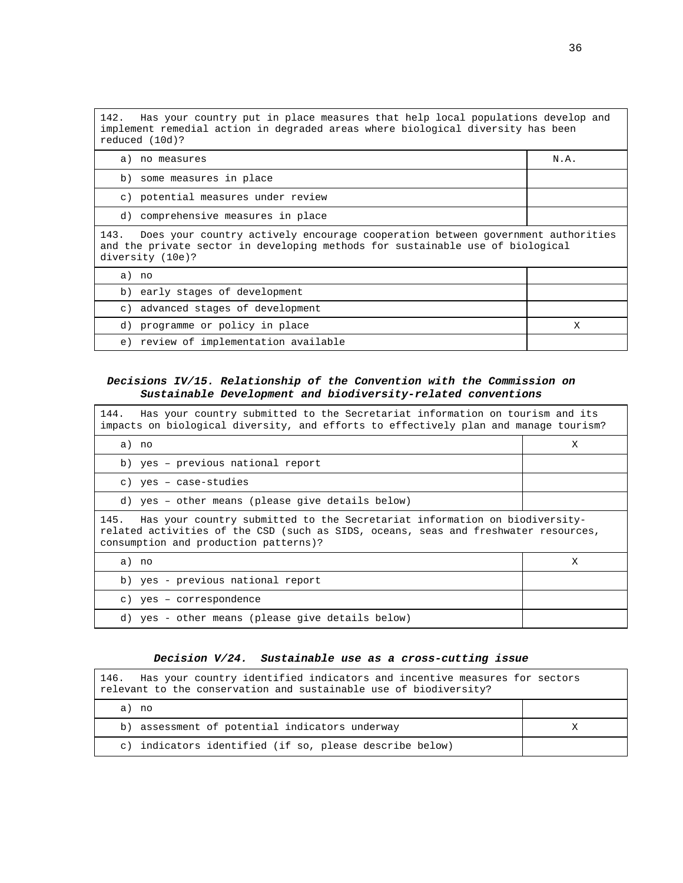| 142. Has your country put in place measures that help local populations develop and implement remedial action in degraded areas where biological diversity has been reduced (10d)? | |
|---|---|
| a) no measures | N.A. |
| b) some measures in place | |
| c) potential measures under review | |
| d) comprehensive measures in place | |

| 143. Does your country actively encourage cooperation between government authorities and the private sector in developing methods for sustainable use of biological diversity (10e)? | |
|---|---|
| a) no | |
| b) early stages of development | |
| c) advanced stages of development | |
| d) programme or policy in place | X |
| e) review of implementation available | |

***Decisions IV/15. Relationship of the Convention with the Commission on Sustainable Development and biodiversity-related conventions***

| 144. Has your country submitted to the Secretariat information on tourism and its impacts on biological diversity, and efforts to effectively plan and manage tourism? | |
|---|---|
| a) no | X |
| b) yes – previous national report | |
| c) yes – case-studies | |
| d) yes – other means (please give details below) | |

| 145. Has your country submitted to the Secretariat information on biodiversity-related activities of the CSD (such as SIDS, oceans, seas and freshwater resources, consumption and production patterns)? | |
|---|---|
| a) no | X |
| b) yes - previous national report | |
| c) yes – correspondence | |
| d) yes - other means (please give details below) | |

***Decision V/24. Sustainable use as a cross-cutting issue***

| 146. Has your country identified indicators and incentive measures for sectors relevant to the conservation and sustainable use of biodiversity? | |
|---|---|
| a) no | |
| b) assessment of potential indicators underway | X |
| c) indicators identified (if so, please describe below) | |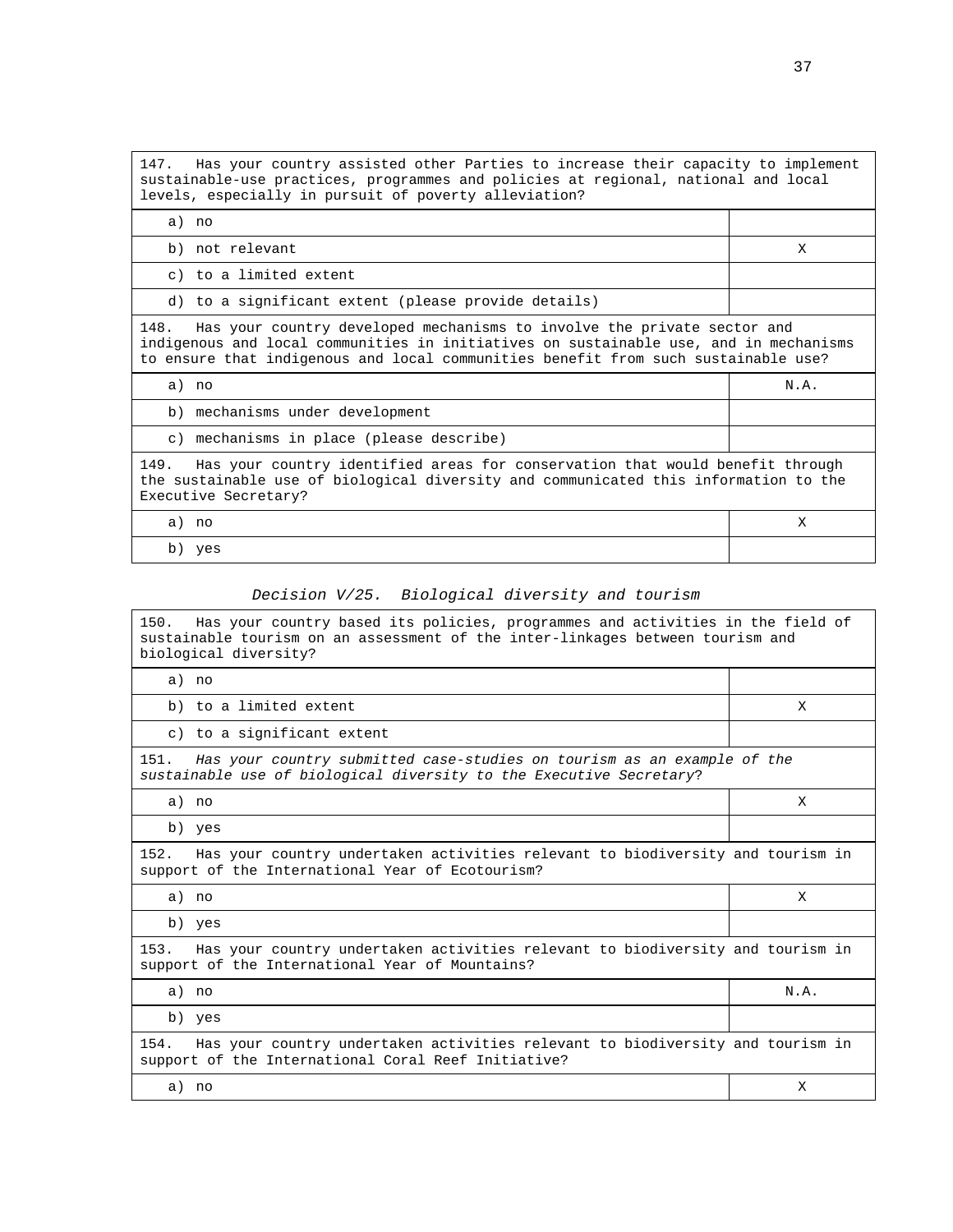| 147. Has your country assisted other Parties to increase their capacity to implement sustainable-use practices, programmes and policies at regional, national and local levels, especially in pursuit of poverty alleviation? | |
|---|---|
| a) no | |
| b) not relevant | X |
| c) to a limited extent | |
| d) to a significant extent (please provide details) | |

| 148. Has your country developed mechanisms to involve the private sector and indigenous and local communities in initiatives on sustainable use, and in mechanisms to ensure that indigenous and local communities benefit from such sustainable use? | |
|---|---|
| a) no | N.A. |
| b) mechanisms under development | |
| c) mechanisms in place (please describe) | |

| 149. Has your country identified areas for conservation that would benefit through the sustainable use of biological diversity and communicated this information to the Executive Secretary? | |
|---|---|
| a) no | X |
| b) yes | |

*Decision V/25. Biological diversity and tourism*

| 150. Has your country based its policies, programmes and activities in the field of sustainable tourism on an assessment of the inter-linkages between tourism and biological diversity? | |
|---|---|
| a) no | |
| b) to a limited extent | X |
| c) to a significant extent | |

| 151. *Has your country submitted case-studies on tourism as an example of the sustainable use of biological diversity to the Executive Secretary*? | |
|---|---|
| a) no | X |
| b) yes | |

| 152. Has your country undertaken activities relevant to biodiversity and tourism in support of the International Year of Ecotourism? | |
|---|---|
| a) no | X |
| b) yes | |

| 153. Has your country undertaken activities relevant to biodiversity and tourism in support of the International Year of Mountains? | |
|---|---|
| a) no | N.A. |
| b) yes | |

| 154. Has your country undertaken activities relevant to biodiversity and tourism in support of the International Coral Reef Initiative? | |
|---|---|
| a) no | X |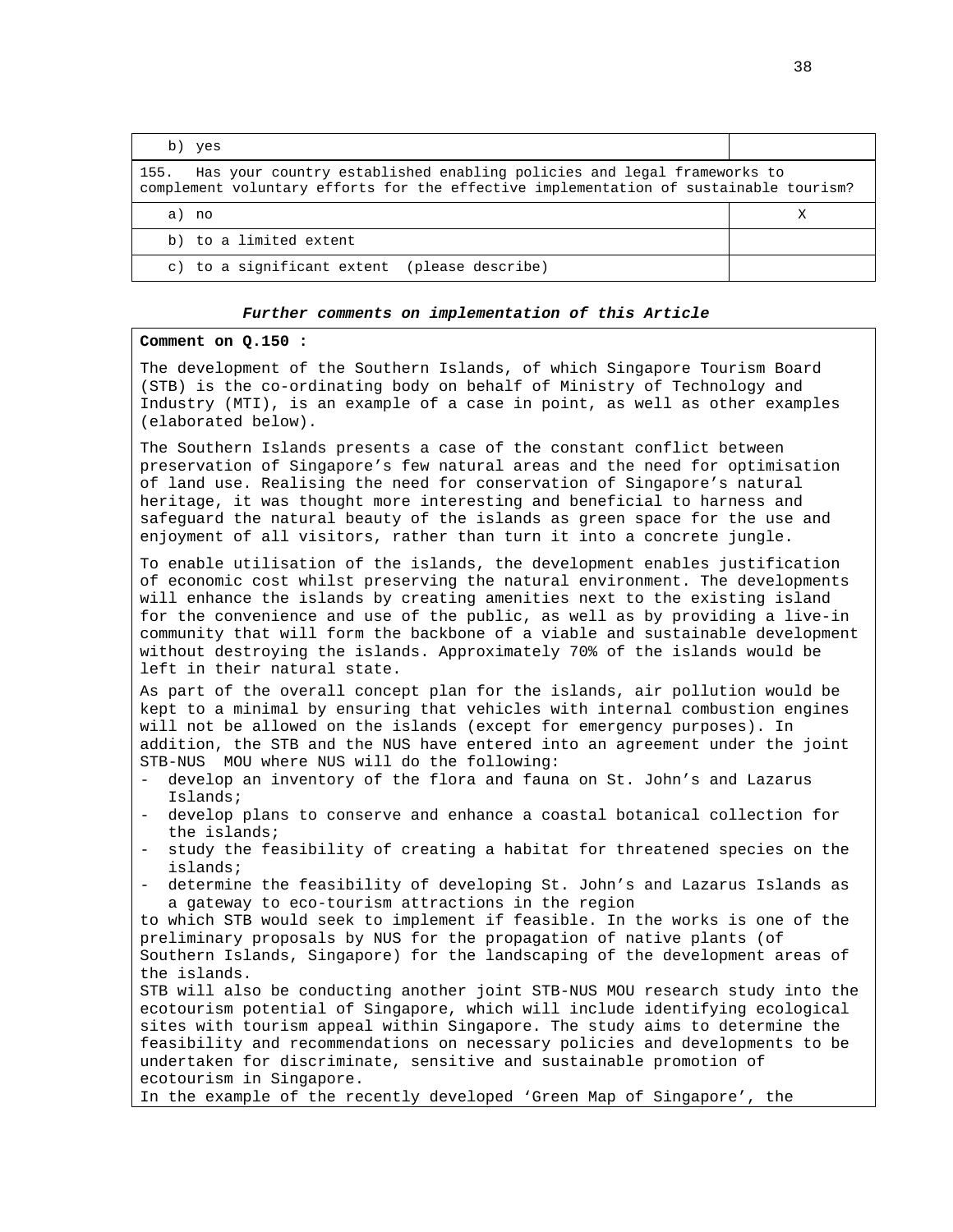| | |
|---|---|
| b) yes | |
| 155. Has your country established enabling policies and legal frameworks to complement voluntary efforts for the effective implementation of sustainable tourism? | |
| a) no | X |
| b) to a limited extent | |
| c) to a significant extent (please describe) | |

***Further comments on implementation of this Article***

**Comment on Q.150 :**

The development of the Southern Islands, of which Singapore Tourism Board (STB) is the co-ordinating body on behalf of Ministry of Technology and Industry (MTI), is an example of a case in point, as well as other examples (elaborated below).

The Southern Islands presents a case of the constant conflict between preservation of Singapore's few natural areas and the need for optimisation of land use. Realising the need for conservation of Singapore's natural heritage, it was thought more interesting and beneficial to harness and safeguard the natural beauty of the islands as green space for the use and enjoyment of all visitors, rather than turn it into a concrete jungle.

To enable utilisation of the islands, the development enables justification of economic cost whilst preserving the natural environment. The developments will enhance the islands by creating amenities next to the existing island for the convenience and use of the public, as well as by providing a live-in community that will form the backbone of a viable and sustainable development without destroying the islands. Approximately 70% of the islands would be left in their natural state.

As part of the overall concept plan for the islands, air pollution would be kept to a minimal by ensuring that vehicles with internal combustion engines will not be allowed on the islands (except for emergency purposes). In addition, the STB and the NUS have entered into an agreement under the joint STB-NUS MOU where NUS will do the following:

- develop an inventory of the flora and fauna on St. John's and Lazarus Islands;
- develop plans to conserve and enhance a coastal botanical collection for the islands;
- study the feasibility of creating a habitat for threatened species on the islands;
- determine the feasibility of developing St. John's and Lazarus Islands as a gateway to eco-tourism attractions in the region

to which STB would seek to implement if feasible. In the works is one of the preliminary proposals by NUS for the propagation of native plants (of Southern Islands, Singapore) for the landscaping of the development areas of the islands.

STB will also be conducting another joint STB-NUS MOU research study into the ecotourism potential of Singapore, which will include identifying ecological sites with tourism appeal within Singapore. The study aims to determine the feasibility and recommendations on necessary policies and developments to be undertaken for discriminate, sensitive and sustainable promotion of ecotourism in Singapore.

In the example of the recently developed 'Green Map of Singapore', the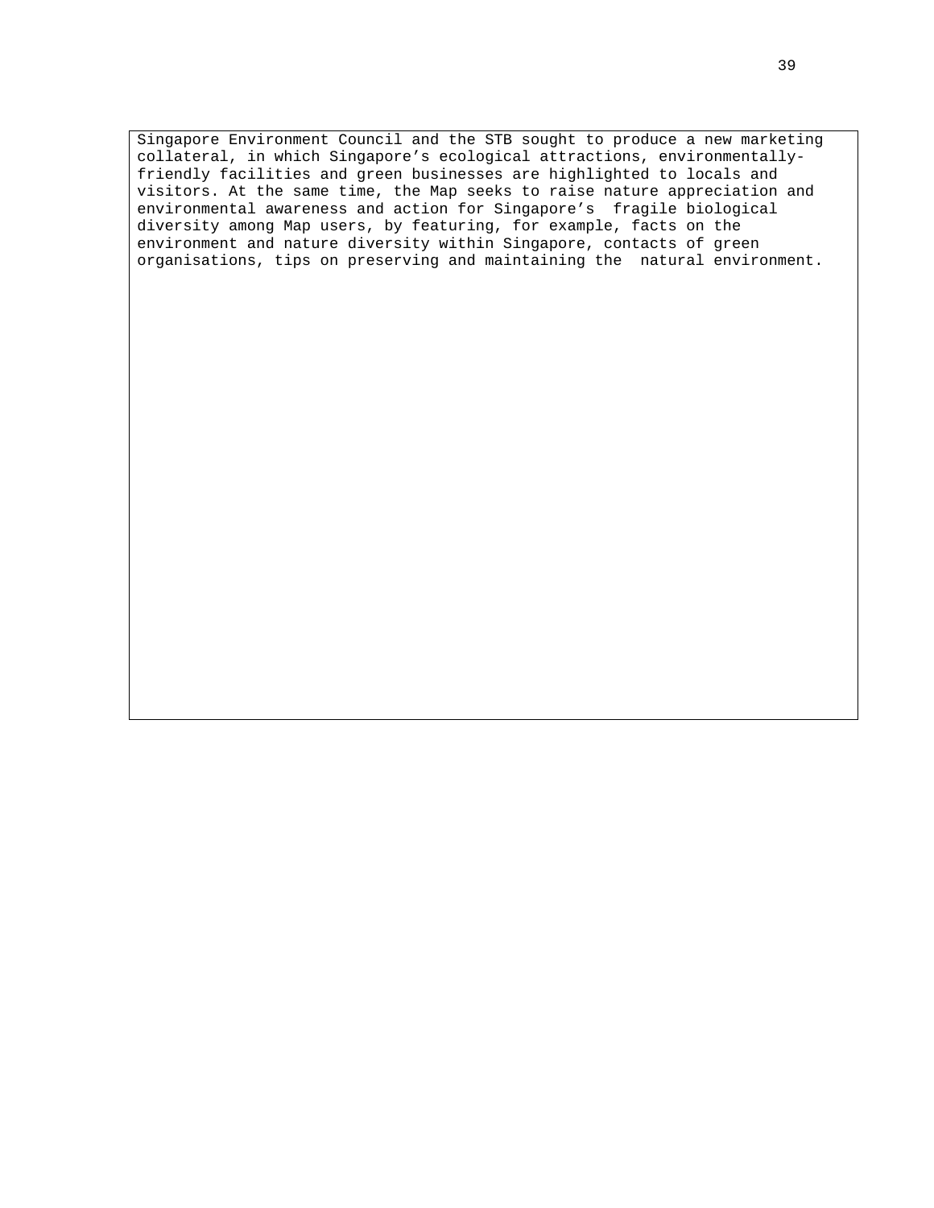Singapore Environment Council and the STB sought to produce a new marketing collateral, in which Singapore's ecological attractions, environmentally-friendly facilities and green businesses are highlighted to locals and visitors. At the same time, the Map seeks to raise nature appreciation and environmental awareness and action for Singapore's fragile biological diversity among Map users, by featuring, for example, facts on the environment and nature diversity within Singapore, contacts of green organisations, tips on preserving and maintaining the natural environment.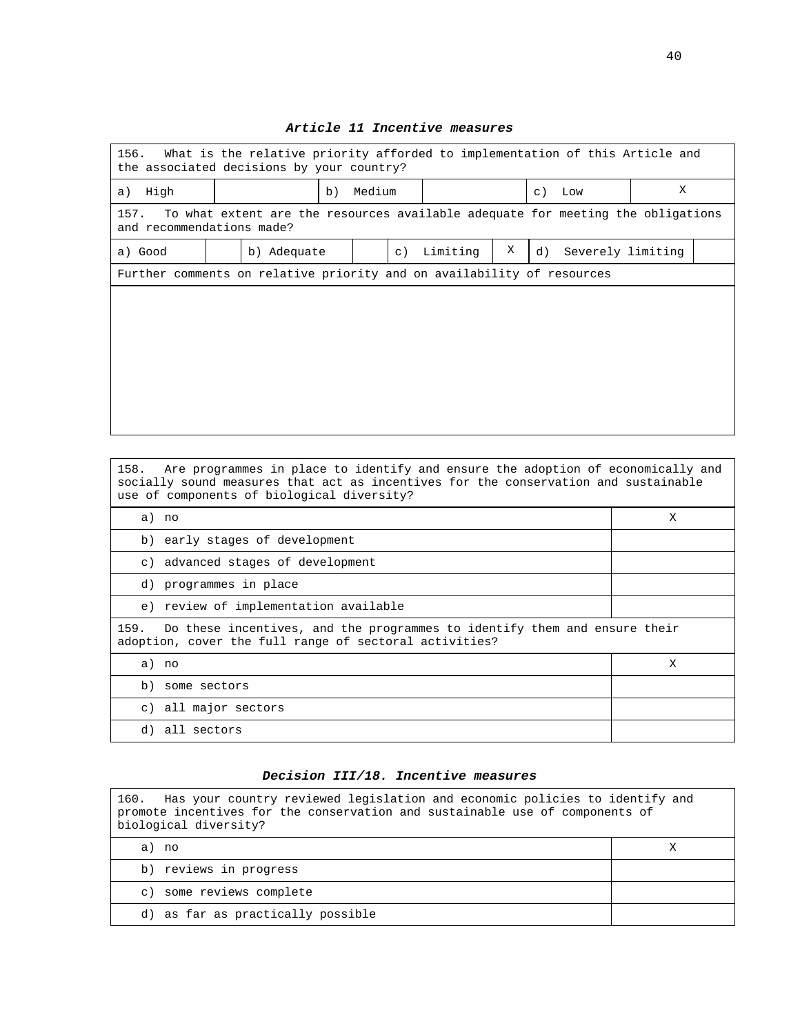### *Article 11 Incentive measures*

| 156. What is the relative priority afforded to implementation of this Article and the associated decisions by your country? | | | | | |
|---|---|---|---|---|---|
| a) High | | b) Medium | | c) Low | X |

| 157. To what extent are the resources available adequate for meeting the obligations and recommendations made? | | | | | | | |
|---|---|---|---|---|---|---|---|
| a) Good | | b) Adequate | | c) Limiting | X | d) Severely limiting | |

| Further comments on relative priority and on availability of resources |
|---|
| |

| 158. Are programmes in place to identify and ensure the adoption of economically and socially sound measures that act as incentives for the conservation and sustainable use of components of biological diversity? | |
|---|---|
| a) no | X |
| b) early stages of development | |
| c) advanced stages of development | |
| d) programmes in place | |
| e) review of implementation available | |

| 159. Do these incentives, and the programmes to identify them and ensure their adoption, cover the full range of sectoral activities? | |
|---|---|
| a) no | X |
| b) some sectors | |
| c) all major sectors | |
| d) all sectors | |

### *Decision III/18. Incentive measures*

| 160. Has your country reviewed legislation and economic policies to identify and promote incentives for the conservation and sustainable use of components of biological diversity? | |
|---|---|
| a) no | X |
| b) reviews in progress | |
| c) some reviews complete | |
| d) as far as practically possible | |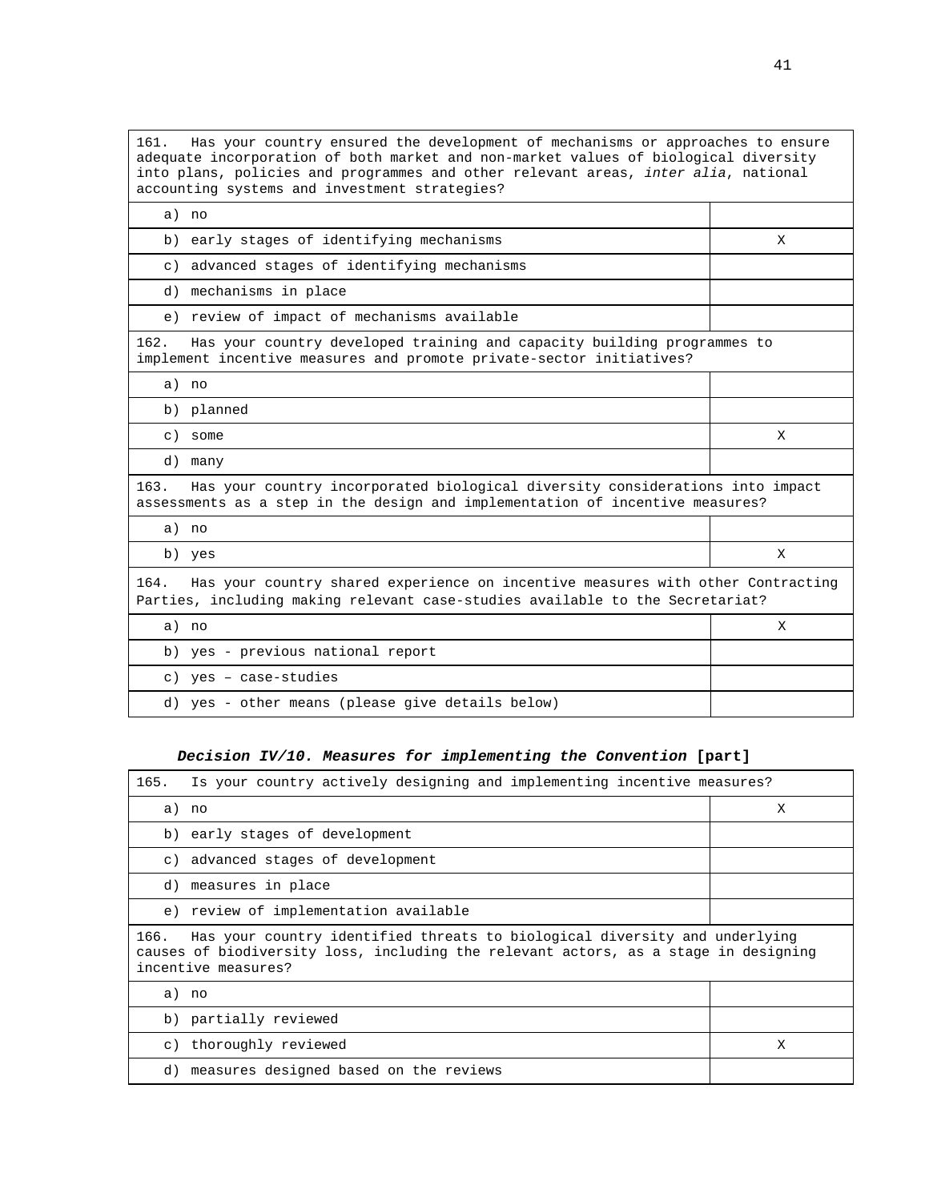| 161. Has your country ensured the development of mechanisms or approaches to ensure adequate incorporation of both market and non-market values of biological diversity into plans, policies and programmes and other relevant areas, *inter alia*, national accounting systems and investment strategies? | |
|---|---|
| a) no | |
| b) early stages of identifying mechanisms | X |
| c) advanced stages of identifying mechanisms | |
| d) mechanisms in place | |
| e) review of impact of mechanisms available | |
| 162. Has your country developed training and capacity building programmes to implement incentive measures and promote private-sector initiatives? | |
| a) no | |
| b) planned | |
| c) some | X |
| d) many | |
| 163. Has your country incorporated biological diversity considerations into impact assessments as a step in the design and implementation of incentive measures? | |
| a) no | |
| b) yes | X |
| 164. Has your country shared experience on incentive measures with other Contracting Parties, including making relevant case-studies available to the Secretariat? | |
| a) no | X |
| b) yes - previous national report | |
| c) yes – case-studies | |
| d) yes - other means (please give details below) | |

***Decision IV/10. Measures for implementing the Convention* [part]**

| 165. Is your country actively designing and implementing incentive measures? | |
|---|---|
| a) no | X |
| b) early stages of development | |
| c) advanced stages of development | |
| d) measures in place | |
| e) review of implementation available | |
| 166. Has your country identified threats to biological diversity and underlying causes of biodiversity loss, including the relevant actors, as a stage in designing incentive measures? | |
| a) no | |
| b) partially reviewed | |
| c) thoroughly reviewed | X |
| d) measures designed based on the reviews | |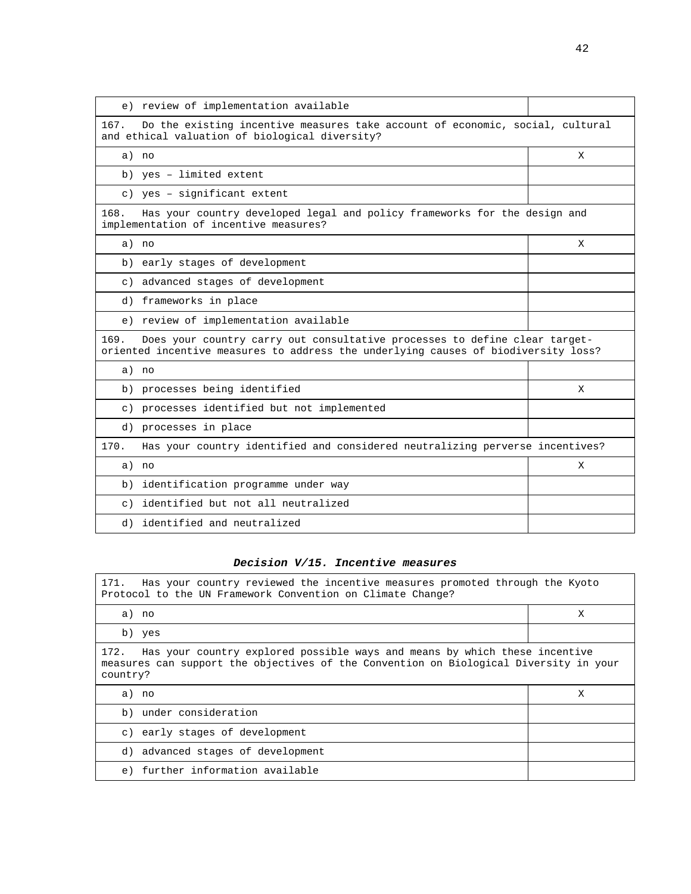| | |
|---|---|
| e) review of implementation available | |
| 167. Do the existing incentive measures take account of economic, social, cultural and ethical valuation of biological diversity? | |
| a) no | X |
| b) yes – limited extent | |
| c) yes – significant extent | |
| 168. Has your country developed legal and policy frameworks for the design and implementation of incentive measures? | |
| a) no | X |
| b) early stages of development | |
| c) advanced stages of development | |
| d) frameworks in place | |
| e) review of implementation available | |
| 169. Does your country carry out consultative processes to define clear target-oriented incentive measures to address the underlying causes of biodiversity loss? | |
| a) no | |
| b) processes being identified | X |
| c) processes identified but not implemented | |
| d) processes in place | |
| 170. Has your country identified and considered neutralizing perverse incentives? | |
| a) no | X |
| b) identification programme under way | |
| c) identified but not all neutralized | |
| d) identified and neutralized | |

***Decision V/15. Incentive measures***

| | |
|---|---|
| 171. Has your country reviewed the incentive measures promoted through the Kyoto Protocol to the UN Framework Convention on Climate Change? | |
| a) no | X |
| b) yes | |
| 172. Has your country explored possible ways and means by which these incentive measures can support the objectives of the Convention on Biological Diversity in your country? | |
| a) no | X |
| b) under consideration | |
| c) early stages of development | |
| d) advanced stages of development | |
| e) further information available | |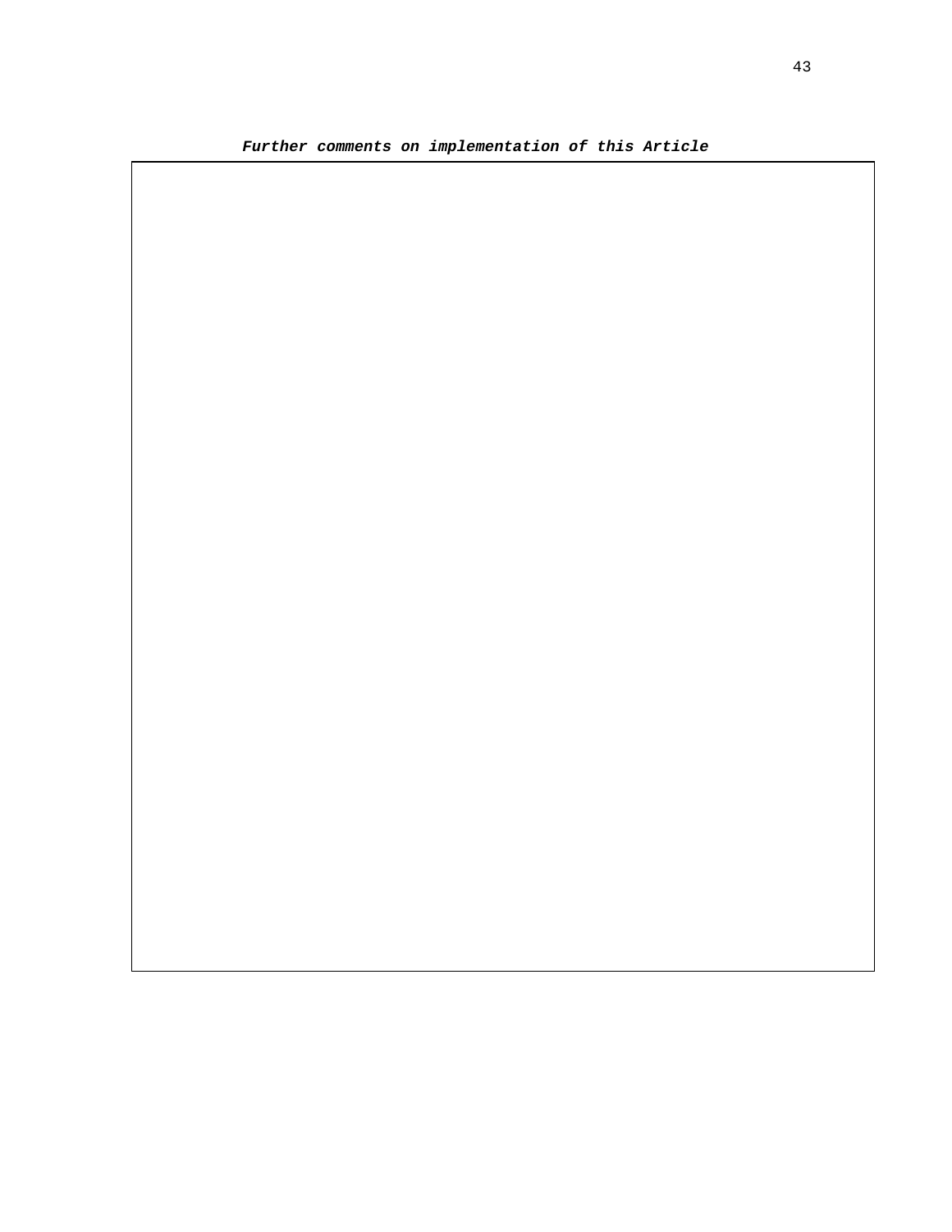***Further comments on implementation of this Article***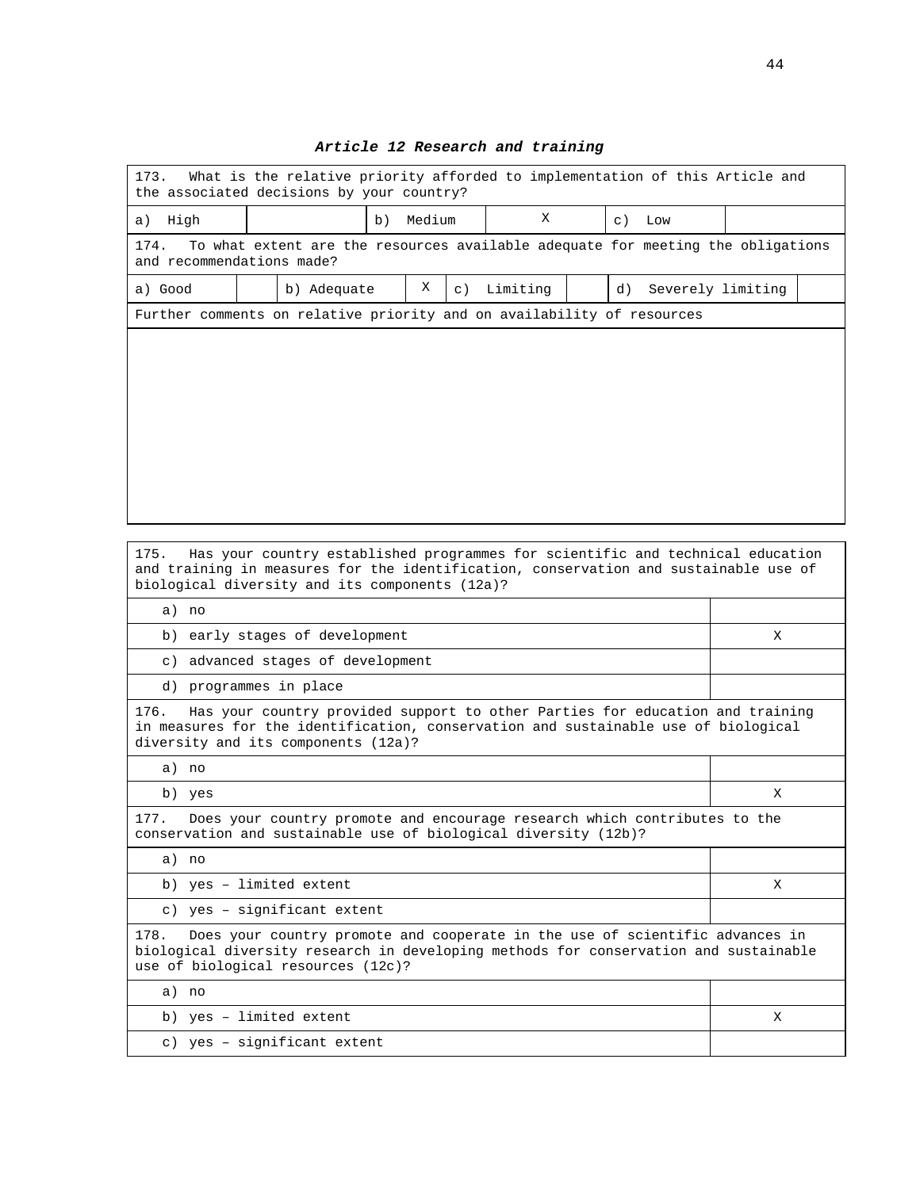### *Article 12 Research and training*

| 173. What is the relative priority afforded to implementation of this Article and the associated decisions by your country? | | | | | |
|---|---|---|---|---|---|
| a) High | | b) Medium | X | c) Low | |

| 174. To what extent are the resources available adequate for meeting the obligations and recommendations made? | | | | | | | |
|---|---|---|---|---|---|---|---|
| a) Good | | b) Adequate | X | c) Limiting | | d) Severely limiting | |

| Further comments on relative priority and on availability of resources |
|---|
| |

| 175. Has your country established programmes for scientific and technical education and training in measures for the identification, conservation and sustainable use of biological diversity and its components (12a)? | |
|---|---|
| a) no | |
| b) early stages of development | X |
| c) advanced stages of development | |
| d) programmes in place | |

| 176. Has your country provided support to other Parties for education and training in measures for the identification, conservation and sustainable use of biological diversity and its components (12a)? | |
|---|---|
| a) no | |
| b) yes | X |

| 177. Does your country promote and encourage research which contributes to the conservation and sustainable use of biological diversity (12b)? | |
|---|---|
| a) no | |
| b) yes – limited extent | X |
| c) yes – significant extent | |

| 178. Does your country promote and cooperate in the use of scientific advances in biological diversity research in developing methods for conservation and sustainable use of biological resources (12c)? | |
|---|---|
| a) no | |
| b) yes – limited extent | X |
| c) yes – significant extent | |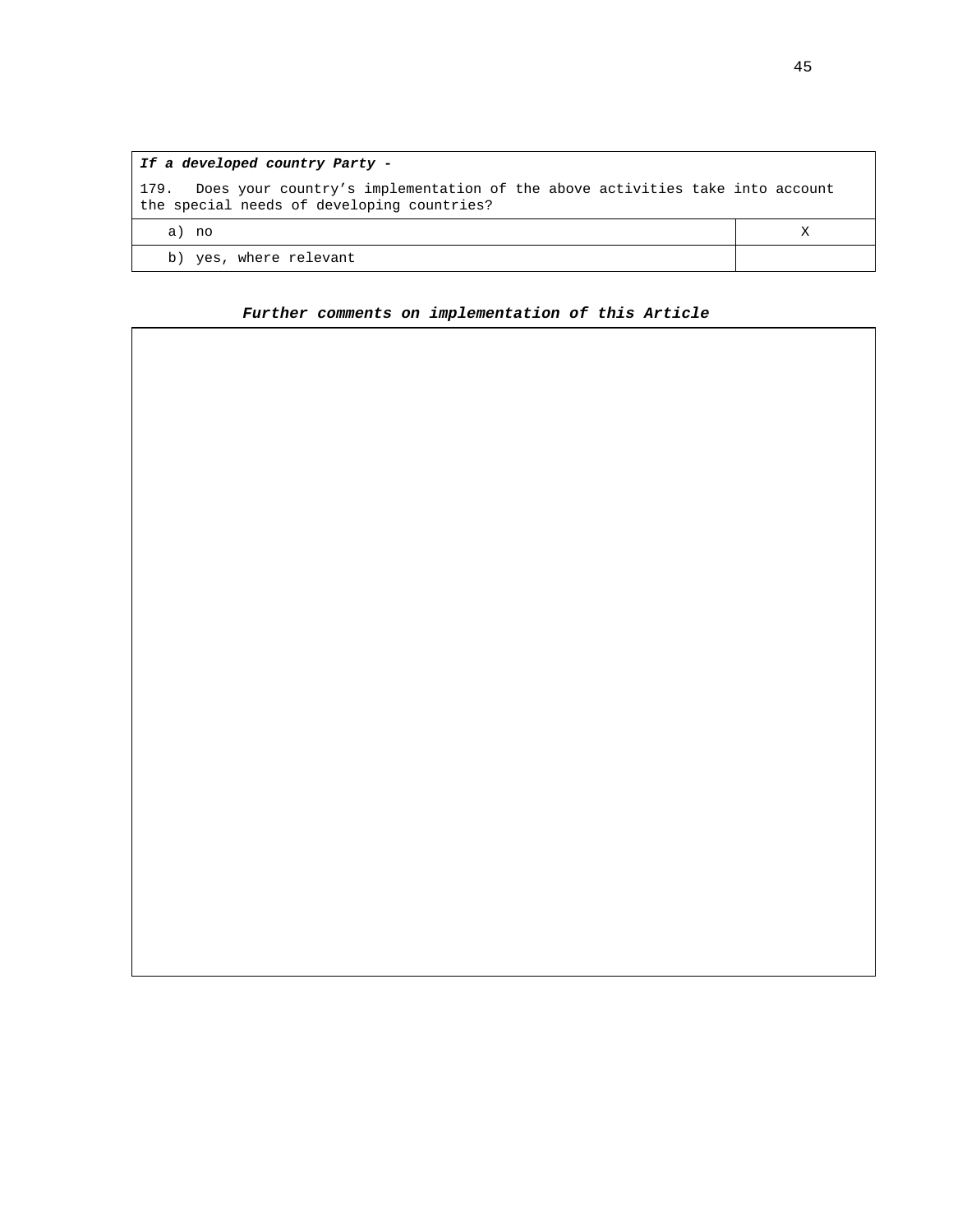| ***If a developed country Party -*** | |
|---|---|
| 179. Does your country's implementation of the above activities take into account the special needs of developing countries? | |
| a) no | X |
| b) yes, where relevant | |

***Further comments on implementation of this Article***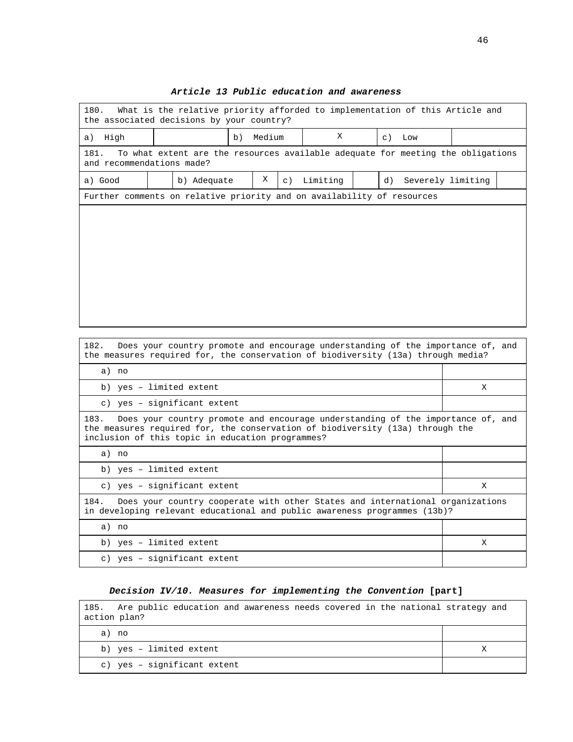### *Article 13 Public education and awareness*

| 180. What is the relative priority afforded to implementation of this Article and the associated decisions by your country? | | | | | |
|---|---|---|---|---|---|
| a) High | | b) Medium | X | c) Low | |

| 181. To what extent are the resources available adequate for meeting the obligations and recommendations made? | | | | | | | |
|---|---|---|---|---|---|---|---|
| a) Good | | b) Adequate | X | c) Limiting | | d) Severely limiting | |

| Further comments on relative priority and on availability of resources |
|---|
| |

| 182. Does your country promote and encourage understanding of the importance of, and the measures required for, the conservation of biodiversity (13a) through media? | |
|---|---|
| a) no | |
| b) yes – limited extent | X |
| c) yes – significant extent | |
| **183.** Does your country promote and encourage understanding of the importance of, and the measures required for, the conservation of biodiversity (13a) through the inclusion of this topic in education programmes? | |
| a) no | |
| b) yes – limited extent | |
| c) yes – significant extent | X |
| **184.** Does your country cooperate with other States and international organizations in developing relevant educational and public awareness programmes (13b)? | |
| a) no | |
| b) yes – limited extent | X |
| c) yes – significant extent | |

### *Decision IV/10. Measures for implementing the Convention* [part]

| 185. Are public education and awareness needs covered in the national strategy and action plan? | |
|---|---|
| a) no | |
| b) yes – limited extent | X |
| c) yes – significant extent | |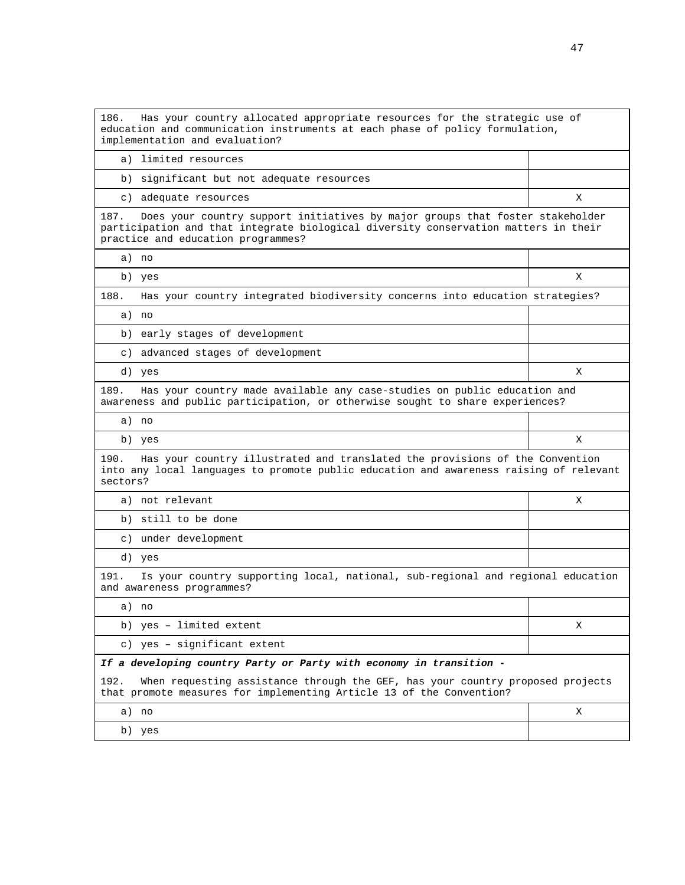| 186. Has your country allocated appropriate resources for the strategic use of education and communication instruments at each phase of policy formulation, implementation and evaluation? | |
|---|---|
| a) limited resources | |
| b) significant but not adequate resources | |
| c) adequate resources | X |
| 187. Does your country support initiatives by major groups that foster stakeholder participation and that integrate biological diversity conservation matters in their practice and education programmes? | |
| a) no | |
| b) yes | X |
| 188. Has your country integrated biodiversity concerns into education strategies? | |
| a) no | |
| b) early stages of development | |
| c) advanced stages of development | |
| d) yes | X |
| 189. Has your country made available any case-studies on public education and awareness and public participation, or otherwise sought to share experiences? | |
| a) no | |
| b) yes | X |
| 190. Has your country illustrated and translated the provisions of the Convention into any local languages to promote public education and awareness raising of relevant sectors? | |
| a) not relevant | X |
| b) still to be done | |
| c) under development | |
| d) yes | |
| 191. Is your country supporting local, national, sub-regional and regional education and awareness programmes? | |
| a) no | |
| b) yes – limited extent | X |
| c) yes – significant extent | |
| ***If a developing country Party or Party with economy in transition -*** 192. When requesting assistance through the GEF, has your country proposed projects that promote measures for implementing Article 13 of the Convention? | |
| a) no | X |
| b) yes | |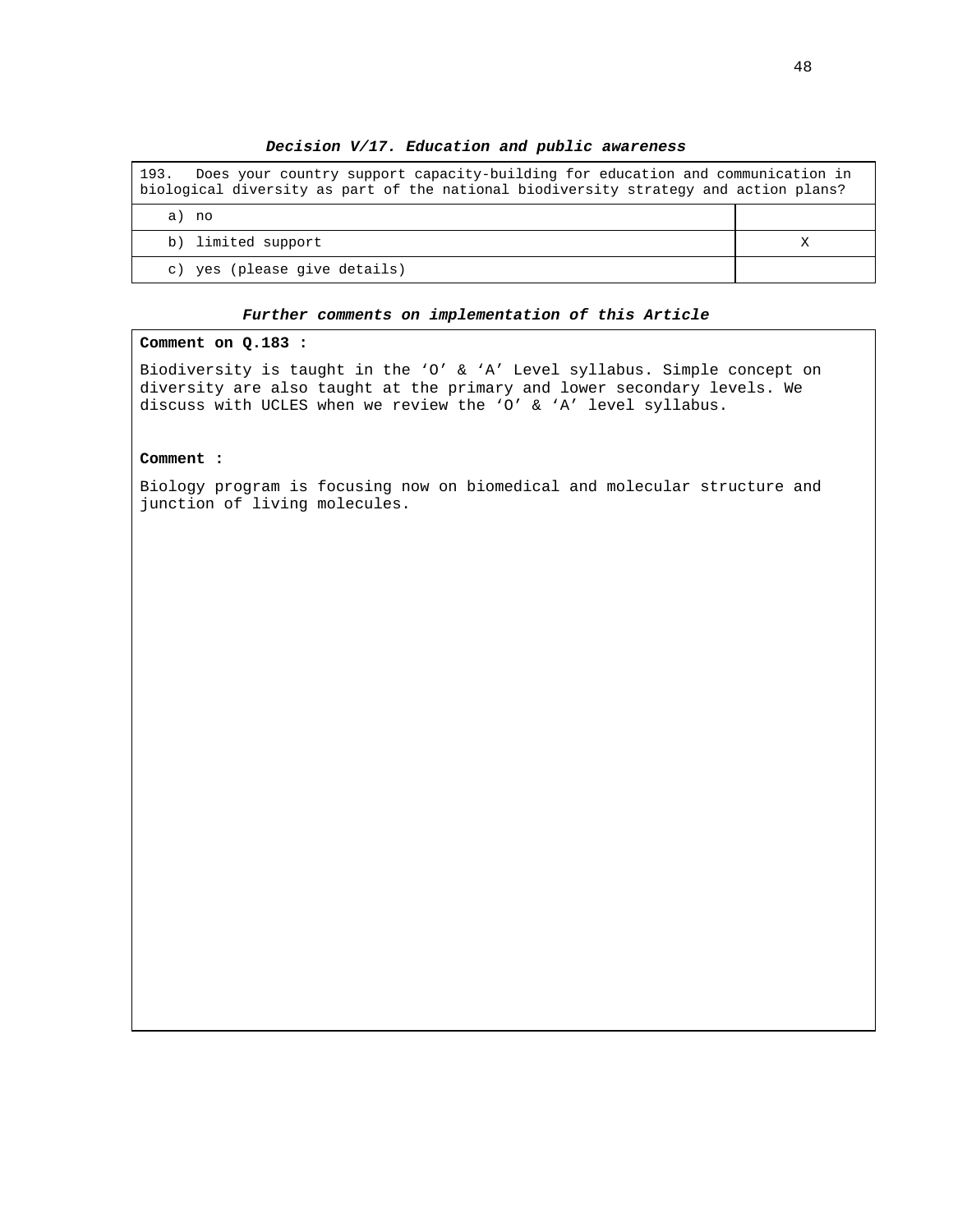### *Decision V/17. Education and public awareness*

| 193. Does your country support capacity-building for education and communication in biological diversity as part of the national biodiversity strategy and action plans? | |
|---|---|
| a) no | |
| b) limited support | X |
| c) yes (please give details) | |

### *Further comments on implementation of this Article*

**Comment on Q.183 :**

Biodiversity is taught in the 'O' & 'A' Level syllabus. Simple concept on diversity are also taught at the primary and lower secondary levels. We discuss with UCLES when we review the 'O' & 'A' level syllabus.

**Comment :**

Biology program is focusing now on biomedical and molecular structure and junction of living molecules.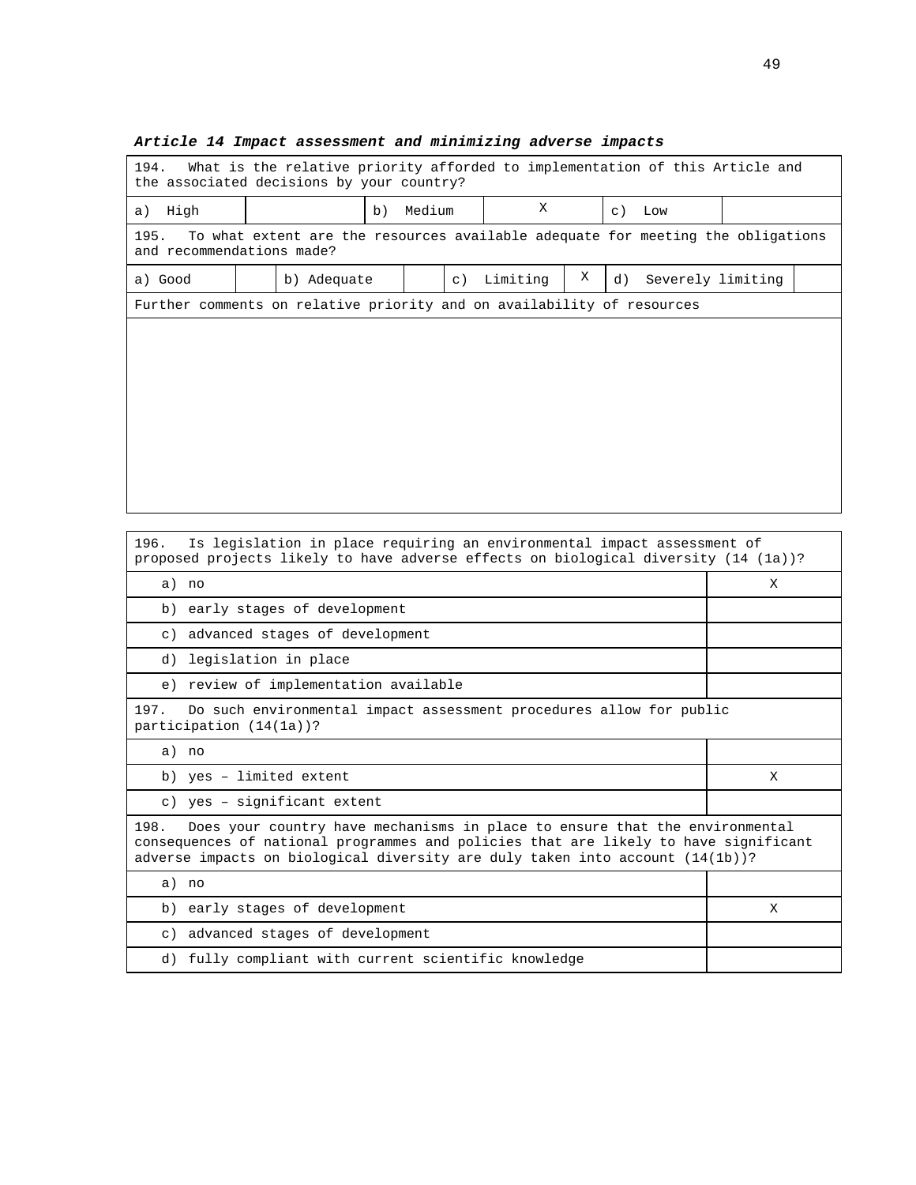***Article 14 Impact assessment and minimizing adverse impacts***

| 194. What is the relative priority afforded to implementation of this Article and the associated decisions by your country? | | | | | |
|---|---|---|---|---|---|
| a) High | | b) Medium | X | c) Low | |

| 195. To what extent are the resources available adequate for meeting the obligations and recommendations made? | | | | | | | |
|---|---|---|---|---|---|---|---|
| a) Good | | b) Adequate | | c) Limiting | X | d) Severely limiting | |

| Further comments on relative priority and on availability of resources |
|---|
| |

| 196. Is legislation in place requiring an environmental impact assessment of proposed projects likely to have adverse effects on biological diversity (14 (1a))? | |
|---|---|
| a) no | X |
| b) early stages of development | |
| c) advanced stages of development | |
| d) legislation in place | |
| e) review of implementation available | |

| 197. Do such environmental impact assessment procedures allow for public participation (14(1a))? | |
|---|---|
| a) no | |
| b) yes – limited extent | X |
| c) yes – significant extent | |

| 198. Does your country have mechanisms in place to ensure that the environmental consequences of national programmes and policies that are likely to have significant adverse impacts on biological diversity are duly taken into account (14(1b))? | |
|---|---|
| a) no | |
| b) early stages of development | X |
| c) advanced stages of development | |
| d) fully compliant with current scientific knowledge | |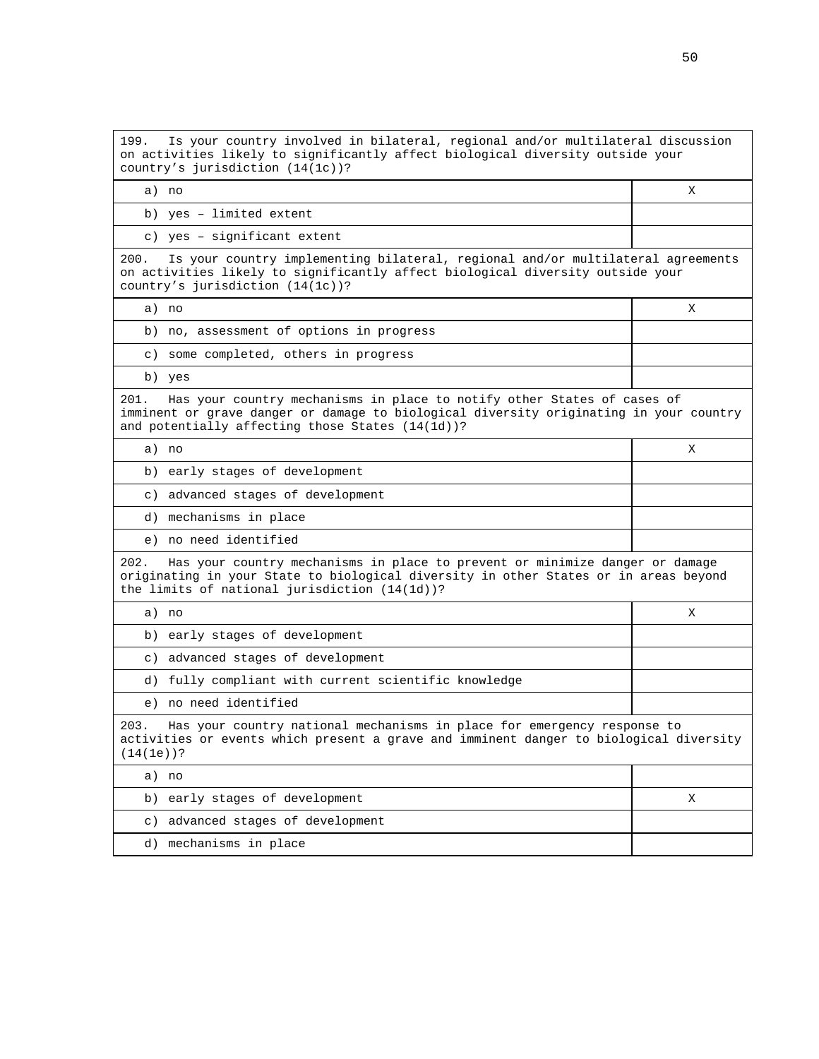| 199. Is your country involved in bilateral, regional and/or multilateral discussion on activities likely to significantly affect biological diversity outside your country's jurisdiction (14(1c))? | |
|---|---|
| a) no | X |
| b) yes – limited extent | |
| c) yes – significant extent | |

| 200. Is your country implementing bilateral, regional and/or multilateral agreements on activities likely to significantly affect biological diversity outside your country's jurisdiction (14(1c))? | |
|---|---|
| a) no | X |
| b) no, assessment of options in progress | |
| c) some completed, others in progress | |
| b) yes | |

| 201. Has your country mechanisms in place to notify other States of cases of imminent or grave danger or damage to biological diversity originating in your country and potentially affecting those States (14(1d))? | |
|---|---|
| a) no | X |
| b) early stages of development | |
| c) advanced stages of development | |
| d) mechanisms in place | |
| e) no need identified | |

| 202. Has your country mechanisms in place to prevent or minimize danger or damage originating in your State to biological diversity in other States or in areas beyond the limits of national jurisdiction (14(1d))? | |
|---|---|
| a) no | X |
| b) early stages of development | |
| c) advanced stages of development | |
| d) fully compliant with current scientific knowledge | |
| e) no need identified | |

| 203. Has your country national mechanisms in place for emergency response to activities or events which present a grave and imminent danger to biological diversity (14(1e))? | |
|---|---|
| a) no | |
| b) early stages of development | X |
| c) advanced stages of development | |
| d) mechanisms in place | |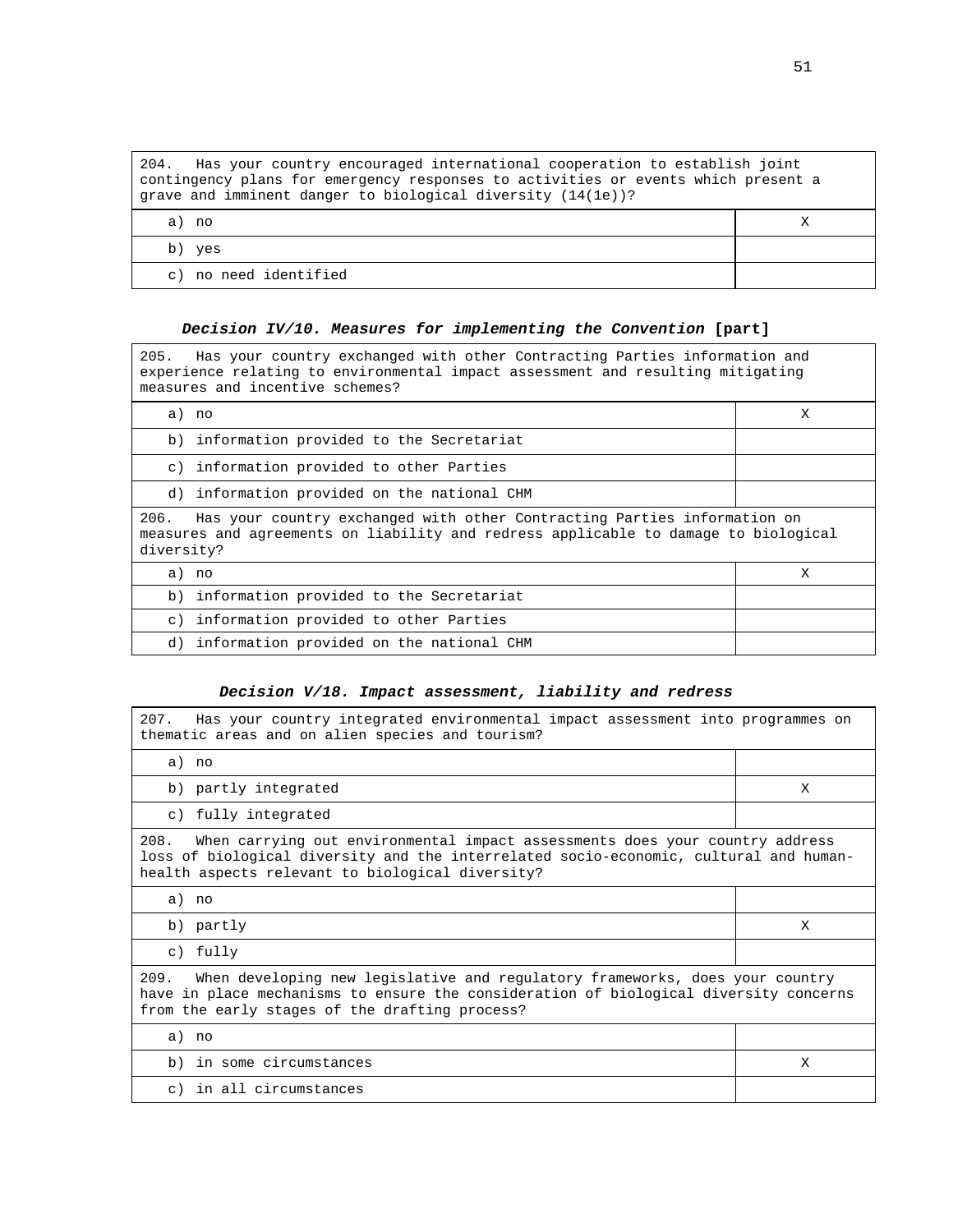| 204. Has your country encouraged international cooperation to establish joint contingency plans for emergency responses to activities or events which present a grave and imminent danger to biological diversity (14(1e))? | |
|---|---|
| a) no | X |
| b) yes | |
| c) no need identified | |

***Decision IV/10. Measures for implementing the Convention*** **[part]**

| 205. Has your country exchanged with other Contracting Parties information and experience relating to environmental impact assessment and resulting mitigating measures and incentive schemes? | |
|---|---|
| a) no | X |
| b) information provided to the Secretariat | |
| c) information provided to other Parties | |
| d) information provided on the national CHM | |
| 206. Has your country exchanged with other Contracting Parties information on measures and agreements on liability and redress applicable to damage to biological diversity? | |
| a) no | X |
| b) information provided to the Secretariat | |
| c) information provided to other Parties | |
| d) information provided on the national CHM | |

***Decision V/18. Impact assessment, liability and redress***

| 207. Has your country integrated environmental impact assessment into programmes on thematic areas and on alien species and tourism? | |
|---|---|
| a) no | |
| b) partly integrated | X |
| c) fully integrated | |
| 208. When carrying out environmental impact assessments does your country address loss of biological diversity and the interrelated socio-economic, cultural and human-health aspects relevant to biological diversity? | |
| a) no | |
| b) partly | X |
| c) fully | |
| 209. When developing new legislative and regulatory frameworks, does your country have in place mechanisms to ensure the consideration of biological diversity concerns from the early stages of the drafting process? | |
| a) no | |
| b) in some circumstances | X |
| c) in all circumstances | |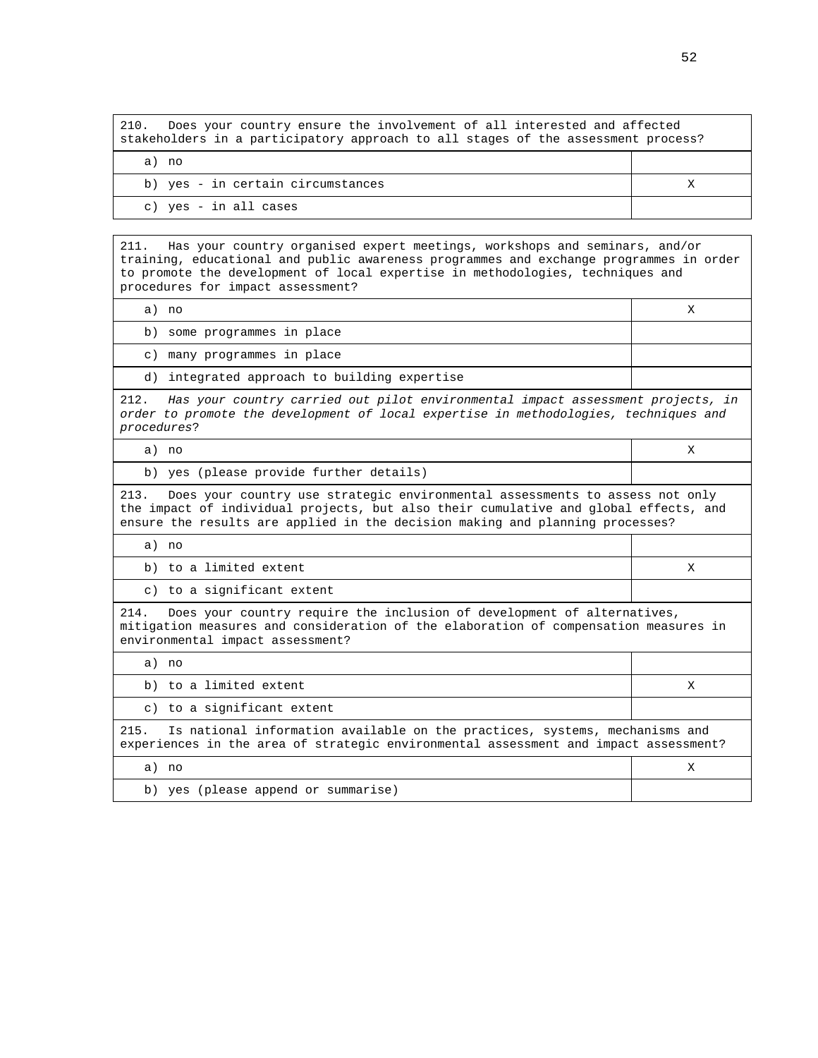| 210. Does your country ensure the involvement of all interested and affected stakeholders in a participatory approach to all stages of the assessment process? | |
|---|---|
| a) no | |
| b) yes - in certain circumstances | X |
| c) yes - in all cases | |

| 211. Has your country organised expert meetings, workshops and seminars, and/or training, educational and public awareness programmes and exchange programmes in order to promote the development of local expertise in methodologies, techniques and procedures for impact assessment? | |
|---|---|
| a) no | X |
| b) some programmes in place | |
| c) many programmes in place | |
| d) integrated approach to building expertise | |
| 212. *Has your country carried out pilot environmental impact assessment projects, in order to promote the development of local expertise in methodologies, techniques and procedures*? | |
| a) no | X |
| b) yes (please provide further details) | |
| 213. Does your country use strategic environmental assessments to assess not only the impact of individual projects, but also their cumulative and global effects, and ensure the results are applied in the decision making and planning processes? | |
| a) no | |
| b) to a limited extent | X |
| c) to a significant extent | |
| 214. Does your country require the inclusion of development of alternatives, mitigation measures and consideration of the elaboration of compensation measures in environmental impact assessment? | |
| a) no | |
| b) to a limited extent | X |
| c) to a significant extent | |
| 215. Is national information available on the practices, systems, mechanisms and experiences in the area of strategic environmental assessment and impact assessment? | |
| a) no | X |
| b) yes (please append or summarise) | |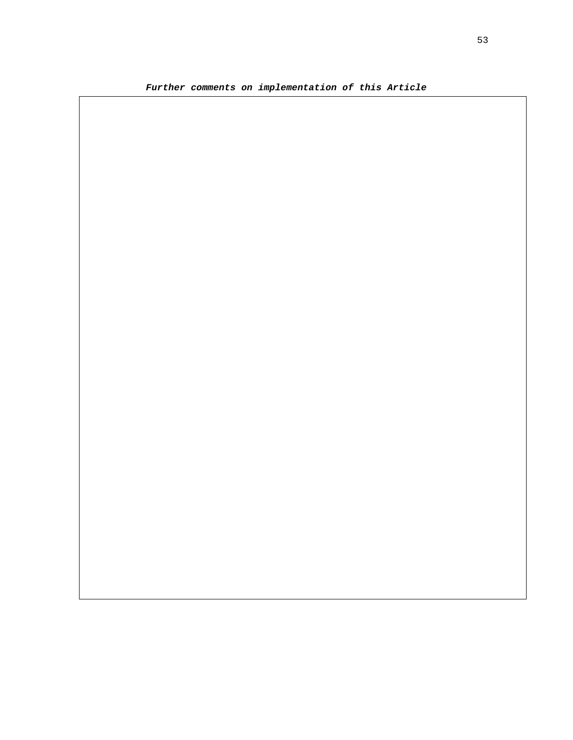***Further comments on implementation of this Article***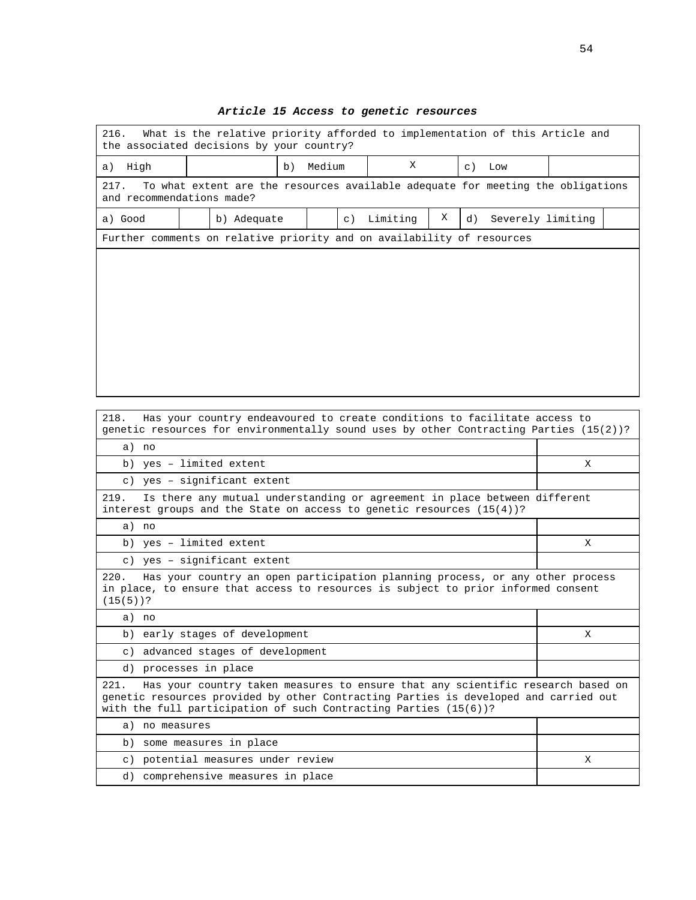### *Article 15 Access to genetic resources*

| 216. What is the relative priority afforded to implementation of this Article and the associated decisions by your country? | | | | | | | |
|---|---|---|---|---|---|---|---|
| a) High | | b) Medium | | X | c) Low | | |

| 217. To what extent are the resources available adequate for meeting the obligations and recommendations made? | | | | | | | |
|---|---|---|---|---|---|---|---|
| a) Good | | b) Adequate | | c) Limiting | X | d) Severely limiting | |

| Further comments on relative priority and on availability of resources |
|---|
| |

| 218. Has your country endeavoured to create conditions to facilitate access to genetic resources for environmentally sound uses by other Contracting Parties (15(2))? | |
|---|---|
| a) no | |
| b) yes – limited extent | X |
| c) yes – significant extent | |
| **219.** Is there any mutual understanding or agreement in place between different interest groups and the State on access to genetic resources (15(4))? | |
| a) no | |
| b) yes – limited extent | X |
| c) yes – significant extent | |
| **220.** Has your country an open participation planning process, or any other process in place, to ensure that access to resources is subject to prior informed consent (15(5))? | |
| a) no | |
| b) early stages of development | X |
| c) advanced stages of development | |
| d) processes in place | |
| **221.** Has your country taken measures to ensure that any scientific research based on genetic resources provided by other Contracting Parties is developed and carried out with the full participation of such Contracting Parties (15(6))? | |
| a) no measures | |
| b) some measures in place | |
| c) potential measures under review | X |
| d) comprehensive measures in place | |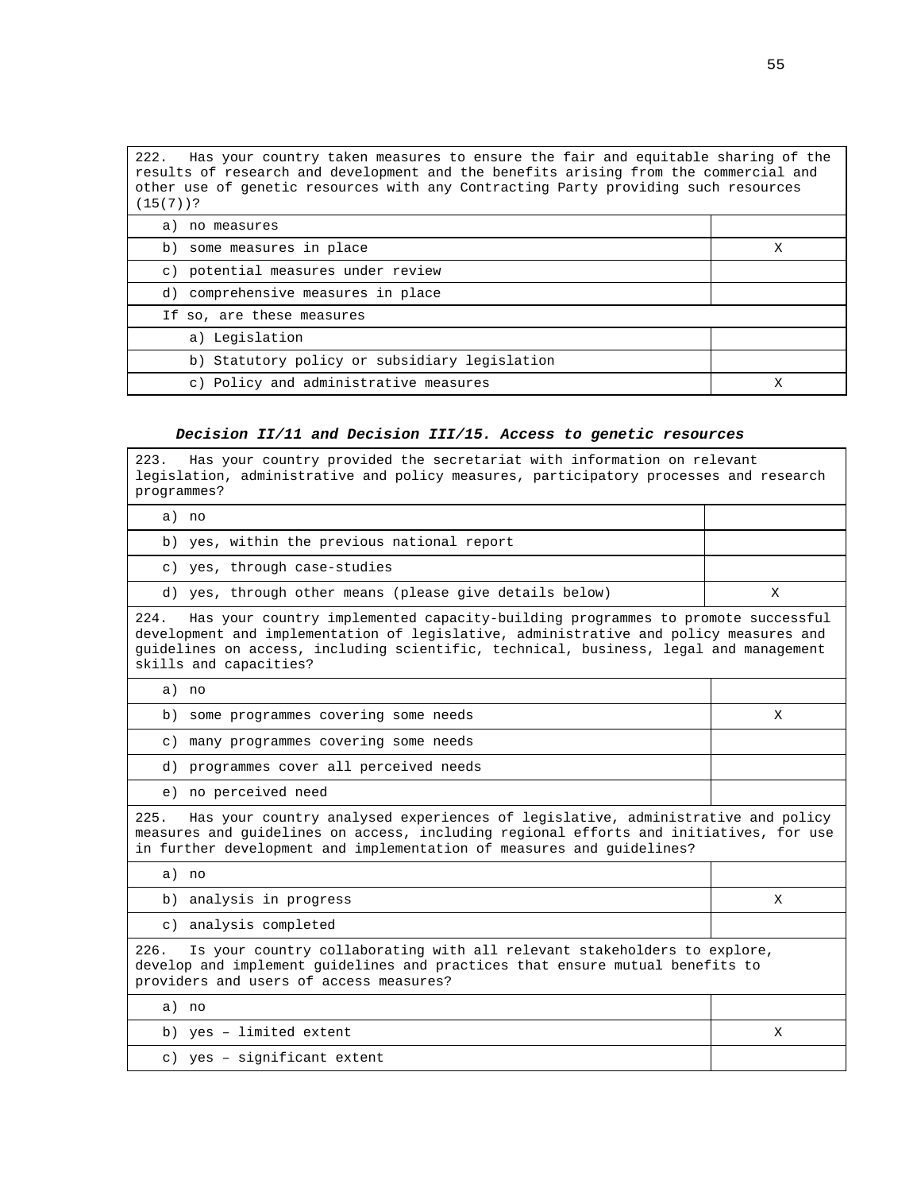| 222. Has your country taken measures to ensure the fair and equitable sharing of the results of research and development and the benefits arising from the commercial and other use of genetic resources with any Contracting Party providing such resources (15(7))? | |
|---|---|
| a) no measures | |
| b) some measures in place | X |
| c) potential measures under review | |
| d) comprehensive measures in place | |
| If so, are these measures | |
| a) Legislation | |
| b) Statutory policy or subsidiary legislation | |
| c) Policy and administrative measures | X |

***Decision II/11 and Decision III/15. Access to genetic resources***

| 223. Has your country provided the secretariat with information on relevant legislation, administrative and policy measures, participatory processes and research programmes? | |
|---|---|
| a) no | |
| b) yes, within the previous national report | |
| c) yes, through case-studies | |
| d) yes, through other means (please give details below) | X |
| **224.** Has your country implemented capacity-building programmes to promote successful development and implementation of legislative, administrative and policy measures and guidelines on access, including scientific, technical, business, legal and management skills and capacities? | |
| a) no | |
| b) some programmes covering some needs | X |
| c) many programmes covering some needs | |
| d) programmes cover all perceived needs | |
| e) no perceived need | |
| **225.** Has your country analysed experiences of legislative, administrative and policy measures and guidelines on access, including regional efforts and initiatives, for use in further development and implementation of measures and guidelines? | |
| a) no | |
| b) analysis in progress | X |
| c) analysis completed | |
| **226.** Is your country collaborating with all relevant stakeholders to explore, develop and implement guidelines and practices that ensure mutual benefits to providers and users of access measures? | |
| a) no | |
| b) yes – limited extent | X |
| c) yes – significant extent | |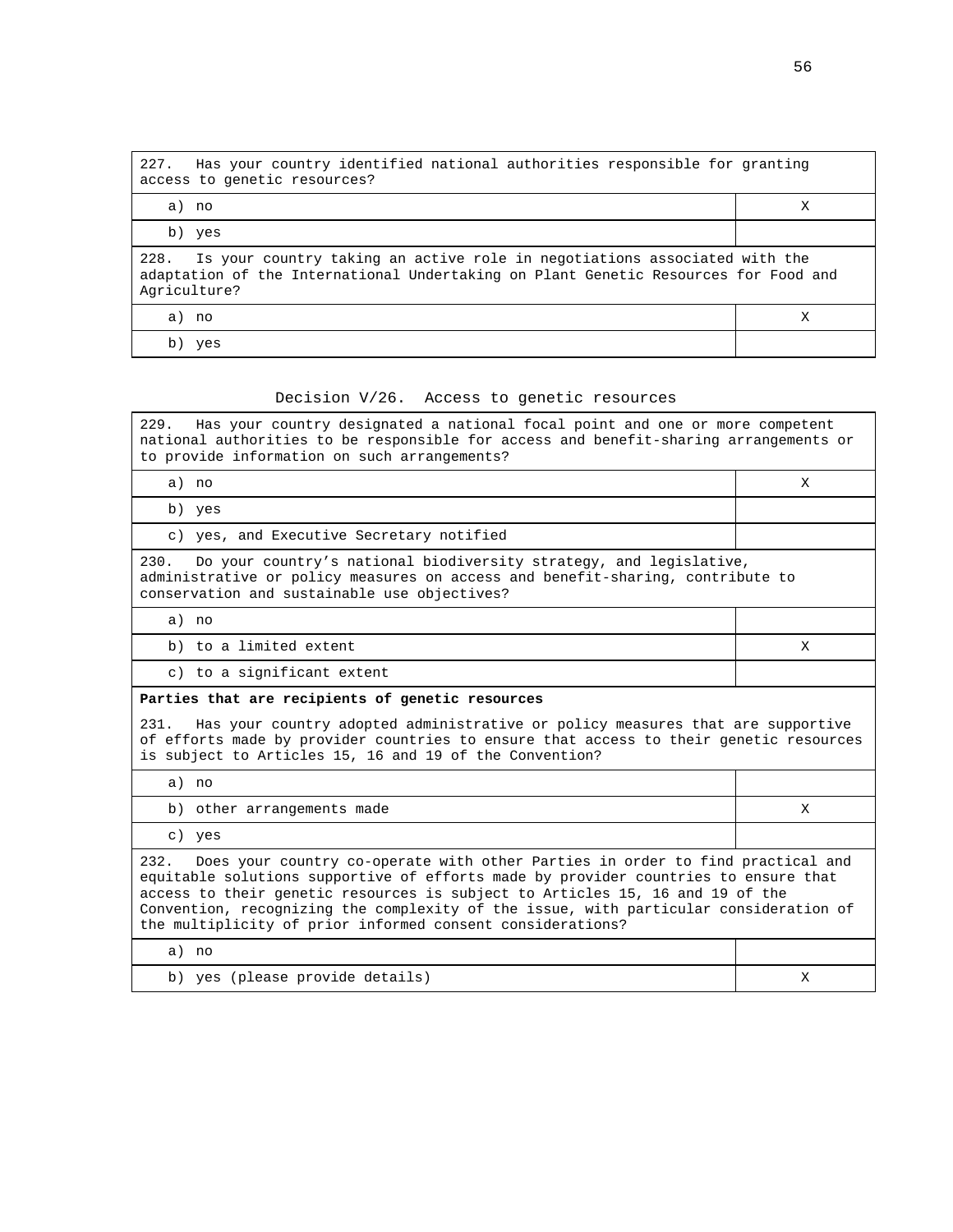| 227. Has your country identified national authorities responsible for granting access to genetic resources? | |
|---|---|
| a) no | X |
| b) yes | |
| 228. Is your country taking an active role in negotiations associated with the adaptation of the International Undertaking on Plant Genetic Resources for Food and Agriculture? | |
| a) no | X |
| b) yes | |

Decision V/26. Access to genetic resources

| 229. Has your country designated a national focal point and one or more competent national authorities to be responsible for access and benefit-sharing arrangements or to provide information on such arrangements? | |
|---|---|
| a) no | X |
| b) yes | |
| c) yes, and Executive Secretary notified | |
| 230. Do your country's national biodiversity strategy, and legislative, administrative or policy measures on access and benefit-sharing, contribute to conservation and sustainable use objectives? | |
| a) no | |
| b) to a limited extent | X |
| c) to a significant extent | |
| **Parties that are recipients of genetic resources**<br><br>231. Has your country adopted administrative or policy measures that are supportive of efforts made by provider countries to ensure that access to their genetic resources is subject to Articles 15, 16 and 19 of the Convention? | |
| a) no | |
| b) other arrangements made | X |
| c) yes | |
| 232. Does your country co-operate with other Parties in order to find practical and equitable solutions supportive of efforts made by provider countries to ensure that access to their genetic resources is subject to Articles 15, 16 and 19 of the Convention, recognizing the complexity of the issue, with particular consideration of the multiplicity of prior informed consent considerations? | |
| a) no | |
| b) yes (please provide details) | X |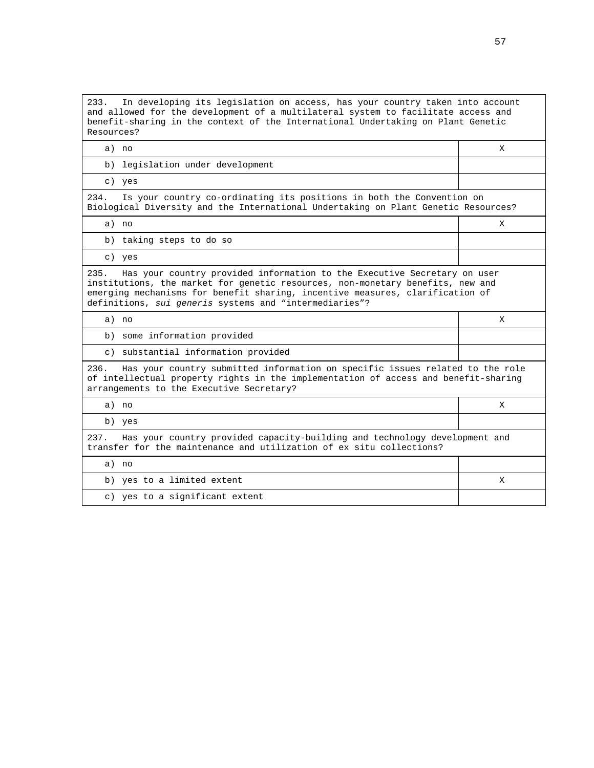| 233. In developing its legislation on access, has your country taken into account and allowed for the development of a multilateral system to facilitate access and benefit-sharing in the context of the International Undertaking on Plant Genetic Resources? | |
|---|---|
| a) no | X |
| b) legislation under development | |
| c) yes | |
| 234. Is your country co-ordinating its positions in both the Convention on Biological Diversity and the International Undertaking on Plant Genetic Resources? | |
| a) no | X |
| b) taking steps to do so | |
| c) yes | |
| 235. Has your country provided information to the Executive Secretary on user institutions, the market for genetic resources, non-monetary benefits, new and emerging mechanisms for benefit sharing, incentive measures, clarification of definitions, *sui generis* systems and "intermediaries"? | |
| a) no | X |
| b) some information provided | |
| c) substantial information provided | |
| 236. Has your country submitted information on specific issues related to the role of intellectual property rights in the implementation of access and benefit-sharing arrangements to the Executive Secretary? | |
| a) no | X |
| b) yes | |
| 237. Has your country provided capacity-building and technology development and transfer for the maintenance and utilization of ex situ collections? | |
| a) no | |
| b) yes to a limited extent | X |
| c) yes to a significant extent | |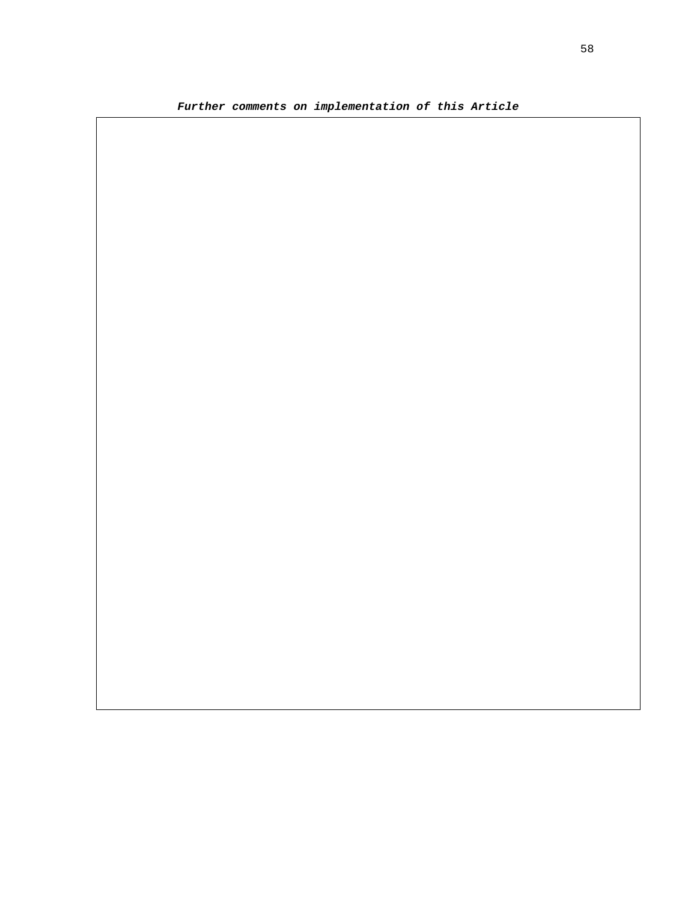***Further comments on implementation of this Article***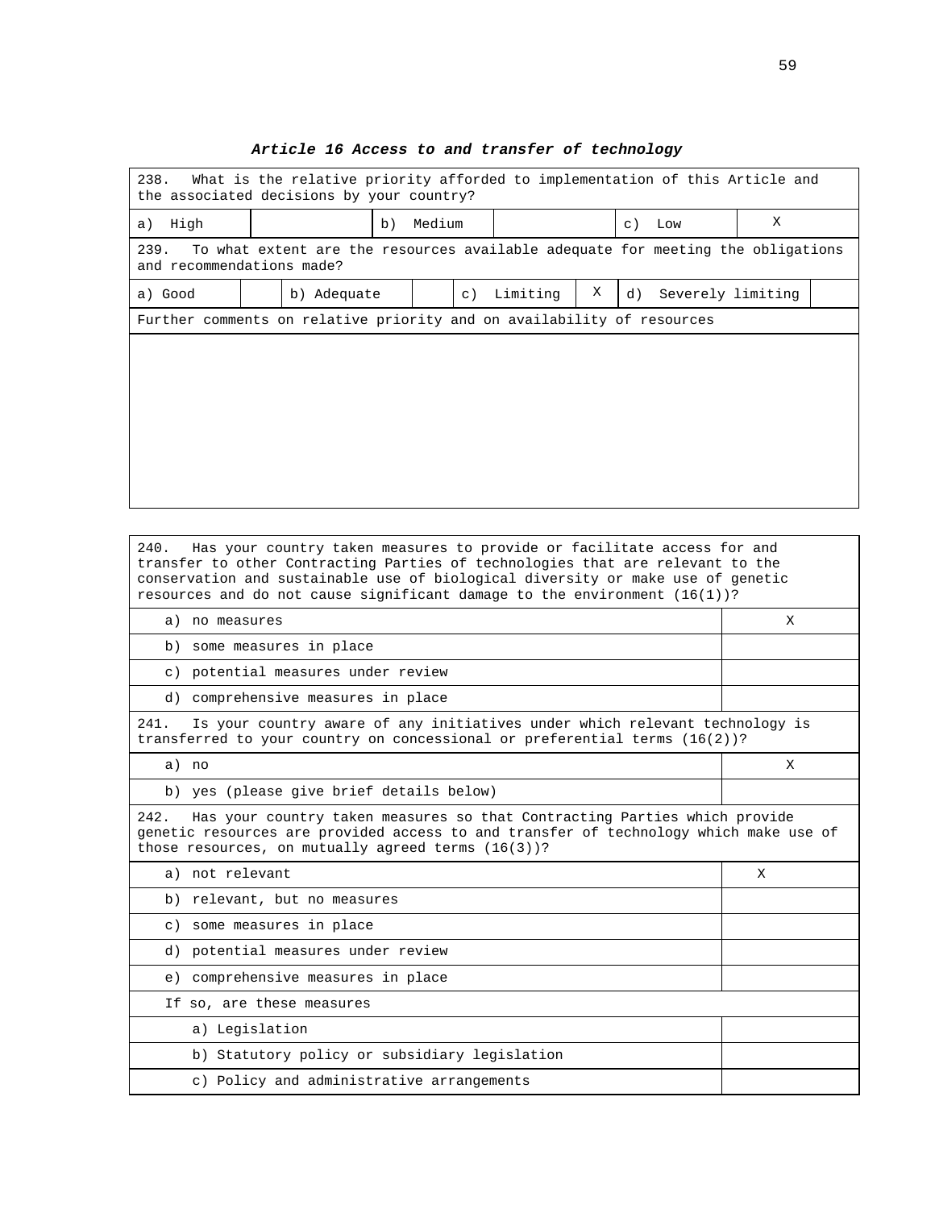***Article 16 Access to and transfer of technology***

| 238. What is the relative priority afforded to implementation of this Article and the associated decisions by your country? | | | | | |
|---|---|---|---|---|---|
| a) High | | b) Medium | | c) Low | X |

| 239. To what extent are the resources available adequate for meeting the obligations and recommendations made? | | | | | | | |
|---|---|---|---|---|---|---|---|
| a) Good | | b) Adequate | | c) Limiting | X | d) Severely limiting | |
| Further comments on relative priority and on availability of resources | | | | | | | |

| 240. Has your country taken measures to provide or facilitate access for and transfer to other Contracting Parties of technologies that are relevant to the conservation and sustainable use of biological diversity or make use of genetic resources and do not cause significant damage to the environment (16(1))? | |
|---|---|
| a) no measures | X |
| b) some measures in place | |
| c) potential measures under review | |
| d) comprehensive measures in place | |

| 241. Is your country aware of any initiatives under which relevant technology is transferred to your country on concessional or preferential terms (16(2))? | |
|---|---|
| a) no | X |
| b) yes (please give brief details below) | |

| 242. Has your country taken measures so that Contracting Parties which provide genetic resources are provided access to and transfer of technology which make use of those resources, on mutually agreed terms (16(3))? | |
|---|---|
| a) not relevant | X |
| b) relevant, but no measures | |
| c) some measures in place | |
| d) potential measures under review | |
| e) comprehensive measures in place | |
| If so, are these measures | |
| a) Legislation | |
| b) Statutory policy or subsidiary legislation | |
| c) Policy and administrative arrangements | |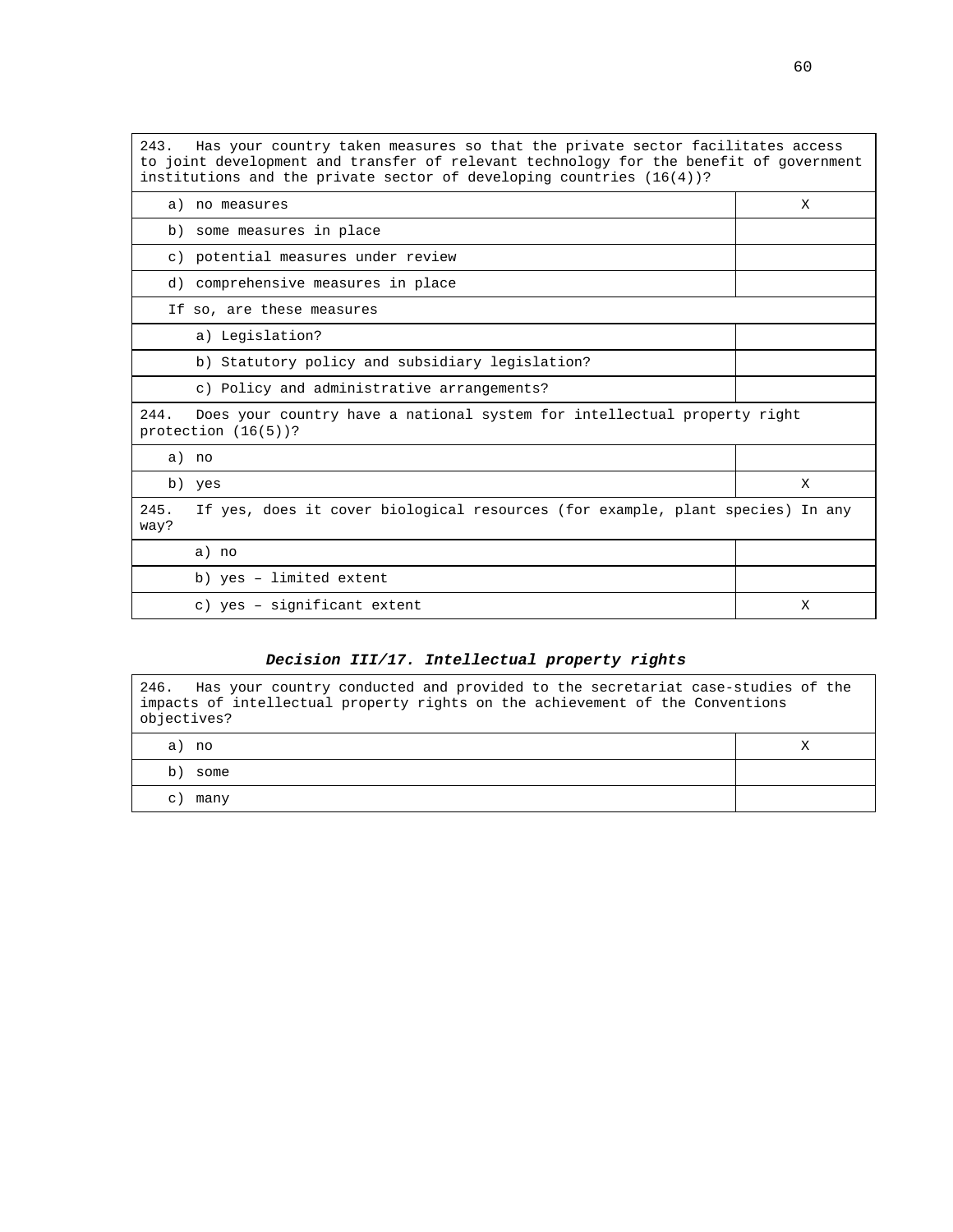| 243. Has your country taken measures so that the private sector facilitates access to joint development and transfer of relevant technology for the benefit of government institutions and the private sector of developing countries (16(4))? | |
|---|---|
| a) no measures | X |
| b) some measures in place | |
| c) potential measures under review | |
| d) comprehensive measures in place | |
| If so, are these measures | |
| a) Legislation? | |
| b) Statutory policy and subsidiary legislation? | |
| c) Policy and administrative arrangements? | |
| **244.** Does your country have a national system for intellectual property right protection (16(5))? | |
| a) no | |
| b) yes | X |
| **245.** If yes, does it cover biological resources (for example, plant species) In any way? | |
| a) no | |
| b) yes – limited extent | |
| c) yes – significant extent | X |

### ***Decision III/17. Intellectual property rights***

| 246. Has your country conducted and provided to the secretariat case-studies of the impacts of intellectual property rights on the achievement of the Conventions objectives? | |
|---|---|
| a) no | X |
| b) some | |
| c) many | |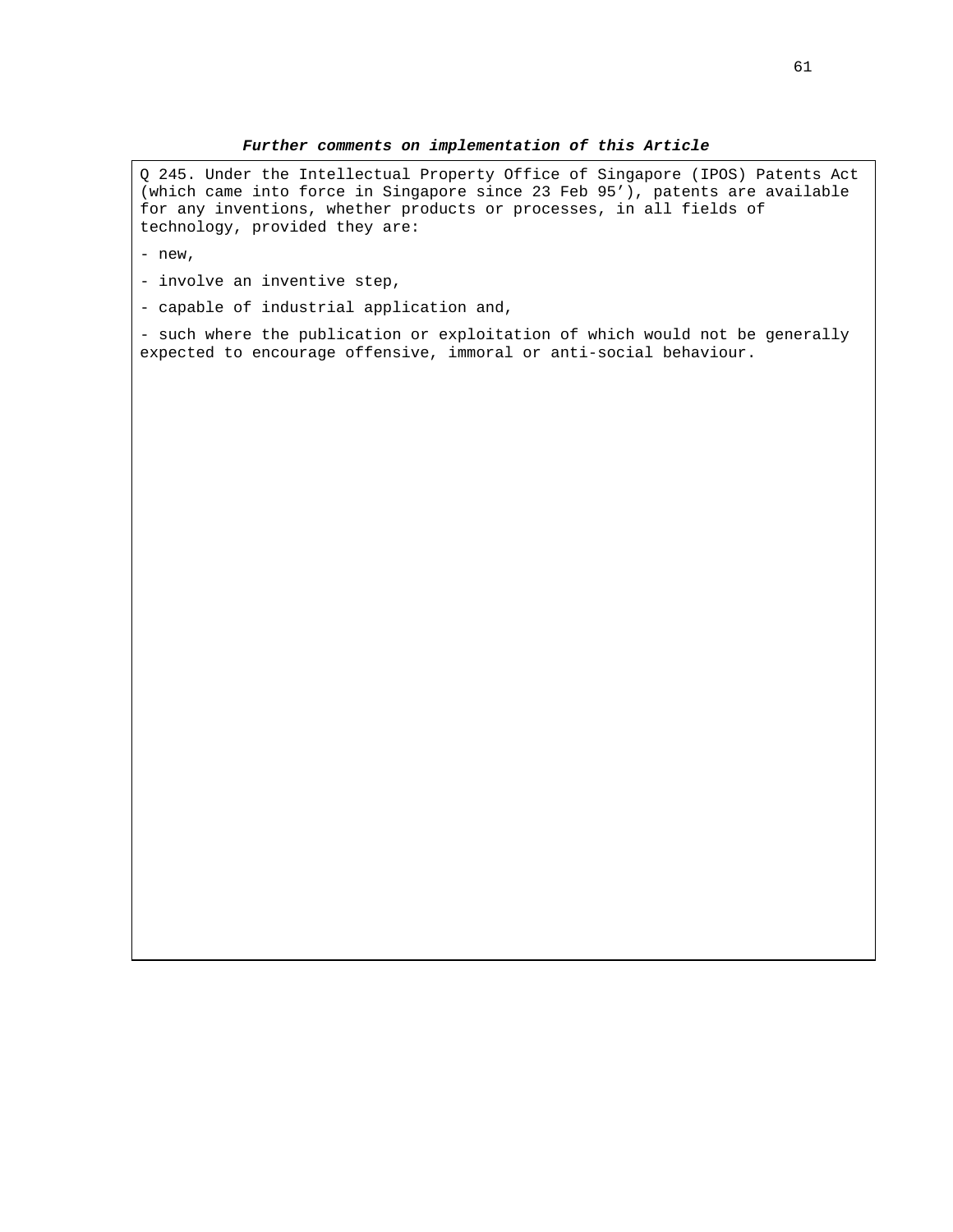***Further comments on implementation of this Article***

Q 245. Under the Intellectual Property Office of Singapore (IPOS) Patents Act (which came into force in Singapore since 23 Feb 95'), patents are available for any inventions, whether products or processes, in all fields of technology, provided they are:

- new,
- involve an inventive step,
- capable of industrial application and,
- such where the publication or exploitation of which would not be generally expected to encourage offensive, immoral or anti-social behaviour.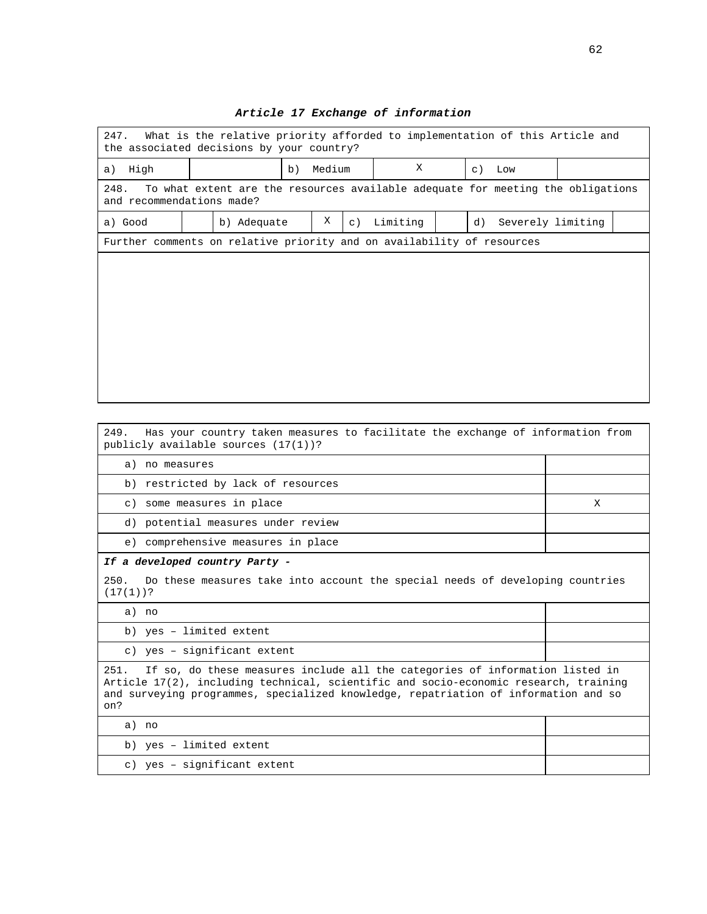### ***Article 17 Exchange of information***

| 247. What is the relative priority afforded to implementation of this Article and the associated decisions by your country? | | | | | |
|---|---|---|---|---|---|
| a) High | | b) Medium | X | c) Low | |

| 248. To what extent are the resources available adequate for meeting the obligations and recommendations made? | | | | | | | |
|---|---|---|---|---|---|---|---|
| a) Good | | b) Adequate | X | c) Limiting | | d) Severely limiting | |
| Further comments on relative priority and on availability of resources | | | | | | | |
| | | | | | | | |

| 249. Has your country taken measures to facilitate the exchange of information from publicly available sources (17(1))? | |
|---|---|
| a) no measures | |
| b) restricted by lack of resources | |
| c) some measures in place | X |
| d) potential measures under review | |
| e) comprehensive measures in place | |
| ***If a developed country Party -*** 250. Do these measures take into account the special needs of developing countries (17(1))? | |
| a) no | |
| b) yes – limited extent | |
| c) yes – significant extent | |
| 251. If so, do these measures include all the categories of information listed in Article 17(2), including technical, scientific and socio-economic research, training and surveying programmes, specialized knowledge, repatriation of information and so on? | |
| a) no | |
| b) yes – limited extent | |
| c) yes – significant extent | |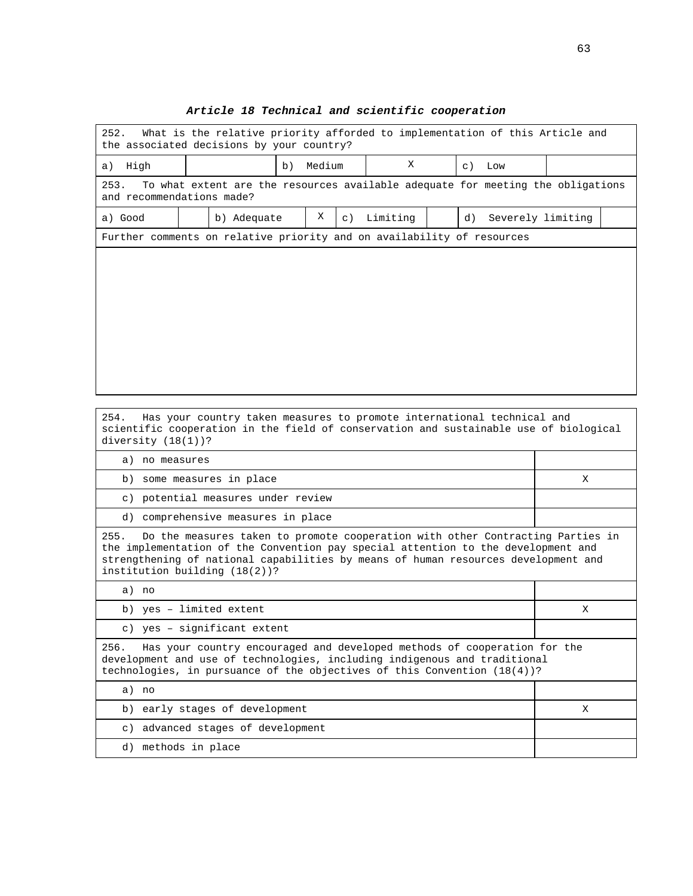### *Article 18 Technical and scientific cooperation*

| 252. What is the relative priority afforded to implementation of this Article and the associated decisions by your country? | | | | | |
|---|---|---|---|---|---|
| a) High | | b) Medium | X | c) Low | |

| 253. To what extent are the resources available adequate for meeting the obligations and recommendations made? | | | | | | | |
|---|---|---|---|---|---|---|---|
| a) Good | | b) Adequate | X | c) Limiting | | d) Severely limiting | |

| Further comments on relative priority and on availability of resources |
|---|
| |

| 254. Has your country taken measures to promote international technical and scientific cooperation in the field of conservation and sustainable use of biological diversity (18(1))? | |
|---|---|
| a) no measures | |
| b) some measures in place | X |
| c) potential measures under review | |
| d) comprehensive measures in place | |

| 255. Do the measures taken to promote cooperation with other Contracting Parties in the implementation of the Convention pay special attention to the development and strengthening of national capabilities by means of human resources development and institution building (18(2))? | |
|---|---|
| a) no | |
| b) yes – limited extent | X |
| c) yes – significant extent | |

| 256. Has your country encouraged and developed methods of cooperation for the development and use of technologies, including indigenous and traditional technologies, in pursuance of the objectives of this Convention (18(4))? | |
|---|---|
| a) no | |
| b) early stages of development | X |
| c) advanced stages of development | |
| d) methods in place | |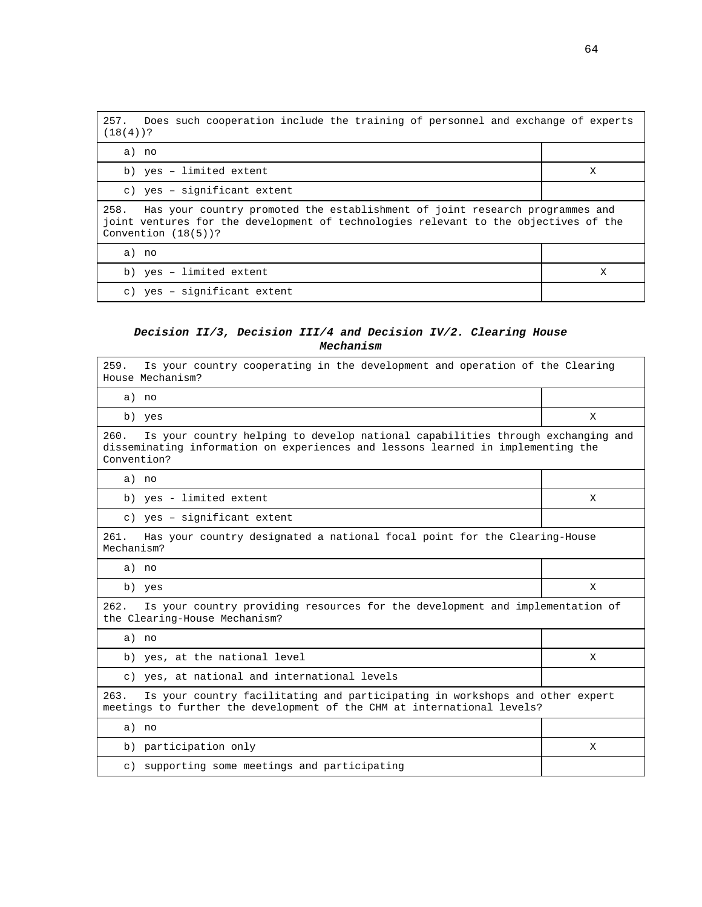| 257. Does such cooperation include the training of personnel and exchange of experts (18(4))? | |
|---|---|
| a) no | |
| b) yes – limited extent | X |
| c) yes – significant extent | |
| **258. Has your country promoted the establishment of joint research programmes and joint ventures for the development of technologies relevant to the objectives of the Convention (18(5))?** | |
| a) no | |
| b) yes – limited extent | X |
| c) yes – significant extent | |

### *Decision II/3, Decision III/4 and Decision IV/2. Clearing House Mechanism*

| 259. Is your country cooperating in the development and operation of the Clearing House Mechanism? | |
|---|---|
| a) no | |
| b) yes | X |
| **260. Is your country helping to develop national capabilities through exchanging and disseminating information on experiences and lessons learned in implementing the Convention?** | |
| a) no | |
| b) yes - limited extent | X |
| c) yes – significant extent | |
| **261. Has your country designated a national focal point for the Clearing-House Mechanism?** | |
| a) no | |
| b) yes | X |
| **262. Is your country providing resources for the development and implementation of the Clearing-House Mechanism?** | |
| a) no | |
| b) yes, at the national level | X |
| c) yes, at national and international levels | |
| **263. Is your country facilitating and participating in workshops and other expert meetings to further the development of the CHM at international levels?** | |
| a) no | |
| b) participation only | X |
| c) supporting some meetings and participating | |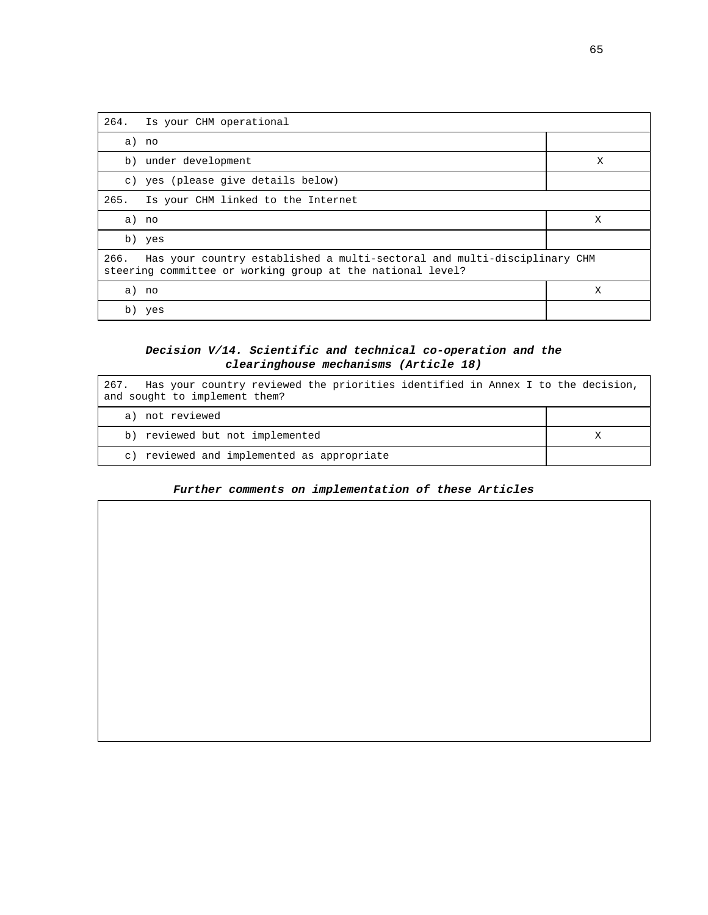| 264. Is your CHM operational | |
|---|---|
| a) no | |
| b) under development | X |
| c) yes (please give details below) | |

| 265. Is your CHM linked to the Internet | |
|---|---|
| a) no | X |
| b) yes | |

| 266. Has your country established a multi-sectoral and multi-disciplinary CHM steering committee or working group at the national level? | |
|---|---|
| a) no | X |
| b) yes | |

### *Decision V/14. Scientific and technical co-operation and the clearinghouse mechanisms (Article 18)*

| 267. Has your country reviewed the priorities identified in Annex I to the decision, and sought to implement them? | |
|---|---|
| a) not reviewed | |
| b) reviewed but not implemented | X |
| c) reviewed and implemented as appropriate | |

### *Further comments on implementation of these Articles*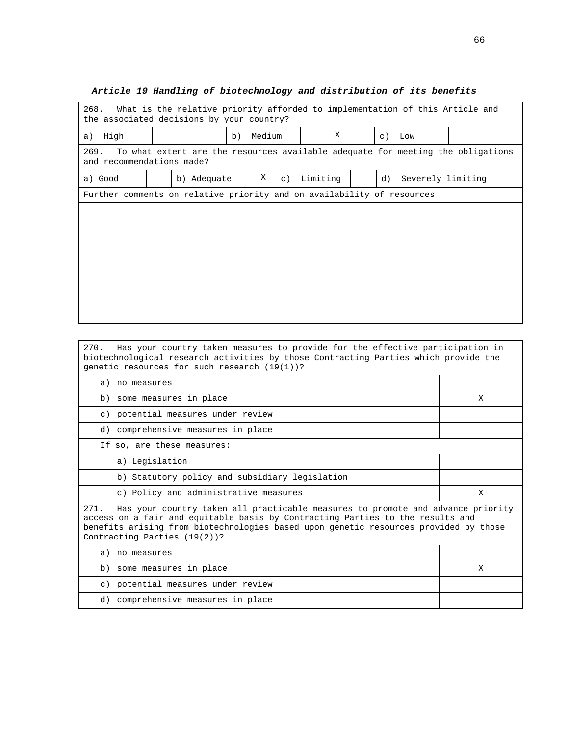***Article 19 Handling of biotechnology and distribution of its benefits***

| 268. What is the relative priority afforded to implementation of this Article and the associated decisions by your country? | | | | | |
|---|---|---|---|---|---|
| a) High | | b) Medium | X | c) Low | |

| 269. To what extent are the resources available adequate for meeting the obligations and recommendations made? | | | | | | | |
|---|---|---|---|---|---|---|---|
| a) Good | | b) Adequate | X | c) Limiting | | d) Severely limiting | |
| Further comments on relative priority and on availability of resources | | | | | | | |
| | | | | | | | |

| 270. Has your country taken measures to provide for the effective participation in biotechnological research activities by those Contracting Parties which provide the genetic resources for such research (19(1))? | |
|---|---|
| a) no measures | |
| b) some measures in place | X |
| c) potential measures under review | |
| d) comprehensive measures in place | |
| If so, are these measures: | |
| a) Legislation | |
| b) Statutory policy and subsidiary legislation | |
| c) Policy and administrative measures | X |

| 271. Has your country taken all practicable measures to promote and advance priority access on a fair and equitable basis by Contracting Parties to the results and benefits arising from biotechnologies based upon genetic resources provided by those Contracting Parties (19(2))? | |
|---|---|
| a) no measures | |
| b) some measures in place | X |
| c) potential measures under review | |
| d) comprehensive measures in place | |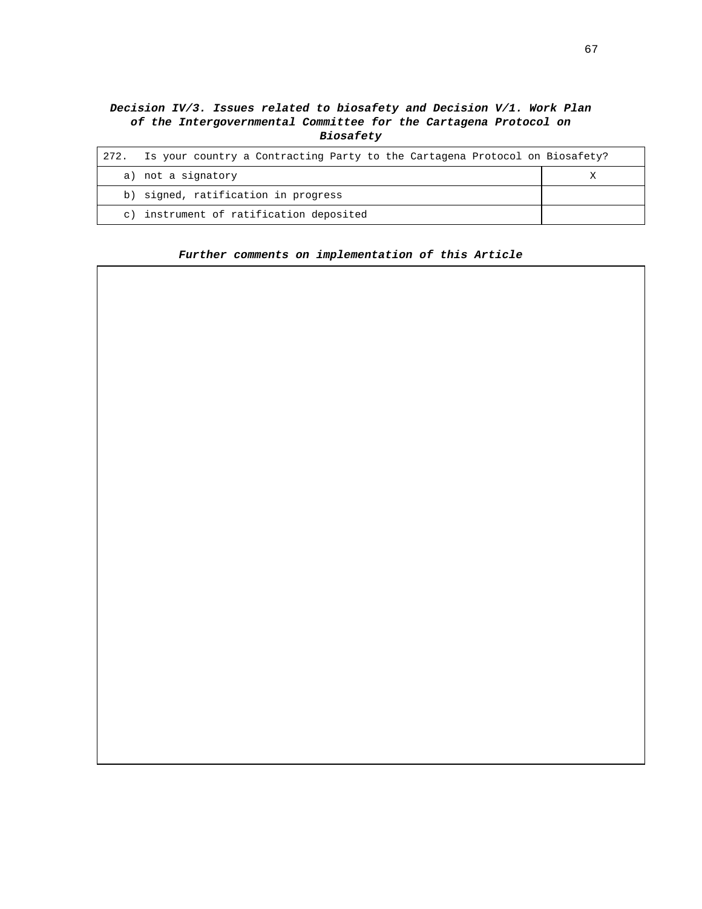### ***Decision IV/3. Issues related to biosafety and Decision V/1. Work Plan of the Intergovernmental Committee for the Cartagena Protocol on Biosafety***

| 272. Is your country a Contracting Party to the Cartagena Protocol on Biosafety? | |
|---|---|
| a) not a signatory | X |
| b) signed, ratification in progress | |
| c) instrument of ratification deposited | |

***Further comments on implementation of this Article***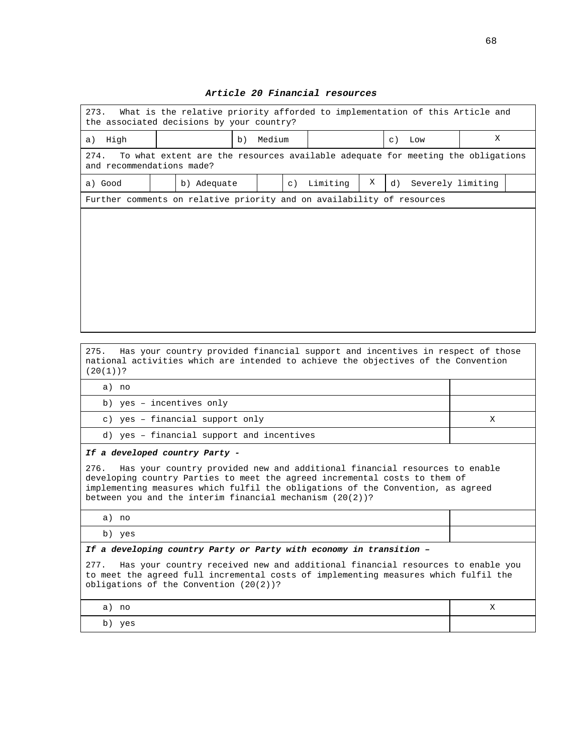### *Article 20 Financial resources*

273. What is the relative priority afforded to implementation of this Article and the associated decisions by your country?

| a) High | | b) Medium | | c) Low | X |
|---|---|---|---|---|---|

274. To what extent are the resources available adequate for meeting the obligations and recommendations made?

| a) Good | | b) Adequate | | c) Limiting | X | d) Severely limiting | |
|---|---|---|---|---|---|---|---|

Further comments on relative priority and on availability of resources

275. Has your country provided financial support and incentives in respect of those national activities which are intended to achieve the objectives of the Convention (20(1))?

| | |
|---|---|
| a) no | |
| b) yes – incentives only | |
| c) yes – financial support only | X |
| d) yes – financial support and incentives | |

***If a developed country Party -***

276. Has your country provided new and additional financial resources to enable developing country Parties to meet the agreed incremental costs to them of implementing measures which fulfil the obligations of the Convention, as agreed between you and the interim financial mechanism (20(2))?

| | |
|---|---|
| a) no | |
| b) yes | |

***If a developing country Party or Party with economy in transition –***

277. Has your country received new and additional financial resources to enable you to meet the agreed full incremental costs of implementing measures which fulfil the obligations of the Convention (20(2))?

| | |
|---|---|
| a) no | X |
| b) yes | |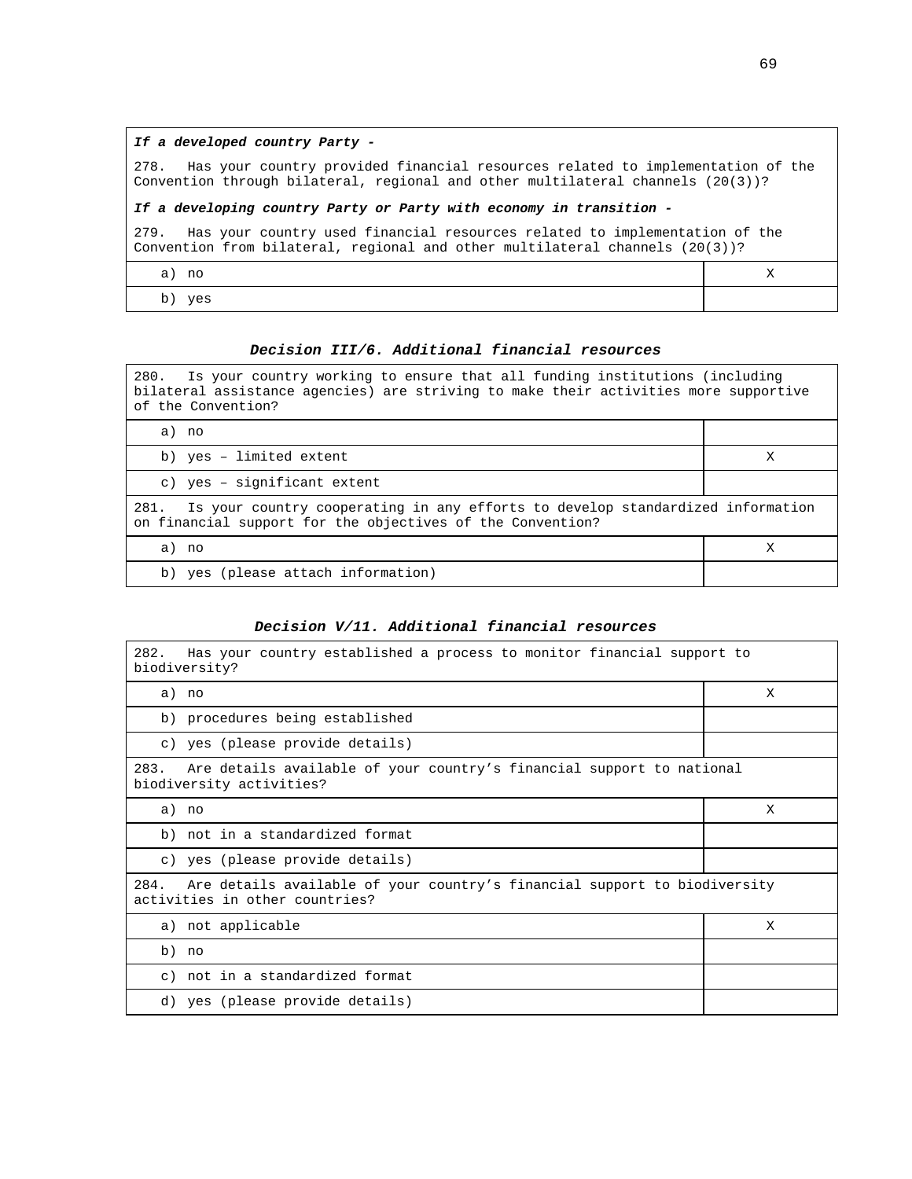| ***If a developed country Party -*** <br> 278. Has your country provided financial resources related to implementation of the Convention through bilateral, regional and other multilateral channels (20(3))? <br> ***If a developing country Party or Party with economy in transition -*** <br> 279. Has your country used financial resources related to implementation of the Convention from bilateral, regional and other multilateral channels (20(3))? | |
|---|---|
| a) no | X |
| b) yes | |

### ***Decision III/6. Additional financial resources***

| 280. Is your country working to ensure that all funding institutions (including bilateral assistance agencies) are striving to make their activities more supportive of the Convention? | |
|---|---|
| a) no | |
| b) yes – limited extent | X |
| c) yes – significant extent | |
| 281. Is your country cooperating in any efforts to develop standardized information on financial support for the objectives of the Convention? | |
| a) no | X |
| b) yes (please attach information) | |

### ***Decision V/11. Additional financial resources***

| 282. Has your country established a process to monitor financial support to biodiversity? | |
|---|---|
| a) no | X |
| b) procedures being established | |
| c) yes (please provide details) | |
| 283. Are details available of your country's financial support to national biodiversity activities? | |
| a) no | X |
| b) not in a standardized format | |
| c) yes (please provide details) | |
| 284. Are details available of your country's financial support to biodiversity activities in other countries? | |
| a) not applicable | X |
| b) no | |
| c) not in a standardized format | |
| d) yes (please provide details) | |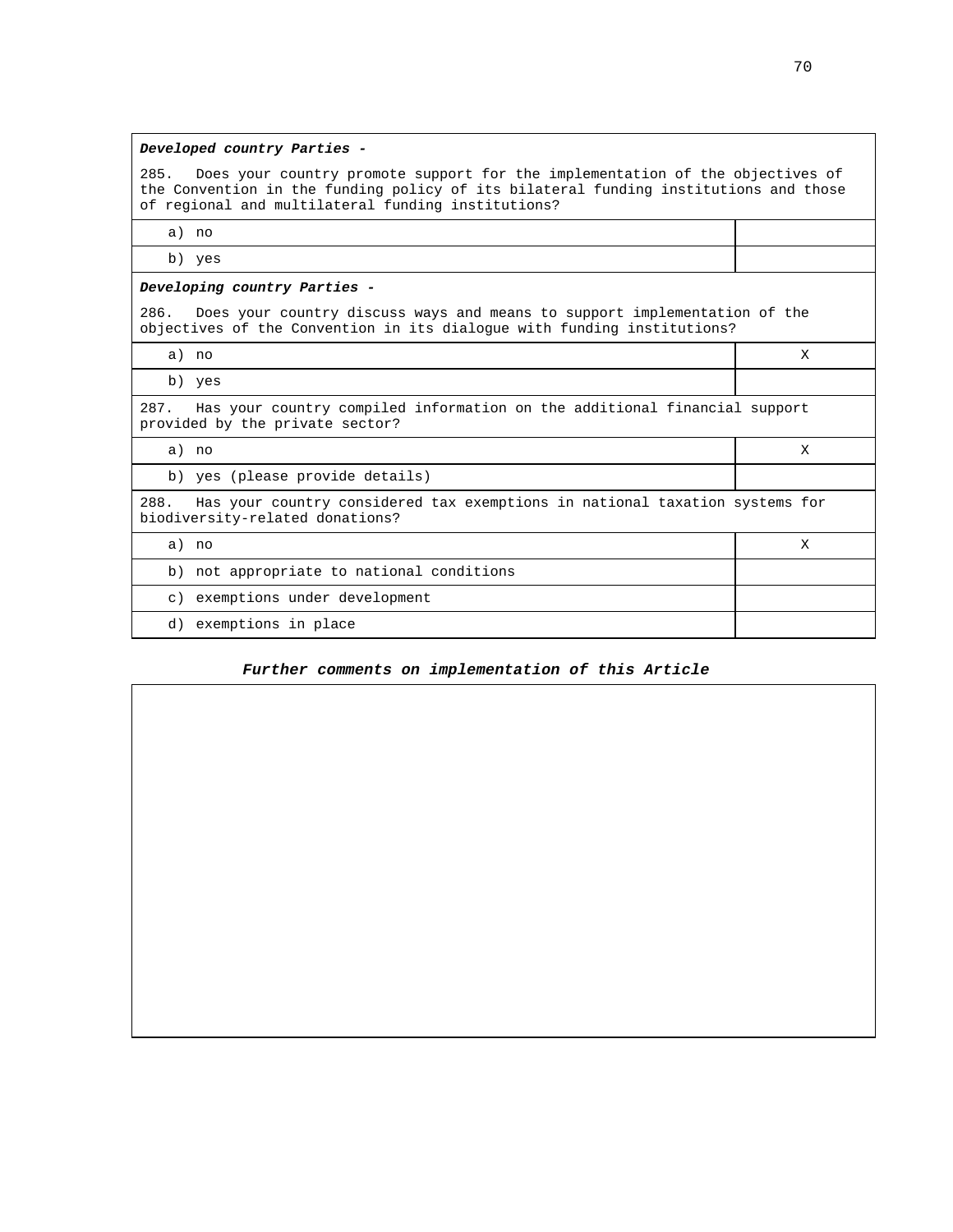***Developed country Parties -***

285. Does your country promote support for the implementation of the objectives of the Convention in the funding policy of its bilateral funding institutions and those of regional and multilateral funding institutions?

| | |
|---|---|
| a) no | |
| b) yes | |

***Developing country Parties -***

286. Does your country discuss ways and means to support implementation of the objectives of the Convention in its dialogue with funding institutions?

| | |
|---|---|
| a) no | X |
| b) yes | |

287. Has your country compiled information on the additional financial support provided by the private sector?

| | |
|---|---|
| a) no | X |
| b) yes (please provide details) | |

288. Has your country considered tax exemptions in national taxation systems for biodiversity-related donations?

| | |
|---|---|
| a) no | X |
| b) not appropriate to national conditions | |
| c) exemptions under development | |
| d) exemptions in place | |

***Further comments on implementation of this Article***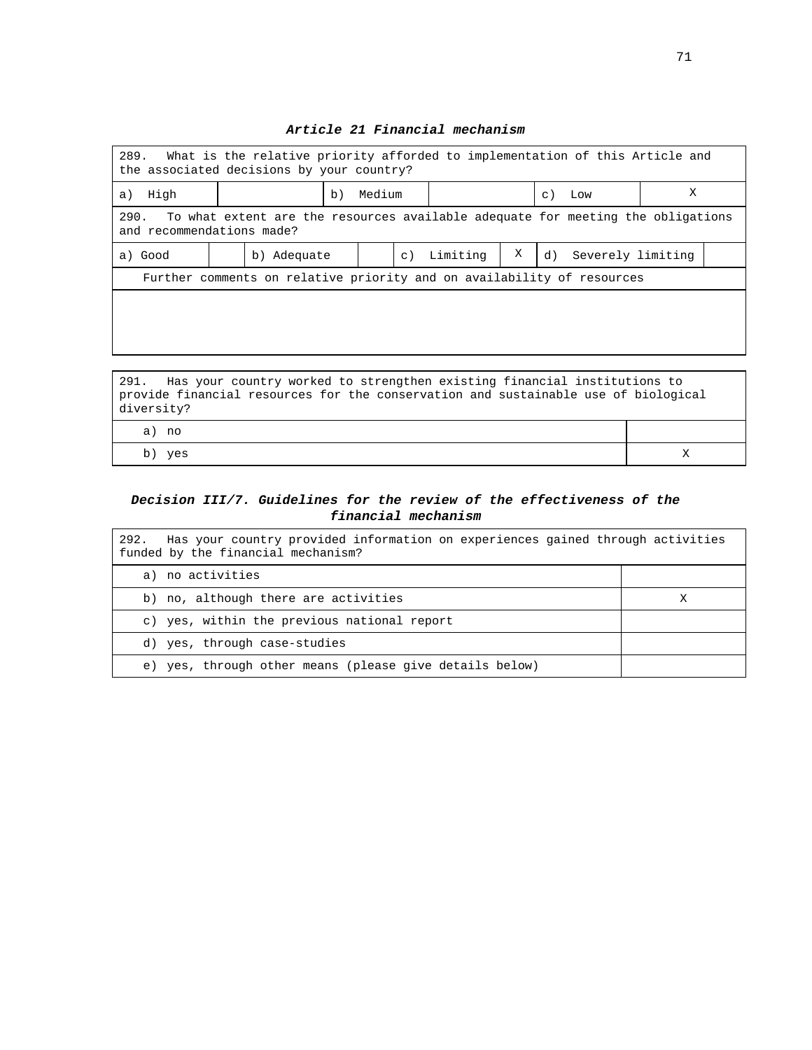### *Article 21 Financial mechanism*

| 289. What is the relative priority afforded to implementation of this Article and the associated decisions by your country? | | | | | |
|---|---|---|---|---|---|
| a) High | | b) Medium | | c) Low | X |

| 290. To what extent are the resources available adequate for meeting the obligations and recommendations made? | | | | | | | |
|---|---|---|---|---|---|---|---|
| a) Good | | b) Adequate | | c) Limiting | X | d) Severely limiting | |
| Further comments on relative priority and on availability of resources | | | | | | | |
| | | | | | | | |

| 291. Has your country worked to strengthen existing financial institutions to provide financial resources for the conservation and sustainable use of biological diversity? | |
|---|---|
| a) no | |
| b) yes | X |

### *Decision III/7. Guidelines for the review of the effectiveness of the financial mechanism*

| 292. Has your country provided information on experiences gained through activities funded by the financial mechanism? | |
|---|---|
| a) no activities | |
| b) no, although there are activities | X |
| c) yes, within the previous national report | |
| d) yes, through case-studies | |
| e) yes, through other means (please give details below) | |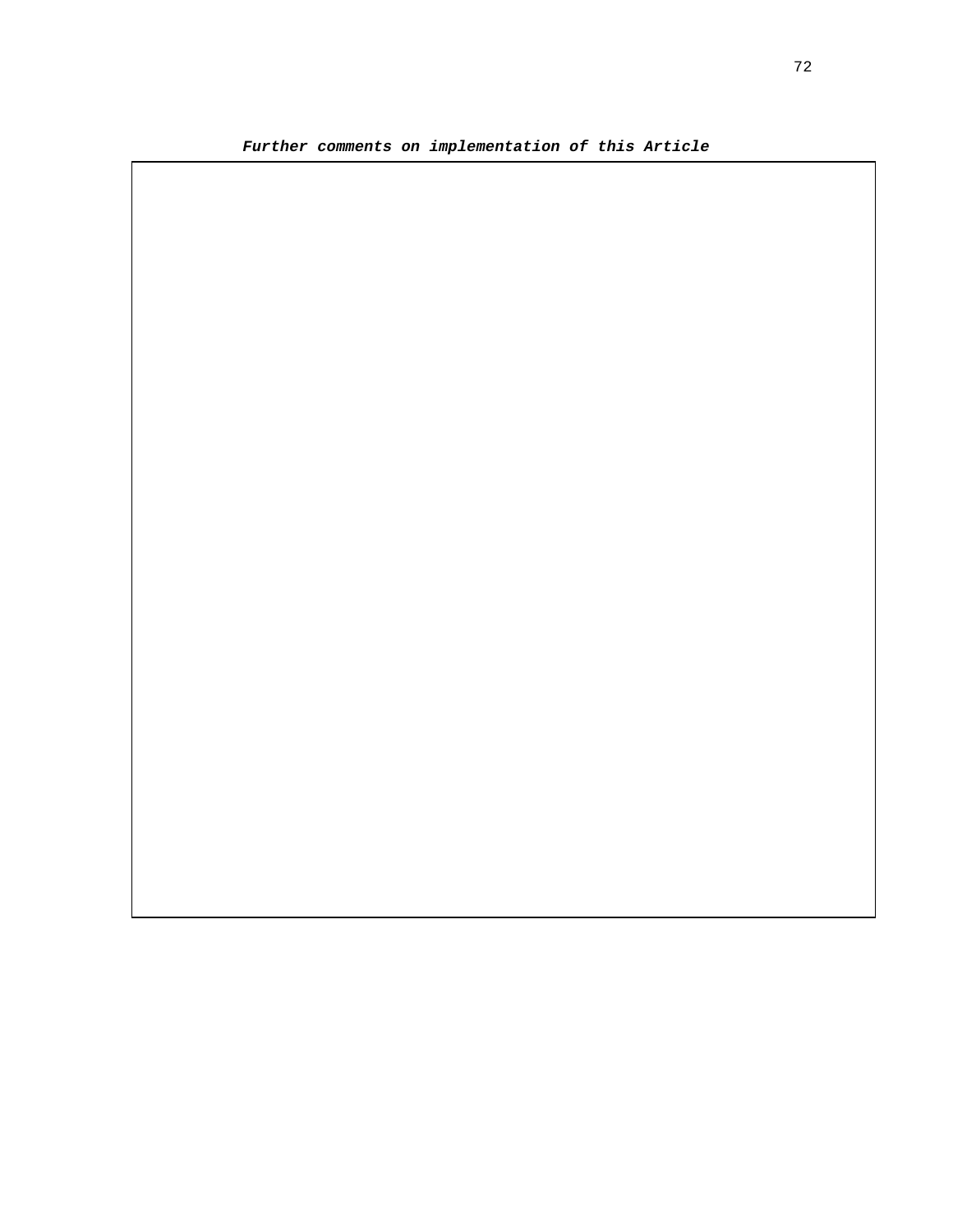***Further comments on implementation of this Article***

| |
|---|
| |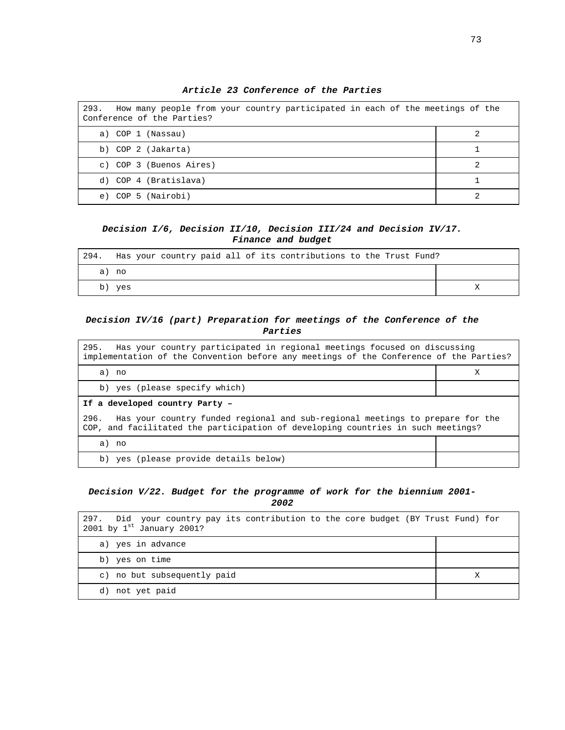***Article 23 Conference of the Parties***

| 293. How many people from your country participated in each of the meetings of the Conference of the Parties? | |
|---|---|
| a) COP 1 (Nassau) | 2 |
| b) COP 2 (Jakarta) | 1 |
| c) COP 3 (Buenos Aires) | 2 |
| d) COP 4 (Bratislava) | 1 |
| e) COP 5 (Nairobi) | 2 |

***Decision I/6, Decision II/10, Decision III/24 and Decision IV/17. Finance and budget***

| 294. Has your country paid all of its contributions to the Trust Fund? | |
|---|---|
| a) no | |
| b) yes | X |

***Decision IV/16 (part) Preparation for meetings of the Conference of the Parties***

| 295. Has your country participated in regional meetings focused on discussing implementation of the Convention before any meetings of the Conference of the Parties? | |
|---|---|
| a) no | X |
| b) yes (please specify which) | |
| **If a developed country Party –** 296. Has your country funded regional and sub-regional meetings to prepare for the COP, and facilitated the participation of developing countries in such meetings? | |
| a) no | |
| b) yes (please provide details below) | |

***Decision V/22. Budget for the programme of work for the biennium 2001-2002***

| 297. Did your country pay its contribution to the core budget (BY Trust Fund) for 2001 by 1st January 2001? | |
|---|---|
| a) yes in advance | |
| b) yes on time | |
| c) no but subsequently paid | X |
| d) not yet paid | |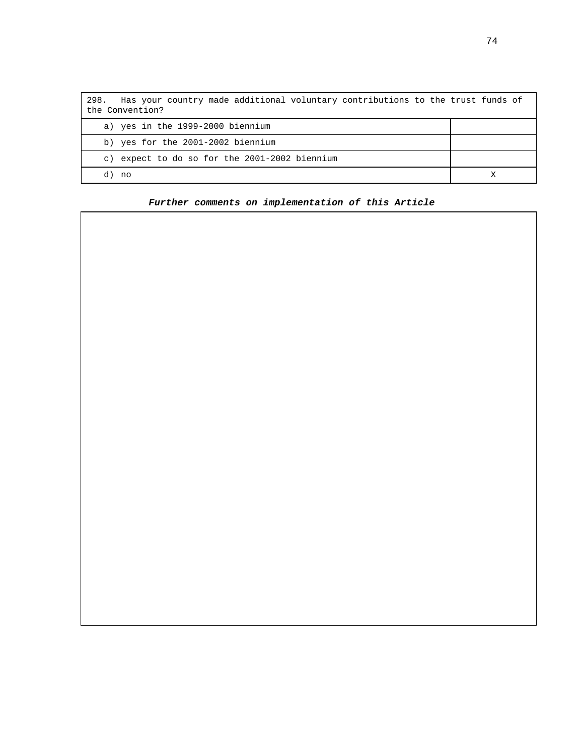| 298. Has your country made additional voluntary contributions to the trust funds of the Convention? | |
|---|---|
| a) yes in the 1999-2000 biennium | |
| b) yes for the 2001-2002 biennium | |
| c) expect to do so for the 2001-2002 biennium | |
| d) no | X |

***Further comments on implementation of this Article***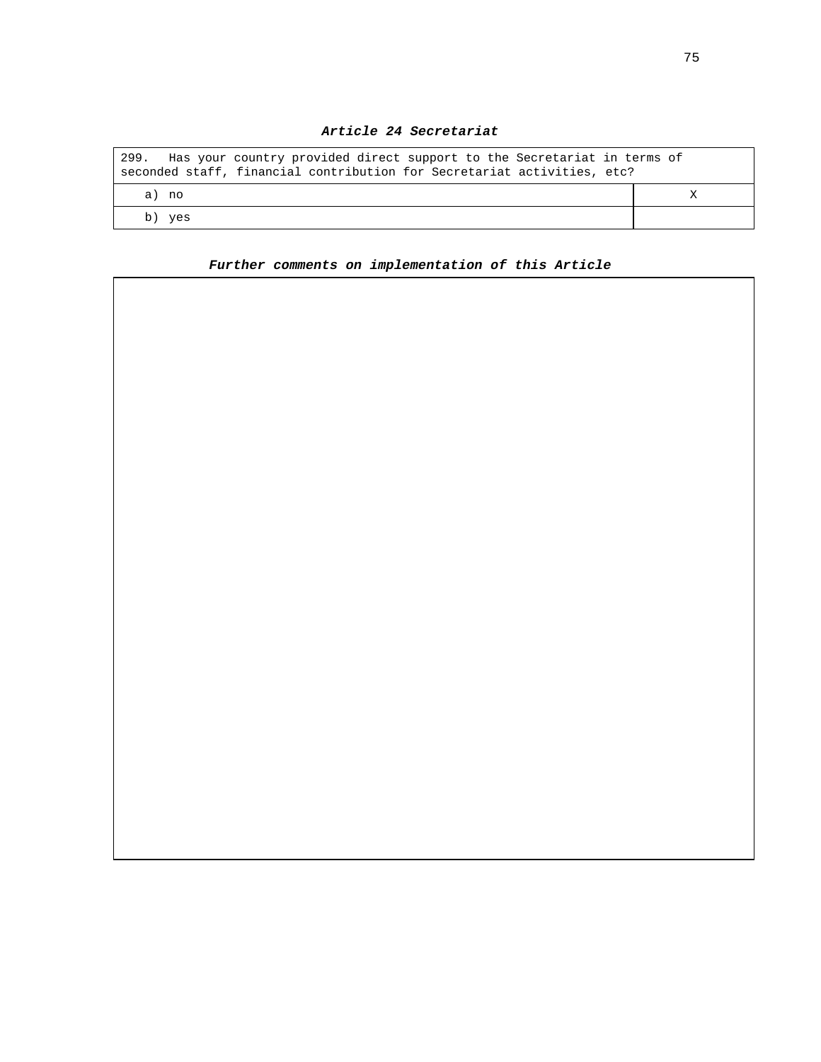***Article 24 Secretariat***

| 299. Has your country provided direct support to the Secretariat in terms of seconded staff, financial contribution for Secretariat activities, etc? | |
|---|---|
| a) no | X |
| b) yes | |

***Further comments on implementation of this Article***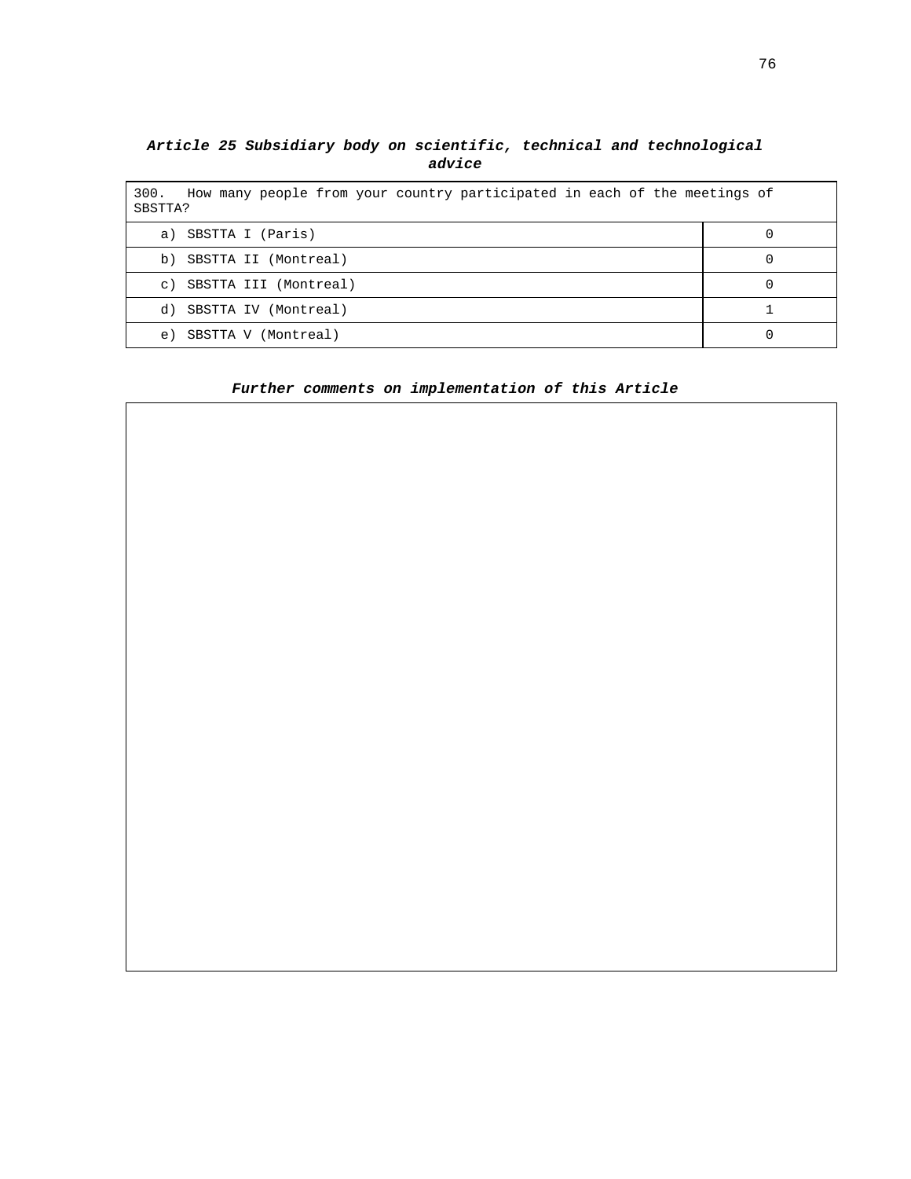### ***Article 25 Subsidiary body on scientific, technical and technological advice***

| 300. How many people from your country participated in each of the meetings of SBSTTA? | |
|---|---|
| a) SBSTTA I (Paris) | 0 |
| b) SBSTTA II (Montreal) | 0 |
| c) SBSTTA III (Montreal) | 0 |
| d) SBSTTA IV (Montreal) | 1 |
| e) SBSTTA V (Montreal) | 0 |

***Further comments on implementation of this Article***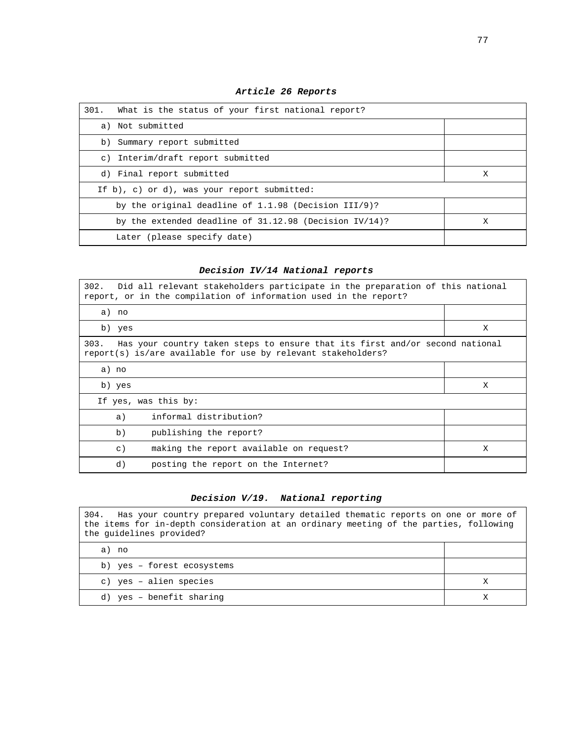***Article 26 Reports***

| 301. What is the status of your first national report? | |
|---|---|
| a) Not submitted | |
| b) Summary report submitted | |
| c) Interim/draft report submitted | |
| d) Final report submitted | X |
| If b), c) or d), was your report submitted: | |
| by the original deadline of 1.1.98 (Decision III/9)? | |
| by the extended deadline of 31.12.98 (Decision IV/14)? | X |
| Later (please specify date) | |

***Decision IV/14 National reports***

| 302. Did all relevant stakeholders participate in the preparation of this national report, or in the compilation of information used in the report? | |
|---|---|
| a) no | |
| b) yes | X |
| 303. Has your country taken steps to ensure that its first and/or second national report(s) is/are available for use by relevant stakeholders? | |
| a) no | |
| b) yes | X |
| If yes, was this by: | |
| a) informal distribution? | |
| b) publishing the report? | |
| c) making the report available on request? | X |
| d) posting the report on the Internet? | |

***Decision V/19. National reporting***

| 304. Has your country prepared voluntary detailed thematic reports on one or more of the items for in-depth consideration at an ordinary meeting of the parties, following the guidelines provided? | |
|---|---|
| a) no | |
| b) yes – forest ecosystems | |
| c) yes – alien species | X |
| d) yes – benefit sharing | X |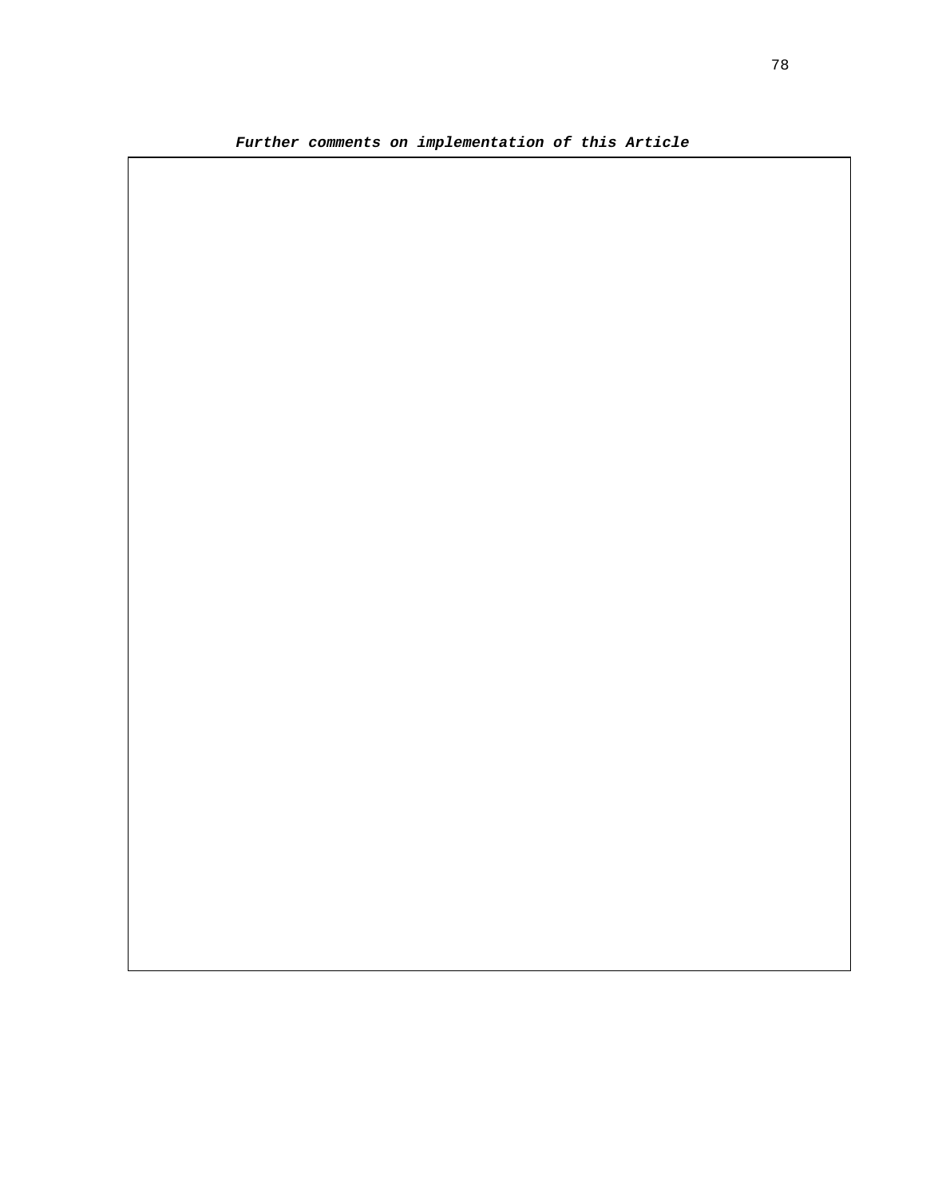***Further comments on implementation of this Article***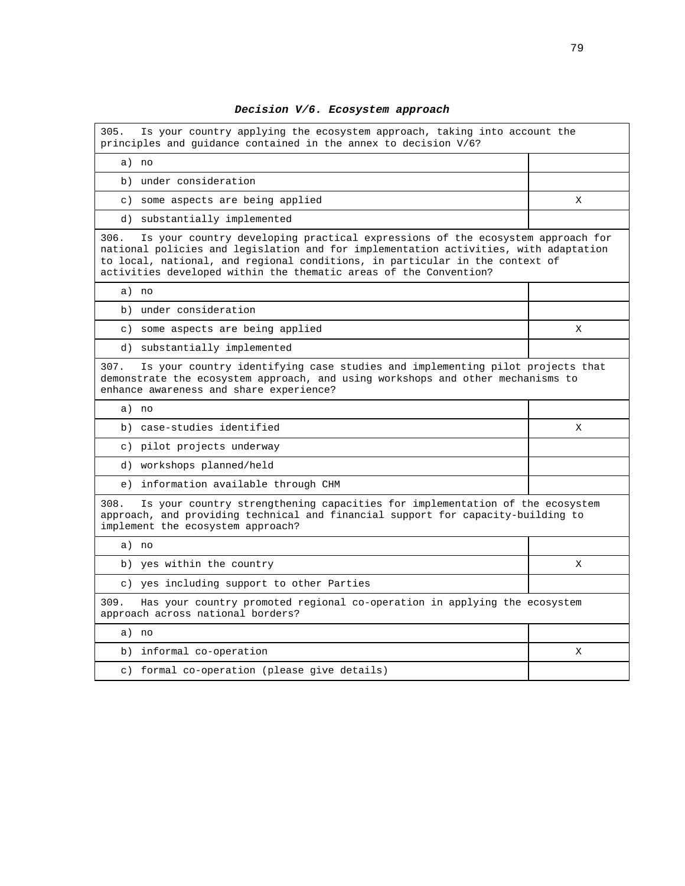### *Decision V/6. Ecosystem approach*

| 305. Is your country applying the ecosystem approach, taking into account the principles and guidance contained in the annex to decision V/6? | |
|---|---|
| a) no | |
| b) under consideration | |
| c) some aspects are being applied | X |
| d) substantially implemented | |
| **306.** Is your country developing practical expressions of the ecosystem approach for national policies and legislation and for implementation activities, with adaptation to local, national, and regional conditions, in particular in the context of activities developed within the thematic areas of the Convention? | |
| a) no | |
| b) under consideration | |
| c) some aspects are being applied | X |
| d) substantially implemented | |
| **307.** Is your country identifying case studies and implementing pilot projects that demonstrate the ecosystem approach, and using workshops and other mechanisms to enhance awareness and share experience? | |
| a) no | |
| b) case-studies identified | X |
| c) pilot projects underway | |
| d) workshops planned/held | |
| e) information available through CHM | |
| **308.** Is your country strengthening capacities for implementation of the ecosystem approach, and providing technical and financial support for capacity-building to implement the ecosystem approach? | |
| a) no | |
| b) yes within the country | X |
| c) yes including support to other Parties | |
| **309.** Has your country promoted regional co-operation in applying the ecosystem approach across national borders? | |
| a) no | |
| b) informal co-operation | X |
| c) formal co-operation (please give details) | |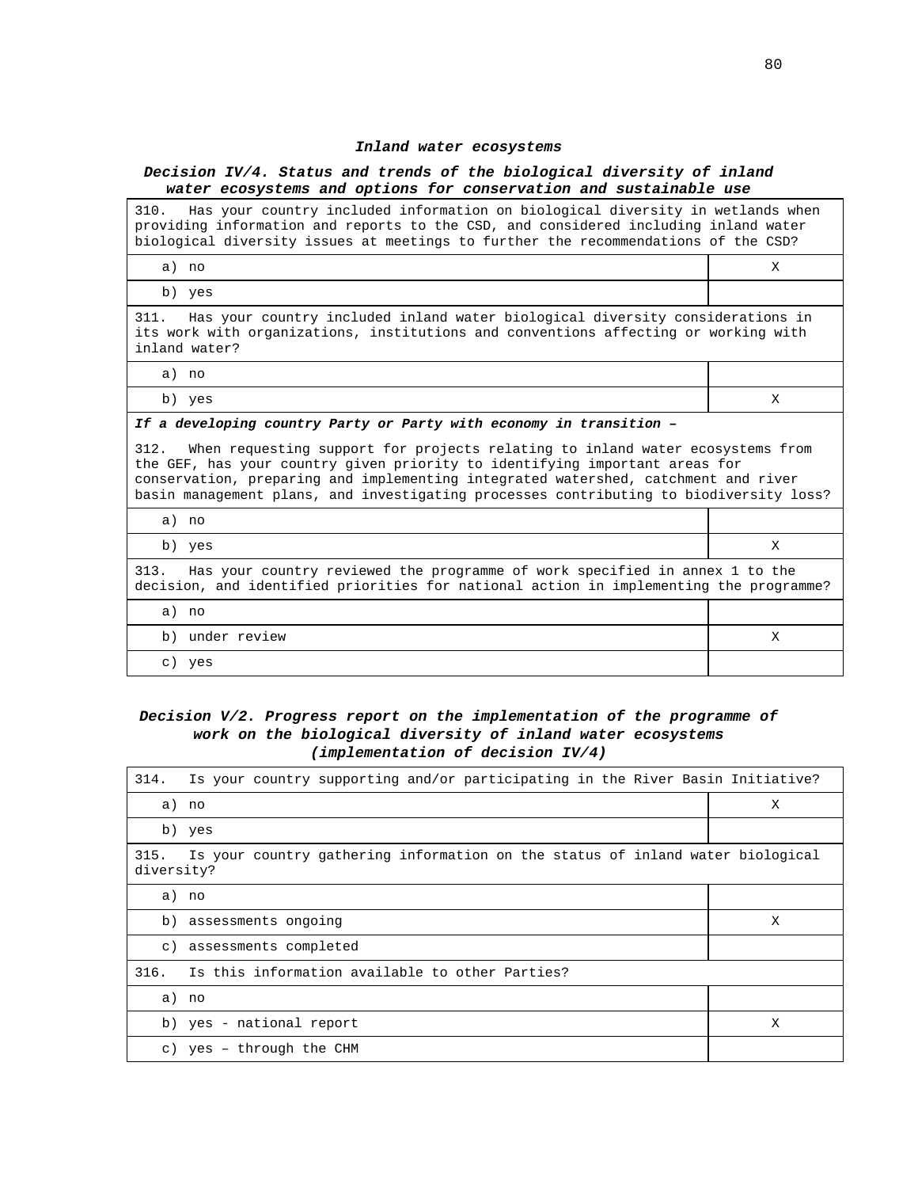### *Inland water ecosystems*

#### *Decision IV/4. Status and trends of the biological diversity of inland water ecosystems and options for conservation and sustainable use*

| 310. Has your country included information on biological diversity in wetlands when providing information and reports to the CSD, and considered including inland water biological diversity issues at meetings to further the recommendations of the CSD? | |
|---|---|
| a) no | X |
| b) yes | |
| **311.** Has your country included inland water biological diversity considerations in its work with organizations, institutions and conventions affecting or working with inland water? | |
| a) no | |
| b) yes | X |
| ***If a developing country Party or Party with economy in transition –*** | |
| 312. When requesting support for projects relating to inland water ecosystems from the GEF, has your country given priority to identifying important areas for conservation, preparing and implementing integrated watershed, catchment and river basin management plans, and investigating processes contributing to biodiversity loss? | |
| a) no | |
| b) yes | X |
| 313. Has your country reviewed the programme of work specified in annex 1 to the decision, and identified priorities for national action in implementing the programme? | |
| a) no | |
| b) under review | X |
| c) yes | |

#### *Decision V/2. Progress report on the implementation of the programme of work on the biological diversity of inland water ecosystems (implementation of decision IV/4)*

| 314. Is your country supporting and/or participating in the River Basin Initiative? | |
|---|---|
| a) no | X |
| b) yes | |
| 315. Is your country gathering information on the status of inland water biological diversity? | |
| a) no | |
| b) assessments ongoing | X |
| c) assessments completed | |
| 316. Is this information available to other Parties? | |
| a) no | |
| b) yes - national report | X |
| c) yes – through the CHM | |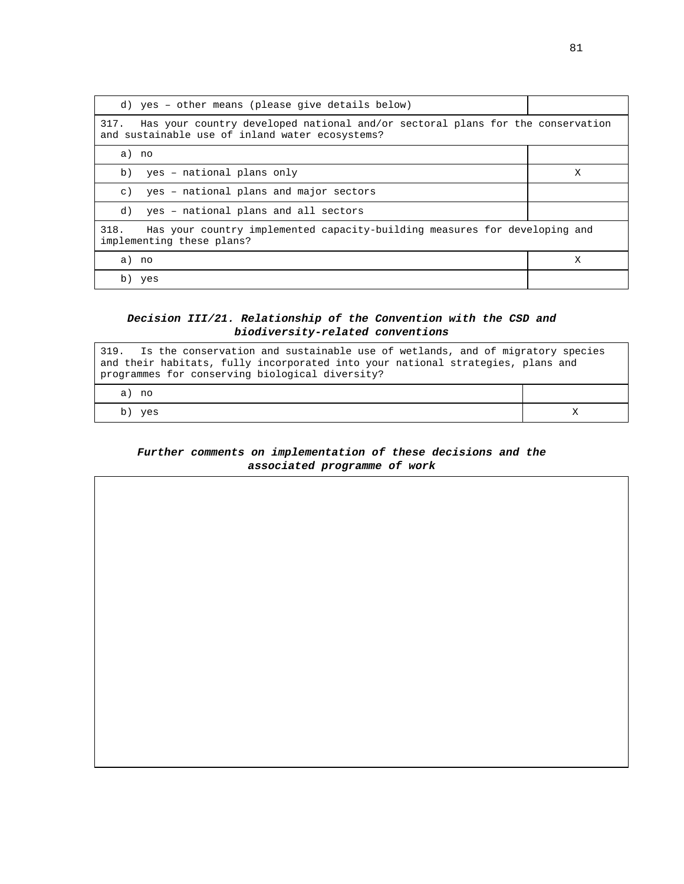| d) yes – other means (please give details below) | |
|---|---|
| **317.** Has your country developed national and/or sectoral plans for the conservation and sustainable use of inland water ecosystems? | |
| a) no | |
| b) yes – national plans only | X |
| c) yes – national plans and major sectors | |
| d) yes – national plans and all sectors | |
| **318.** Has your country implemented capacity-building measures for developing and implementing these plans? | |
| a) no | X |
| b) yes | |

### *Decision III/21. Relationship of the Convention with the CSD and biodiversity-related conventions*

| 319. Is the conservation and sustainable use of wetlands, and of migratory species and their habitats, fully incorporated into your national strategies, plans and programmes for conserving biological diversity? | |
|---|---|
| a) no | |
| b) yes | X |

### *Further comments on implementation of these decisions and the associated programme of work*

| |
|---|
| |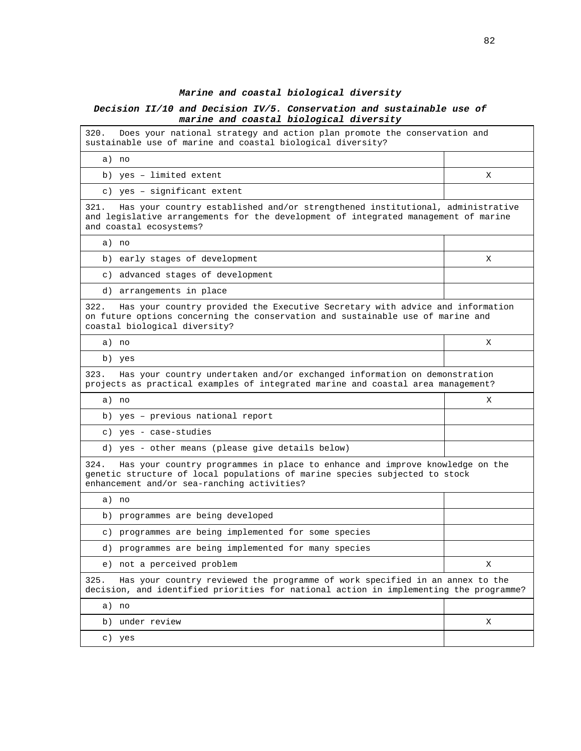***Marine and coastal biological diversity***

***Decision II/10 and Decision IV/5. Conservation and sustainable use of marine and coastal biological diversity***

| 320. Does your national strategy and action plan promote the conservation and sustainable use of marine and coastal biological diversity? | |
|---|---|
| a) no | |
| b) yes – limited extent | X |
| c) yes – significant extent | |
| **321.** Has your country established and/or strengthened institutional, administrative and legislative arrangements for the development of integrated management of marine and coastal ecosystems? | |
| a) no | |
| b) early stages of development | X |
| c) advanced stages of development | |
| d) arrangements in place | |
| **322.** Has your country provided the Executive Secretary with advice and information on future options concerning the conservation and sustainable use of marine and coastal biological diversity? | |
| a) no | X |
| b) yes | |
| **323.** Has your country undertaken and/or exchanged information on demonstration projects as practical examples of integrated marine and coastal area management? | |
| a) no | X |
| b) yes – previous national report | |
| c) yes - case-studies | |
| d) yes - other means (please give details below) | |
| **324.** Has your country programmes in place to enhance and improve knowledge on the genetic structure of local populations of marine species subjected to stock enhancement and/or sea-ranching activities? | |
| a) no | |
| b) programmes are being developed | |
| c) programmes are being implemented for some species | |
| d) programmes are being implemented for many species | |
| e) not a perceived problem | X |
| **325.** Has your country reviewed the programme of work specified in an annex to the decision, and identified priorities for national action in implementing the programme? | |
| a) no | |
| b) under review | X |
| c) yes | |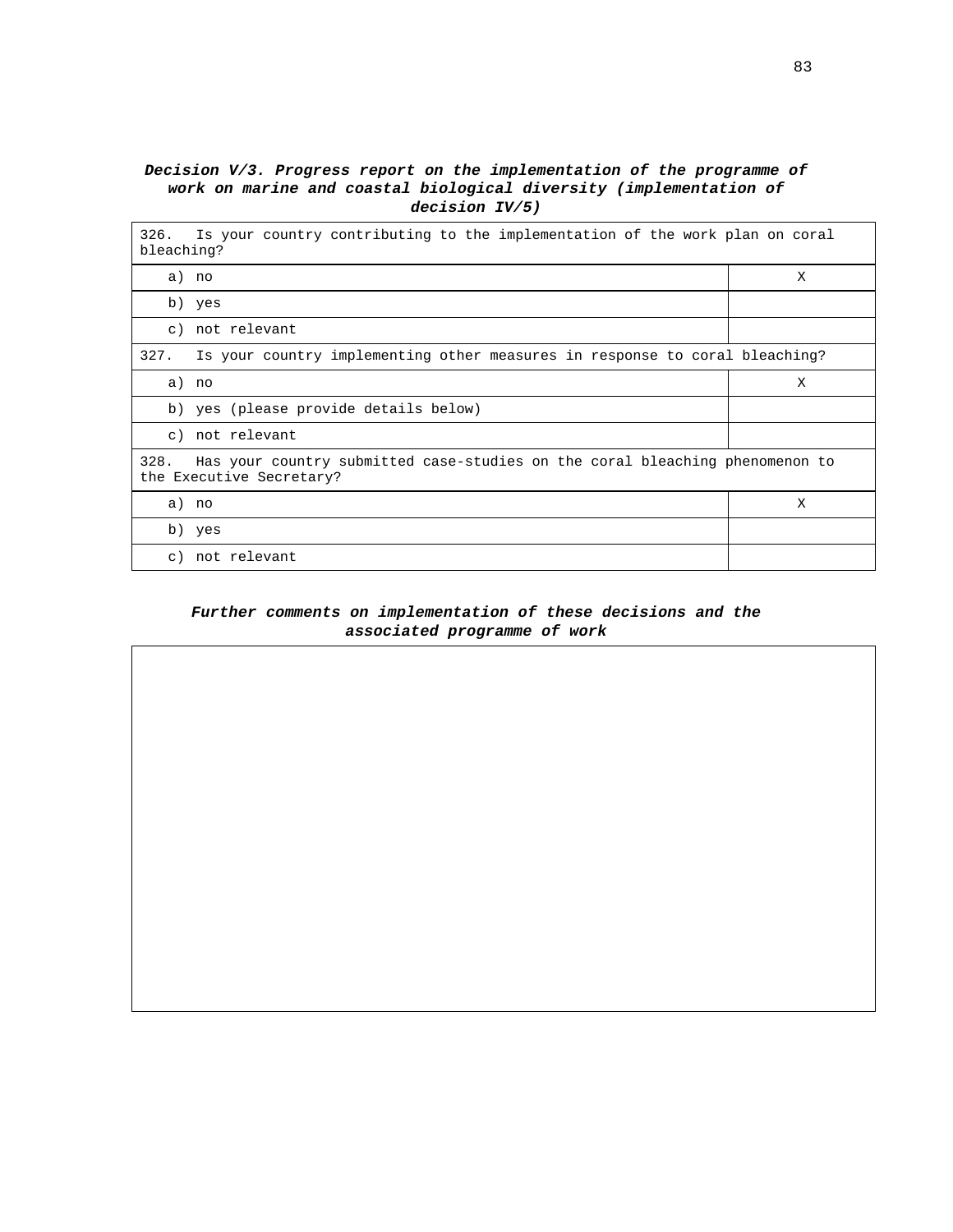***Decision V/3. Progress report on the implementation of the programme of work on marine and coastal biological diversity (implementation of decision IV/5)***

| 326. Is your country contributing to the implementation of the work plan on coral bleaching? | |
|---|---|
| a) no | X |
| b) yes | |
| c) not relevant | |
| **327. Is your country implementing other measures in response to coral bleaching?** | |
| a) no | X |
| b) yes (please provide details below) | |
| c) not relevant | |
| **328. Has your country submitted case-studies on the coral bleaching phenomenon to the Executive Secretary?** | |
| a) no | X |
| b) yes | |
| c) not relevant | |

***Further comments on implementation of these decisions and the associated programme of work***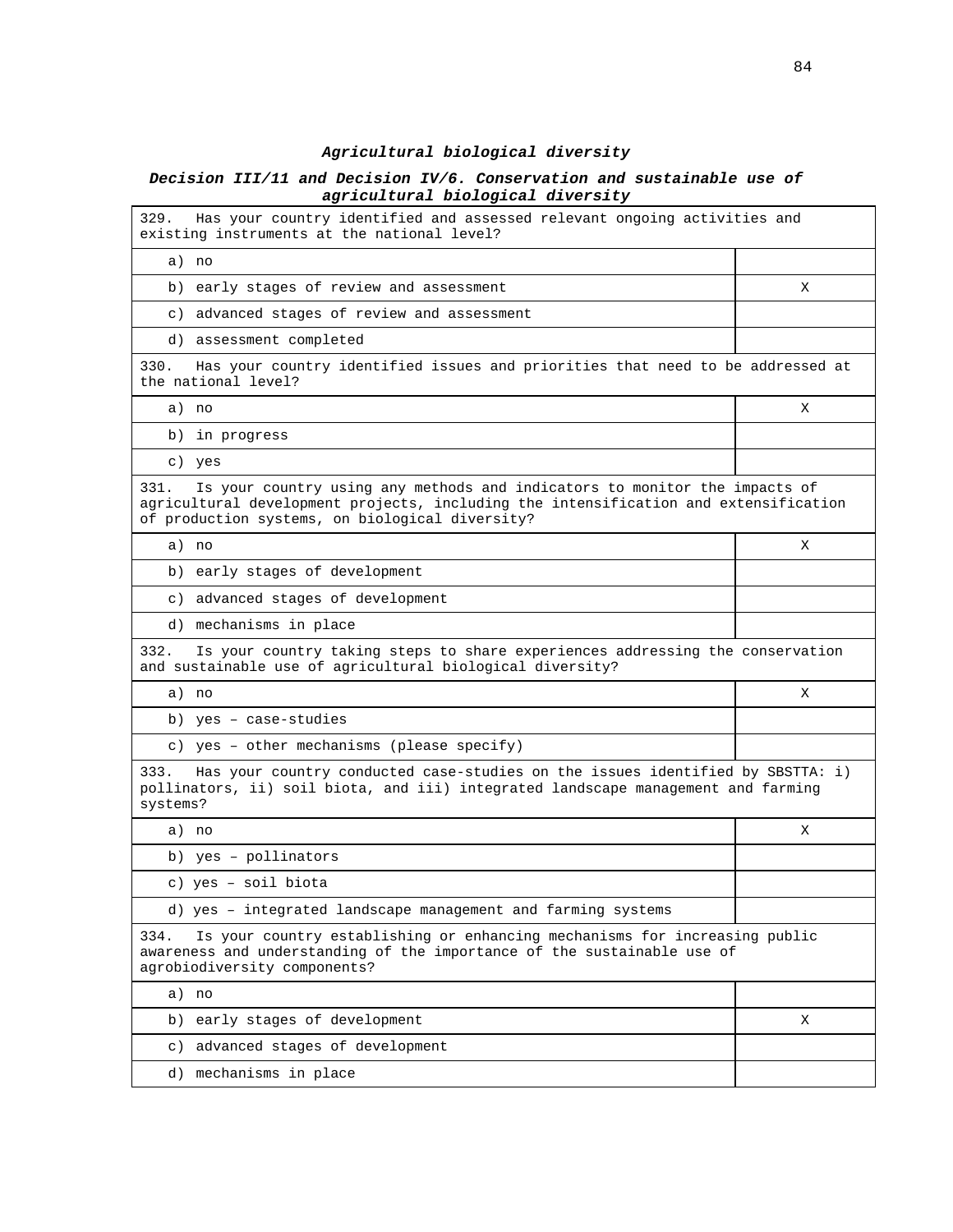### *Agricultural biological diversity*

#### *Decision III/11 and Decision IV/6. Conservation and sustainable use of agricultural biological diversity*

| 329. Has your country identified and assessed relevant ongoing activities and existing instruments at the national level? | |
|---|---|
| a) no | |
| b) early stages of review and assessment | X |
| c) advanced stages of review and assessment | |
| d) assessment completed | |
| **330. Has your country identified issues and priorities that need to be addressed at the national level?** | |
| a) no | X |
| b) in progress | |
| c) yes | |
| **331. Is your country using any methods and indicators to monitor the impacts of agricultural development projects, including the intensification and extensification of production systems, on biological diversity?** | |
| a) no | X |
| b) early stages of development | |
| c) advanced stages of development | |
| d) mechanisms in place | |
| **332. Is your country taking steps to share experiences addressing the conservation and sustainable use of agricultural biological diversity?** | |
| a) no | X |
| b) yes – case-studies | |
| c) yes – other mechanisms (please specify) | |
| **333. Has your country conducted case-studies on the issues identified by SBSTTA: i) pollinators, ii) soil biota, and iii) integrated landscape management and farming systems?** | |
| a) no | X |
| b) yes – pollinators | |
| c) yes – soil biota | |
| d) yes – integrated landscape management and farming systems | |
| **334. Is your country establishing or enhancing mechanisms for increasing public awareness and understanding of the importance of the sustainable use of agrobiodiversity components?** | |
| a) no | |
| b) early stages of development | X |
| c) advanced stages of development | |
| d) mechanisms in place | |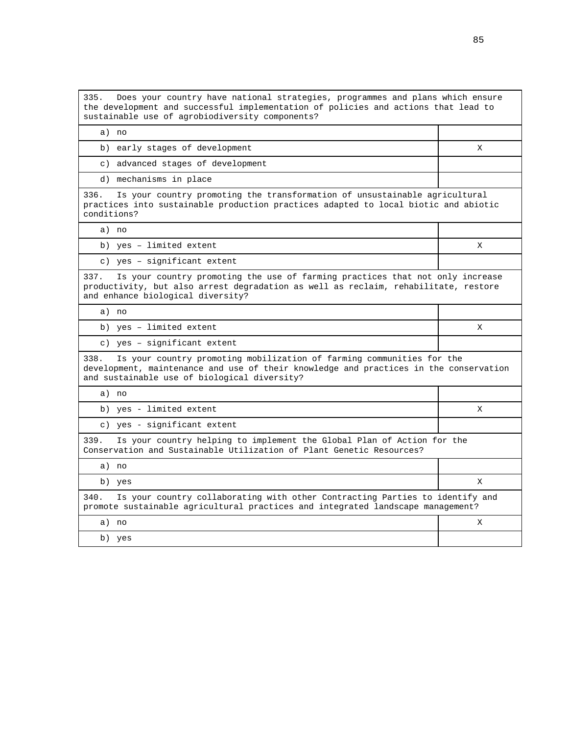| 335. Does your country have national strategies, programmes and plans which ensure the development and successful implementation of policies and actions that lead to sustainable use of agrobiodiversity components? | |
|---|---|
| a) no | |
| b) early stages of development | X |
| c) advanced stages of development | |
| d) mechanisms in place | |
| **336.** Is your country promoting the transformation of unsustainable agricultural practices into sustainable production practices adapted to local biotic and abiotic conditions? | |
| a) no | |
| b) yes – limited extent | X |
| c) yes – significant extent | |
| **337.** Is your country promoting the use of farming practices that not only increase productivity, but also arrest degradation as well as reclaim, rehabilitate, restore and enhance biological diversity? | |
| a) no | |
| b) yes – limited extent | X |
| c) yes – significant extent | |
| **338.** Is your country promoting mobilization of farming communities for the development, maintenance and use of their knowledge and practices in the conservation and sustainable use of biological diversity? | |
| a) no | |
| b) yes - limited extent | X |
| c) yes - significant extent | |
| **339.** Is your country helping to implement the Global Plan of Action for the Conservation and Sustainable Utilization of Plant Genetic Resources? | |
| a) no | |
| b) yes | X |
| **340.** Is your country collaborating with other Contracting Parties to identify and promote sustainable agricultural practices and integrated landscape management? | |
| a) no | X |
| b) yes | |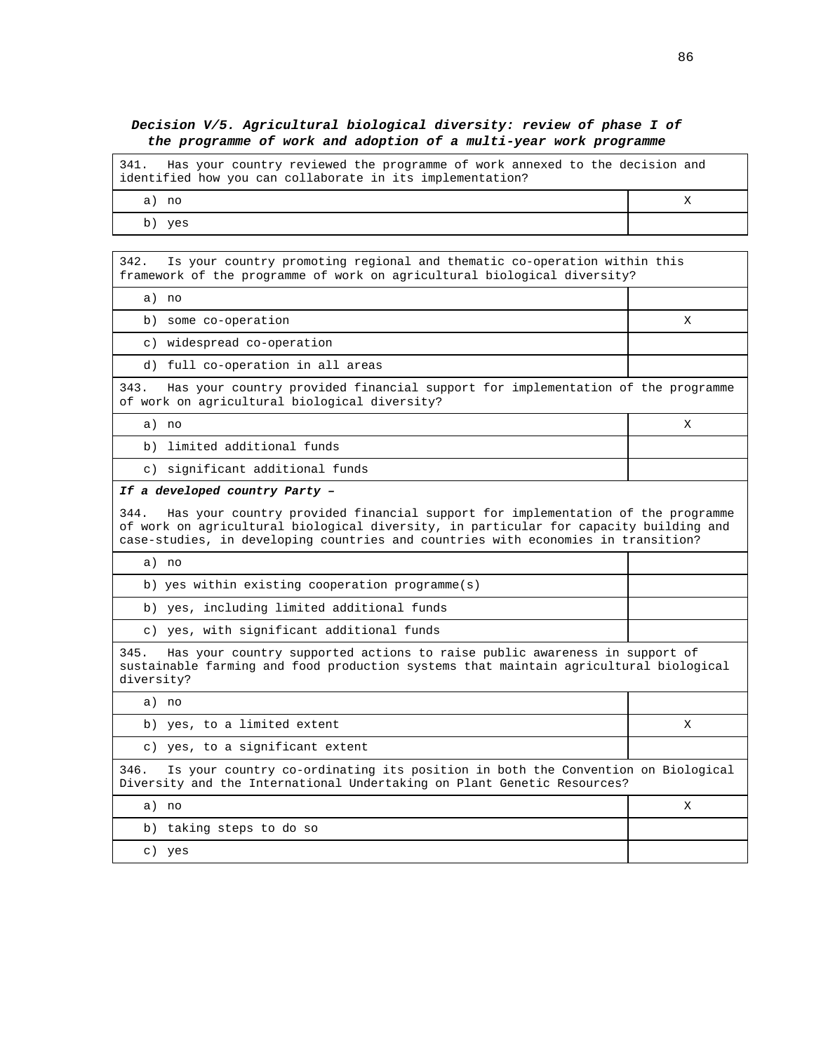***Decision V/5. Agricultural biological diversity: review of phase I of the programme of work and adoption of a multi-year work programme***

| 341. Has your country reviewed the programme of work annexed to the decision and identified how you can collaborate in its implementation? | |
|---|---|
| a) no | X |
| b) yes | |

| 342. Is your country promoting regional and thematic co-operation within this framework of the programme of work on agricultural biological diversity? | |
|---|---|
| a) no | |
| b) some co-operation | X |
| c) widespread co-operation | |
| d) full co-operation in all areas | |
| 343. Has your country provided financial support for implementation of the programme of work on agricultural biological diversity? | |
| a) no | X |
| b) limited additional funds | |
| c) significant additional funds | |
| ***If a developed country Party –*** | |
| 344. Has your country provided financial support for implementation of the programme of work on agricultural biological diversity, in particular for capacity building and case-studies, in developing countries and countries with economies in transition? | |
| a) no | |
| b) yes within existing cooperation programme(s) | |
| b) yes, including limited additional funds | |
| c) yes, with significant additional funds | |
| 345. Has your country supported actions to raise public awareness in support of sustainable farming and food production systems that maintain agricultural biological diversity? | |
| a) no | |
| b) yes, to a limited extent | X |
| c) yes, to a significant extent | |
| 346. Is your country co-ordinating its position in both the Convention on Biological Diversity and the International Undertaking on Plant Genetic Resources? | |
| a) no | X |
| b) taking steps to do so | |
| c) yes | |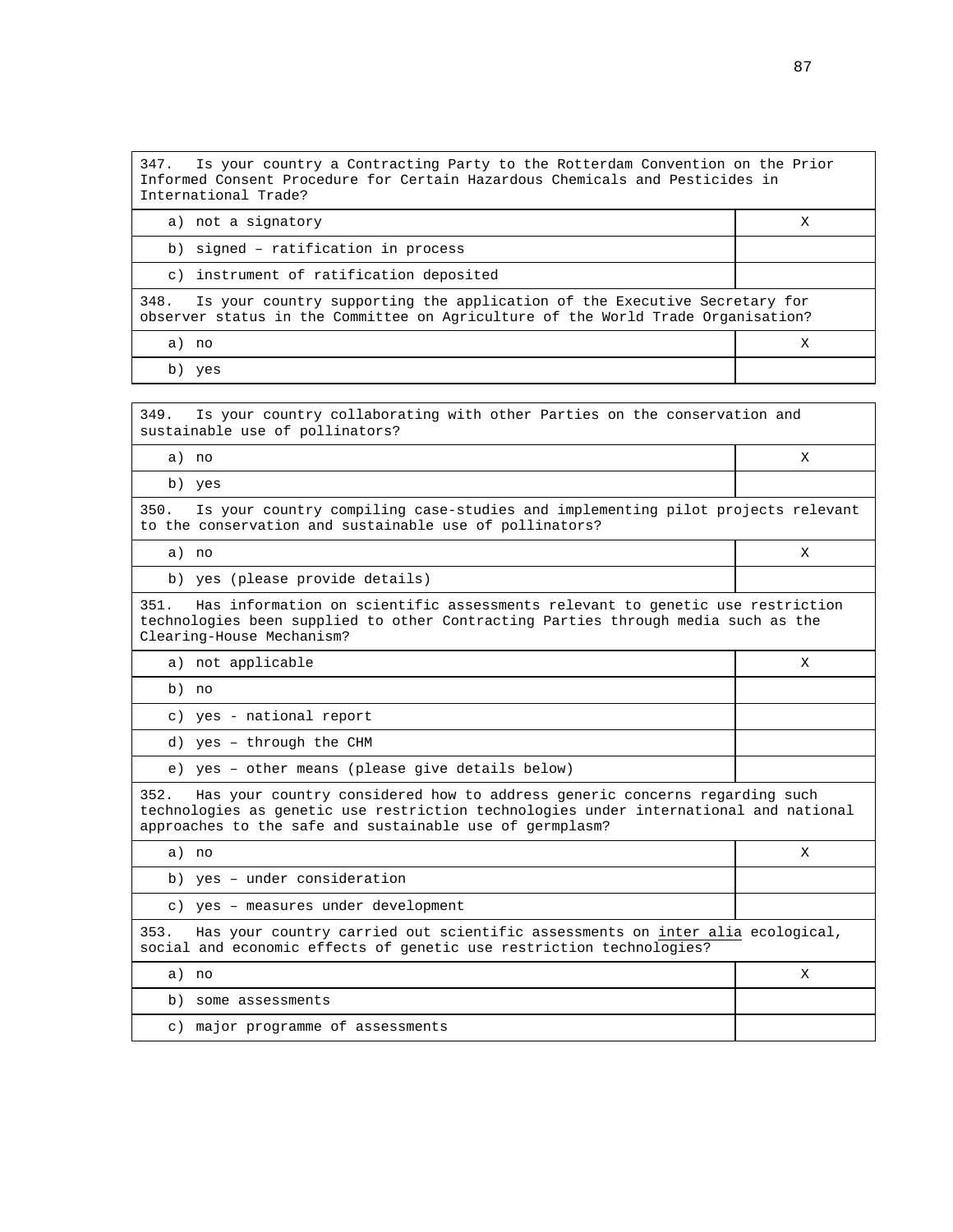| 347. Is your country a Contracting Party to the Rotterdam Convention on the Prior Informed Consent Procedure for Certain Hazardous Chemicals and Pesticides in International Trade? | |
|---|---|
| a) not a signatory | X |
| b) signed – ratification in process | |
| c) instrument of ratification deposited | |
| **348.** Is your country supporting the application of the Executive Secretary for observer status in the Committee on Agriculture of the World Trade Organisation? | |
| a) no | X |
| b) yes | |

| 349. Is your country collaborating with other Parties on the conservation and sustainable use of pollinators? | |
|---|---|
| a) no | X |
| b) yes | |
| **350.** Is your country compiling case-studies and implementing pilot projects relevant to the conservation and sustainable use of pollinators? | |
| a) no | X |
| b) yes (please provide details) | |
| **351.** Has information on scientific assessments relevant to genetic use restriction technologies been supplied to other Contracting Parties through media such as the Clearing-House Mechanism? | |
| a) not applicable | X |
| b) no | |
| c) yes - national report | |
| d) yes – through the CHM | |
| e) yes – other means (please give details below) | |
| **352.** Has your country considered how to address generic concerns regarding such technologies as genetic use restriction technologies under international and national approaches to the safe and sustainable use of germplasm? | |
| a) no | X |
| b) yes – under consideration | |
| c) yes – measures under development | |
| **353.** Has your country carried out scientific assessments on inter alia ecological, social and economic effects of genetic use restriction technologies? | |
| a) no | X |
| b) some assessments | |
| c) major programme of assessments | |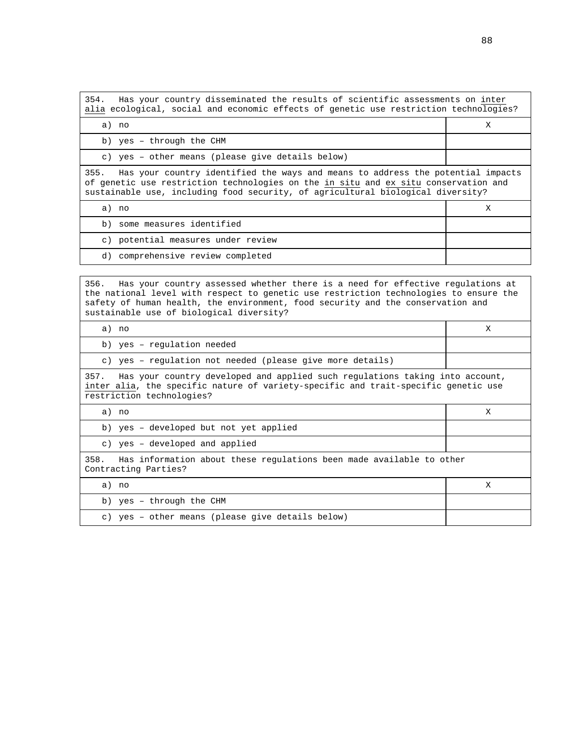| 354. Has your country disseminated the results of scientific assessments on <u>inter alia</u> ecological, social and economic effects of genetic use restriction technologies? | |
|---|---|
| a) no | X |
| b) yes – through the CHM | |
| c) yes – other means (please give details below) | |

| 355. Has your country identified the ways and means to address the potential impacts of genetic use restriction technologies on the <u>in situ</u> and <u>ex situ</u> conservation and sustainable use, including food security, of agricultural biological diversity? | |
|---|---|
| a) no | X |
| b) some measures identified | |
| c) potential measures under review | |
| d) comprehensive review completed | |

| 356. Has your country assessed whether there is a need for effective regulations at the national level with respect to genetic use restriction technologies to ensure the safety of human health, the environment, food security and the conservation and sustainable use of biological diversity? | |
|---|---|
| a) no | X |
| b) yes – regulation needed | |
| c) yes – regulation not needed (please give more details) | |

| 357. Has your country developed and applied such regulations taking into account, <u>inter alia</u>, the specific nature of variety-specific and trait-specific genetic use restriction technologies? | |
|---|---|
| a) no | X |
| b) yes – developed but not yet applied | |
| c) yes – developed and applied | |

| 358. Has information about these regulations been made available to other Contracting Parties? | |
|---|---|
| a) no | X |
| b) yes – through the CHM | |
| c) yes – other means (please give details below) | |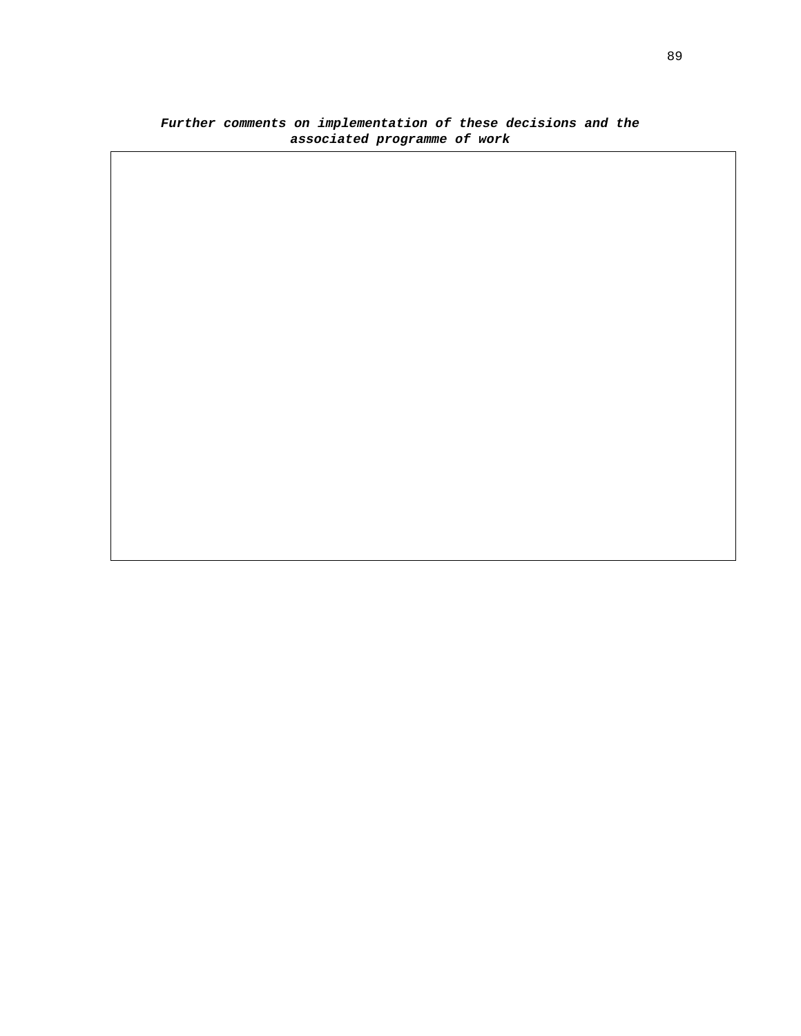***Further comments on implementation of these decisions and the associated programme of work***

| |
|---|
| |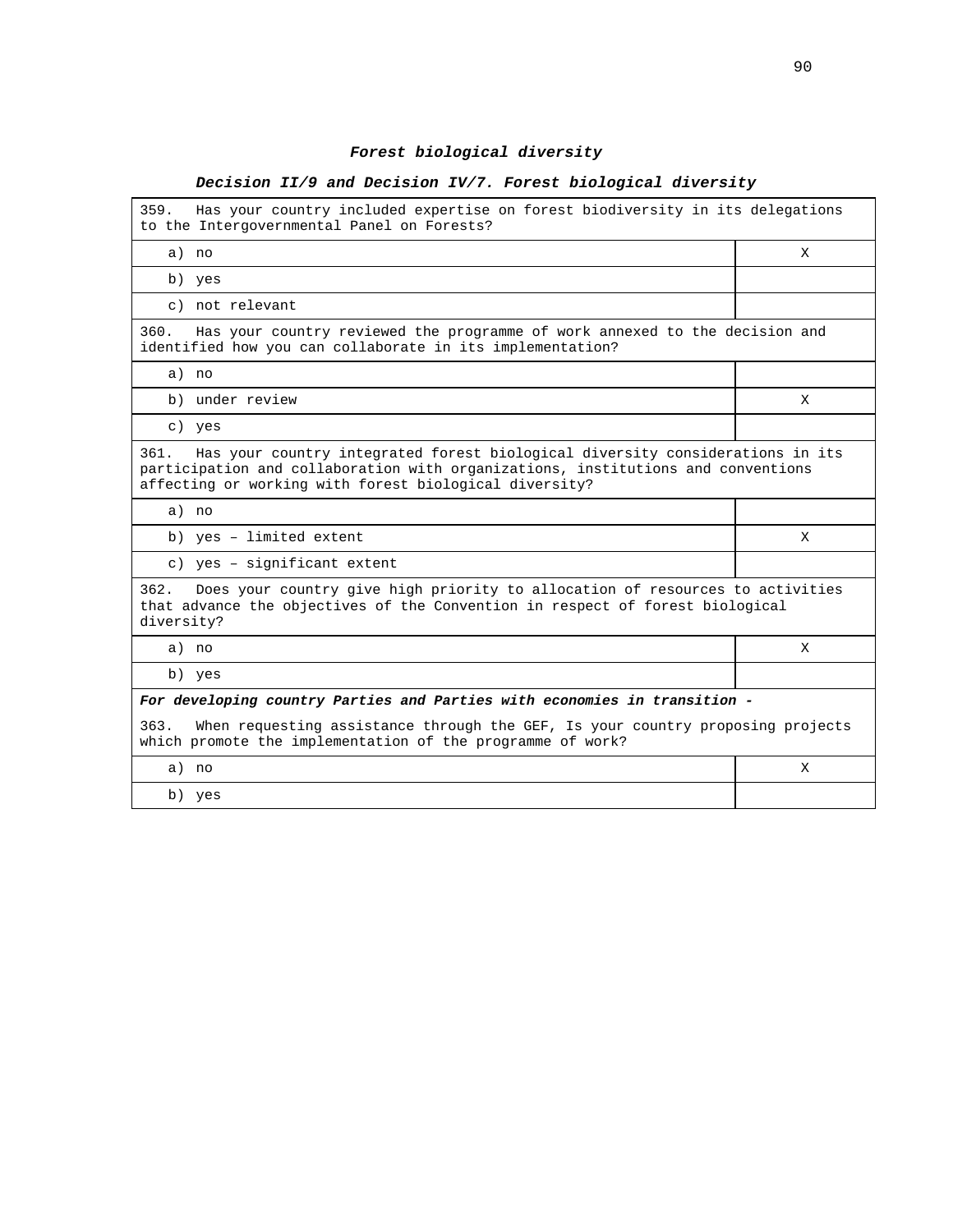### *Forest biological diversity*

#### *Decision II/9 and Decision IV/7. Forest biological diversity*

| 359. Has your country included expertise on forest biodiversity in its delegations to the Intergovernmental Panel on Forests? | |
|---|---|
| a) no | X |
| b) yes | |
| c) not relevant | |
| **360.** Has your country reviewed the programme of work annexed to the decision and identified how you can collaborate in its implementation? | |
| a) no | |
| b) under review | X |
| c) yes | |
| **361.** Has your country integrated forest biological diversity considerations in its participation and collaboration with organizations, institutions and conventions affecting or working with forest biological diversity? | |
| a) no | |
| b) yes – limited extent | X |
| c) yes – significant extent | |
| **362.** Does your country give high priority to allocation of resources to activities that advance the objectives of the Convention in respect of forest biological diversity? | |
| a) no | X |
| b) yes | |
| ***For developing country Parties and Parties with economies in transition -*** 363. When requesting assistance through the GEF, Is your country proposing projects which promote the implementation of the programme of work? | |
| a) no | X |
| b) yes | |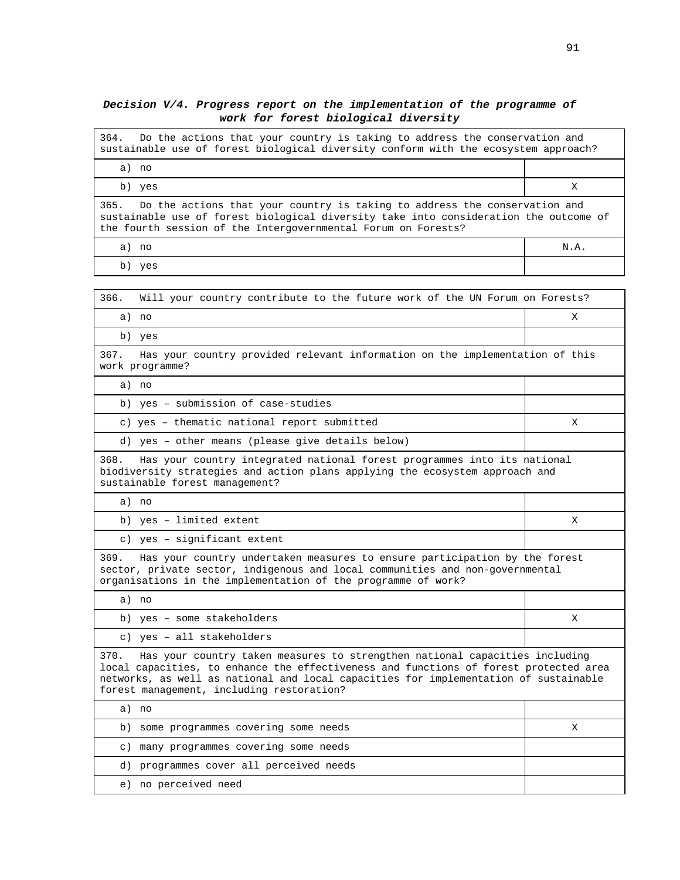***Decision V/4. Progress report on the implementation of the programme of work for forest biological diversity***

| 364. Do the actions that your country is taking to address the conservation and sustainable use of forest biological diversity conform with the ecosystem approach? | |
|---|---|
| a) no | |
| b) yes | X |
| **365. Do the actions that your country is taking to address the conservation and sustainable use of forest biological diversity take into consideration the outcome of the fourth session of the Intergovernmental Forum on Forests?** | |
| a) no | N.A. |
| b) yes | |

| 366. Will your country contribute to the future work of the UN Forum on Forests? | |
|---|---|
| a) no | X |
| b) yes | |
| **367. Has your country provided relevant information on the implementation of this work programme?** | |
| a) no | |
| b) yes – submission of case-studies | |
| c) yes – thematic national report submitted | X |
| d) yes – other means (please give details below) | |
| **368. Has your country integrated national forest programmes into its national biodiversity strategies and action plans applying the ecosystem approach and sustainable forest management?** | |
| a) no | |
| b) yes – limited extent | X |
| c) yes – significant extent | |
| **369. Has your country undertaken measures to ensure participation by the forest sector, private sector, indigenous and local communities and non-governmental organisations in the implementation of the programme of work?** | |
| a) no | |
| b) yes – some stakeholders | X |
| c) yes – all stakeholders | |
| **370. Has your country taken measures to strengthen national capacities including local capacities, to enhance the effectiveness and functions of forest protected area networks, as well as national and local capacities for implementation of sustainable forest management, including restoration?** | |
| a) no | |
| b) some programmes covering some needs | X |
| c) many programmes covering some needs | |
| d) programmes cover all perceived needs | |
| e) no perceived need | |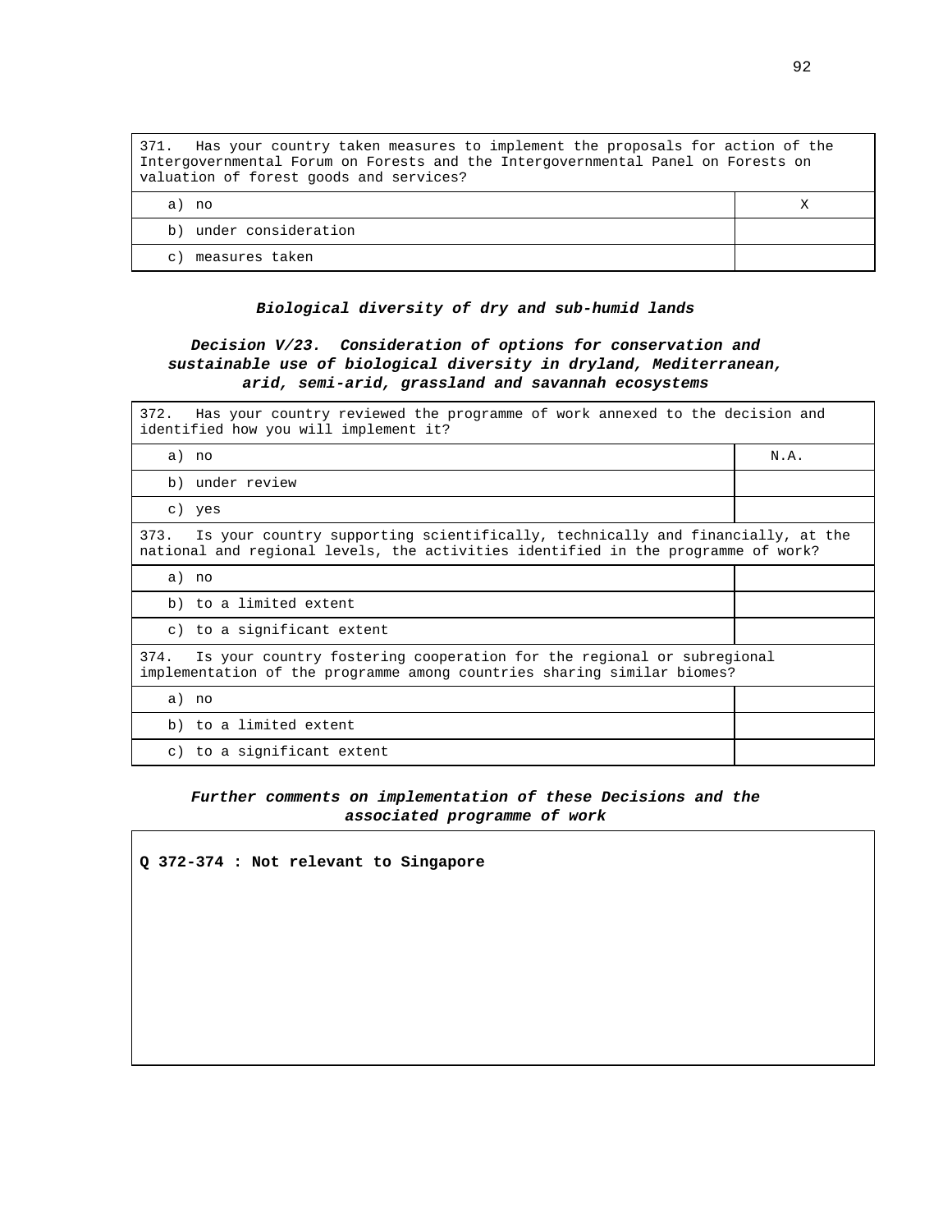| 371. Has your country taken measures to implement the proposals for action of the Intergovernmental Forum on Forests and the Intergovernmental Panel on Forests on valuation of forest goods and services? | |
|---|---|
| a) no | X |
| b) under consideration | |
| c) measures taken | |

### ***Biological diversity of dry and sub-humid lands***

### ***Decision V/23. Consideration of options for conservation and sustainable use of biological diversity in dryland, Mediterranean, arid, semi-arid, grassland and savannah ecosystems***

| 372. Has your country reviewed the programme of work annexed to the decision and identified how you will implement it? | |
|---|---|
| a) no | N.A. |
| b) under review | |
| c) yes | |
| 373. Is your country supporting scientifically, technically and financially, at the national and regional levels, the activities identified in the programme of work? | |
| a) no | |
| b) to a limited extent | |
| c) to a significant extent | |
| 374. Is your country fostering cooperation for the regional or subregional implementation of the programme among countries sharing similar biomes? | |
| a) no | |
| b) to a limited extent | |
| c) to a significant extent | |

### ***Further comments on implementation of these Decisions and the associated programme of work***

**Q 372-374 : Not relevant to Singapore**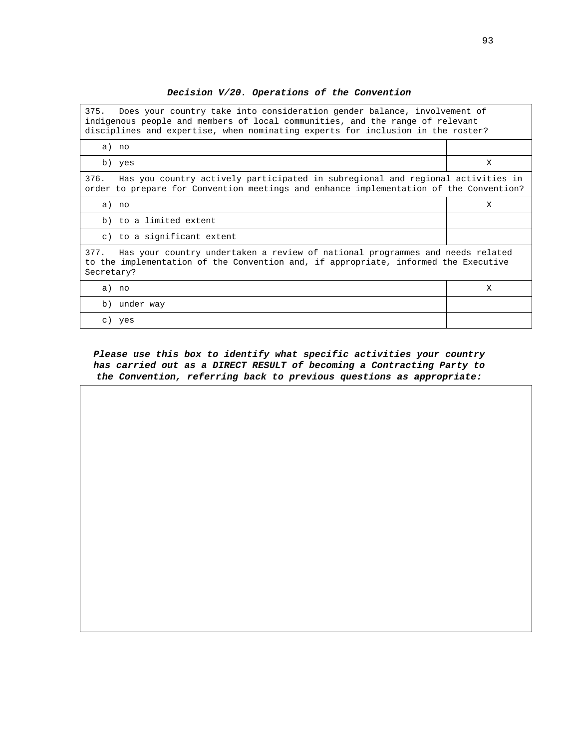***Decision V/20. Operations of the Convention***

| 375. Does your country take into consideration gender balance, involvement of indigenous people and members of local communities, and the range of relevant disciplines and expertise, when nominating experts for inclusion in the roster? | |
|---|---|
| a) no | |
| b) yes | X |
| **376.** Has you country actively participated in subregional and regional activities in order to prepare for Convention meetings and enhance implementation of the Convention? | |
| a) no | X |
| b) to a limited extent | |
| c) to a significant extent | |
| **377.** Has your country undertaken a review of national programmes and needs related to the implementation of the Convention and, if appropriate, informed the Executive Secretary? | |
| a) no | X |
| b) under way | |
| c) yes | |

***Please use this box to identify what specific activities your country has carried out as a DIRECT RESULT of becoming a Contracting Party to the Convention, referring back to previous questions as appropriate:***

| |
|---|
| |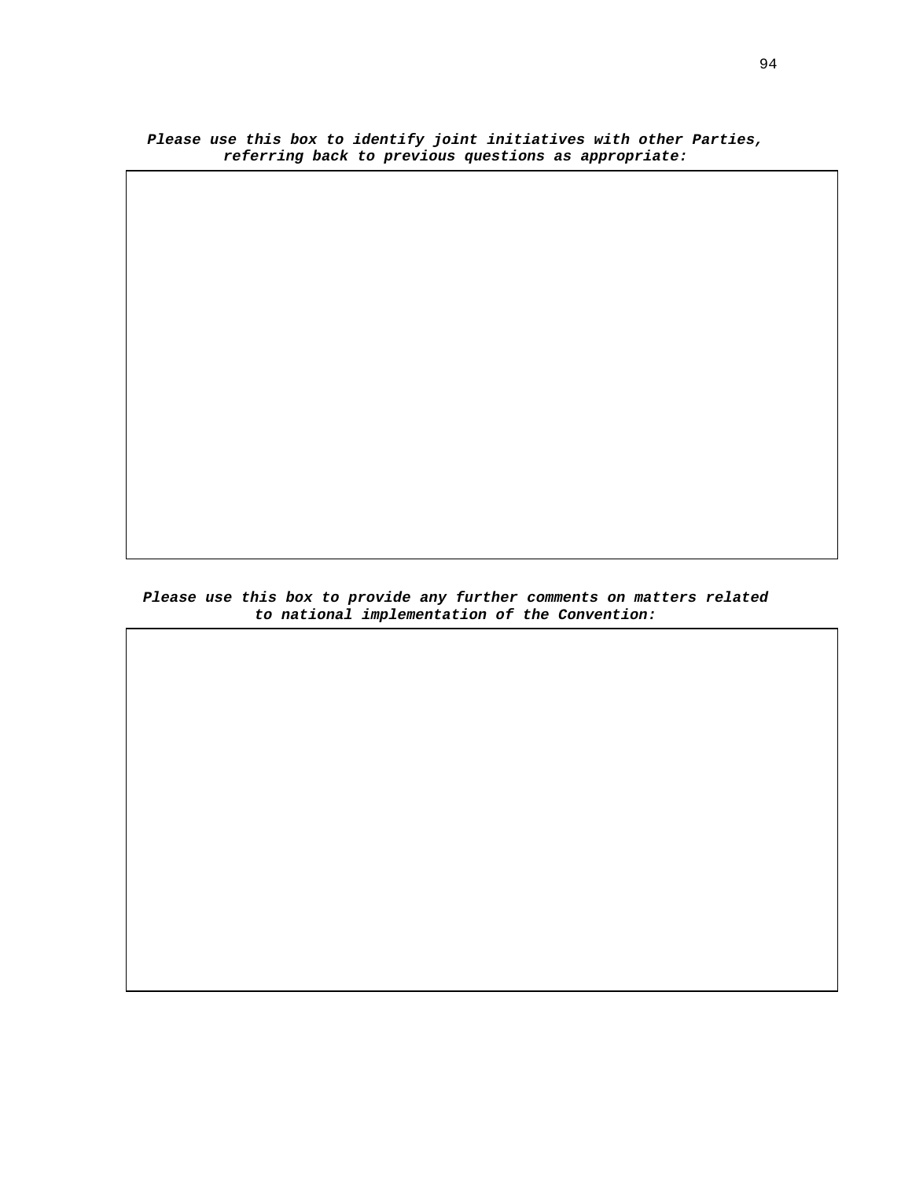***Please use this box to identify joint initiatives with other Parties, referring back to previous questions as appropriate:***

|   |
|---|
|   |

***Please use this box to provide any further comments on matters related to national implementation of the Convention:***

|   |
|---|
|   |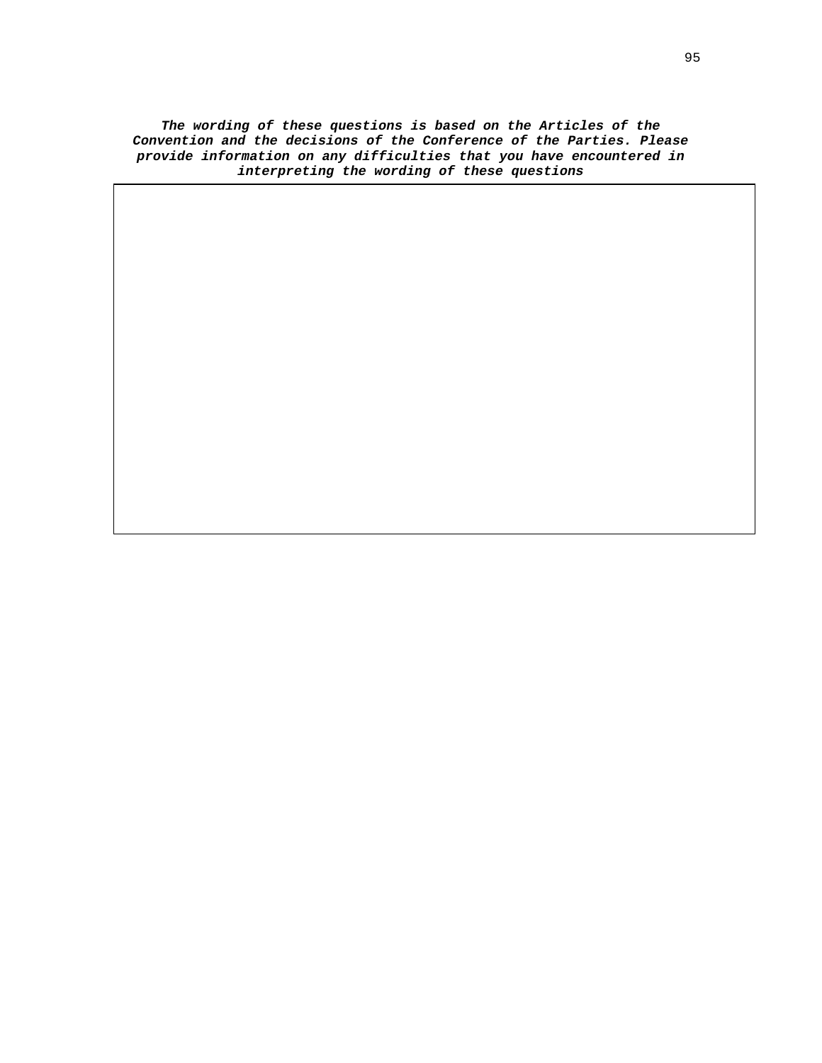***The wording of these questions is based on the Articles of the Convention and the decisions of the Conference of the Parties. Please provide information on any difficulties that you have encountered in interpreting the wording of these questions***

| |
|---|
| |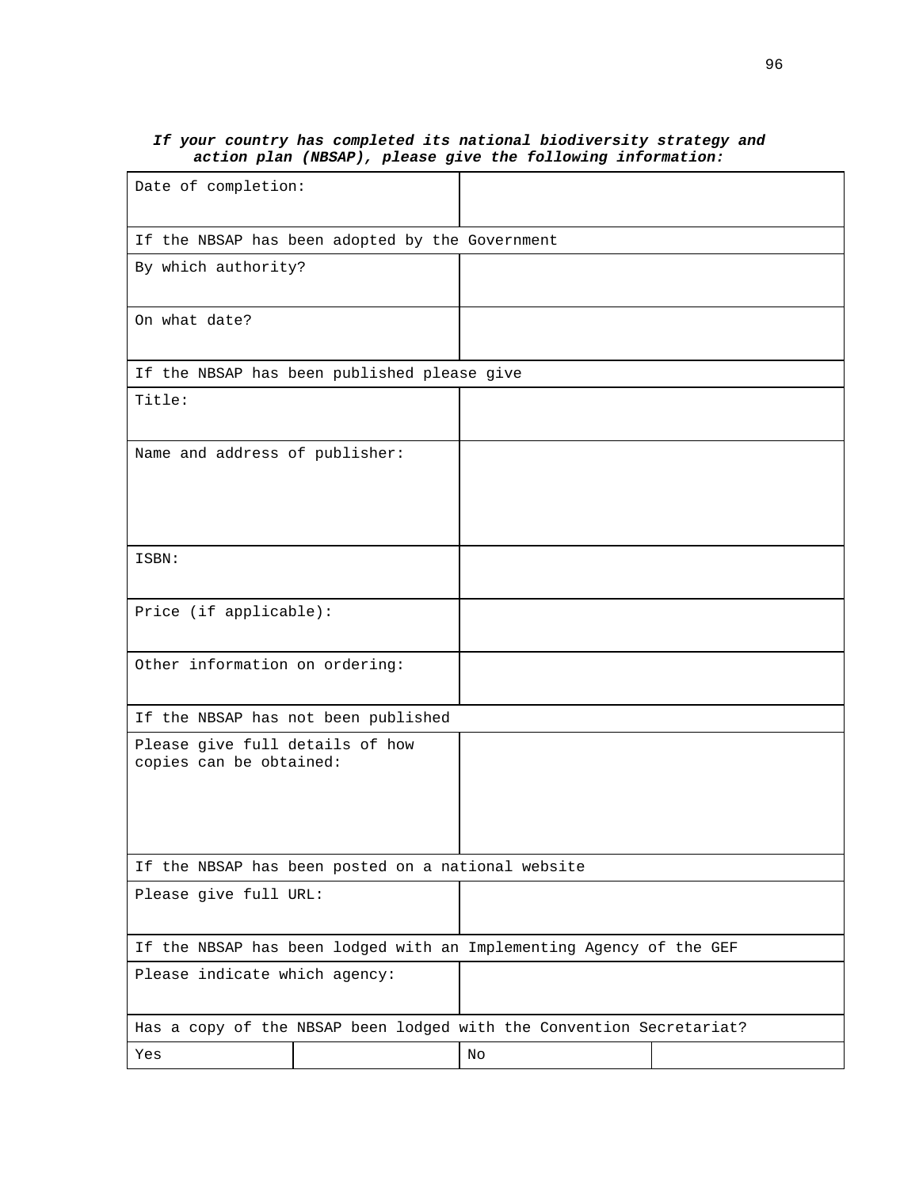***If your country has completed its national biodiversity strategy and action plan (NBSAP), please give the following information:***

| Date of completion: | | | |
|---|---|---|---|
| If the NBSAP has been adopted by the Government | | | |
| By which authority? | | | |
| On what date? | | | |
| If the NBSAP has been published please give | | | |
| Title: | | | |
| Name and address of publisher: | | | |
| ISBN: | | | |
| Price (if applicable): | | | |
| Other information on ordering: | | | |
| If the NBSAP has not been published | | | |
| Please give full details of how copies can be obtained: | | | |
| If the NBSAP has been posted on a national website | | | |
| Please give full URL: | | | |
| If the NBSAP has been lodged with an Implementing Agency of the GEF | | | |
| Please indicate which agency: | | | |
| Has a copy of the NBSAP been lodged with the Convention Secretariat? | | | |
| Yes | | No | |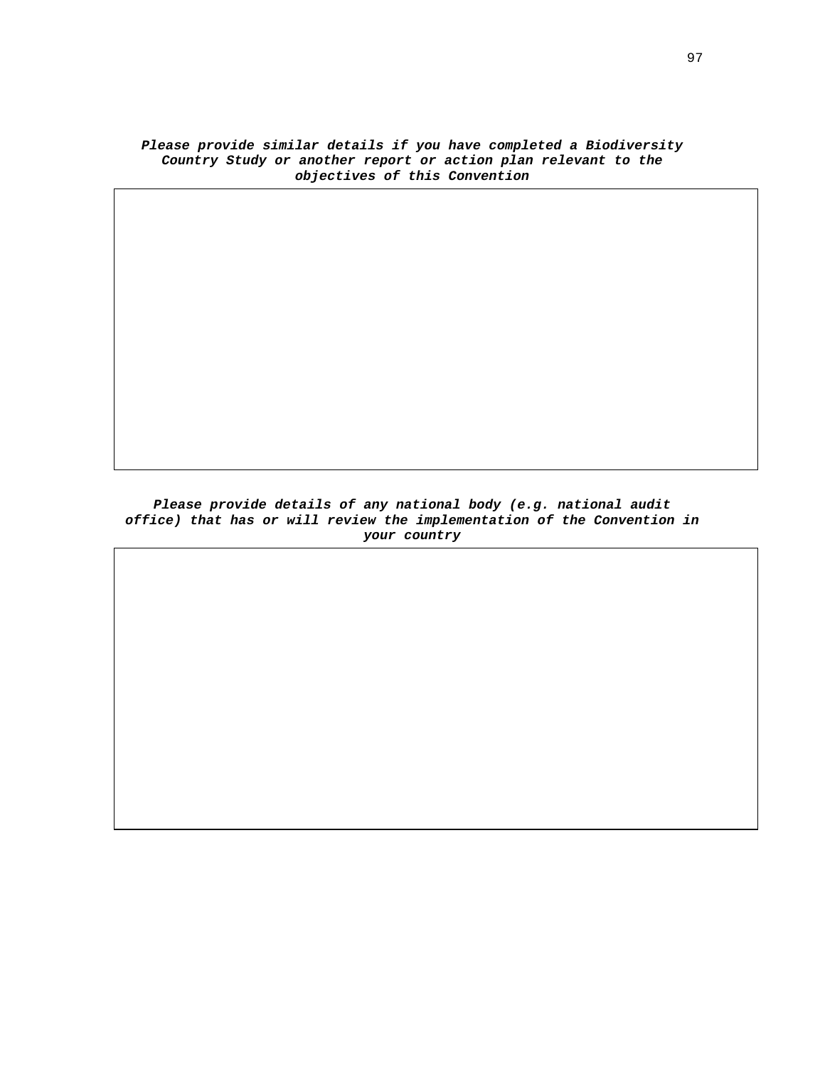***Please provide similar details if you have completed a Biodiversity Country Study or another report or action plan relevant to the objectives of this Convention***

| |
|---|
| |

***Please provide details of any national body (e.g. national audit office) that has or will review the implementation of the Convention in your country***

| |
|---|
| |